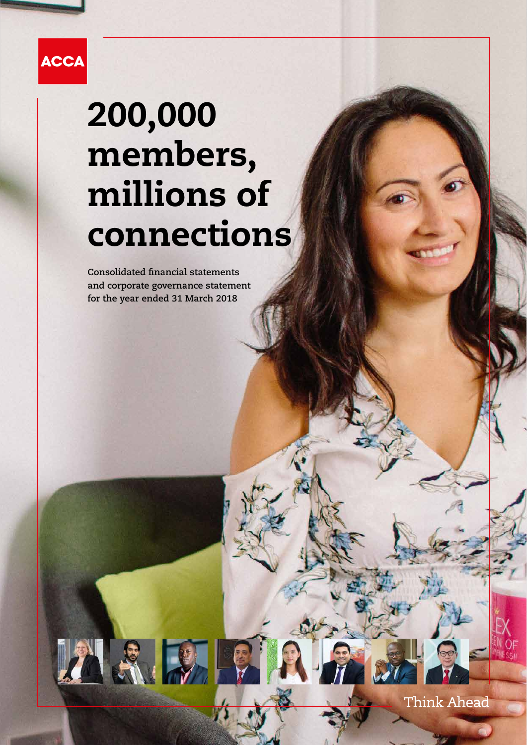ACCA

# 200,000 members, millions of connections

**Consolidated financial statements and corporate governance statement for the year ended 31 March 2018**

Think Ahead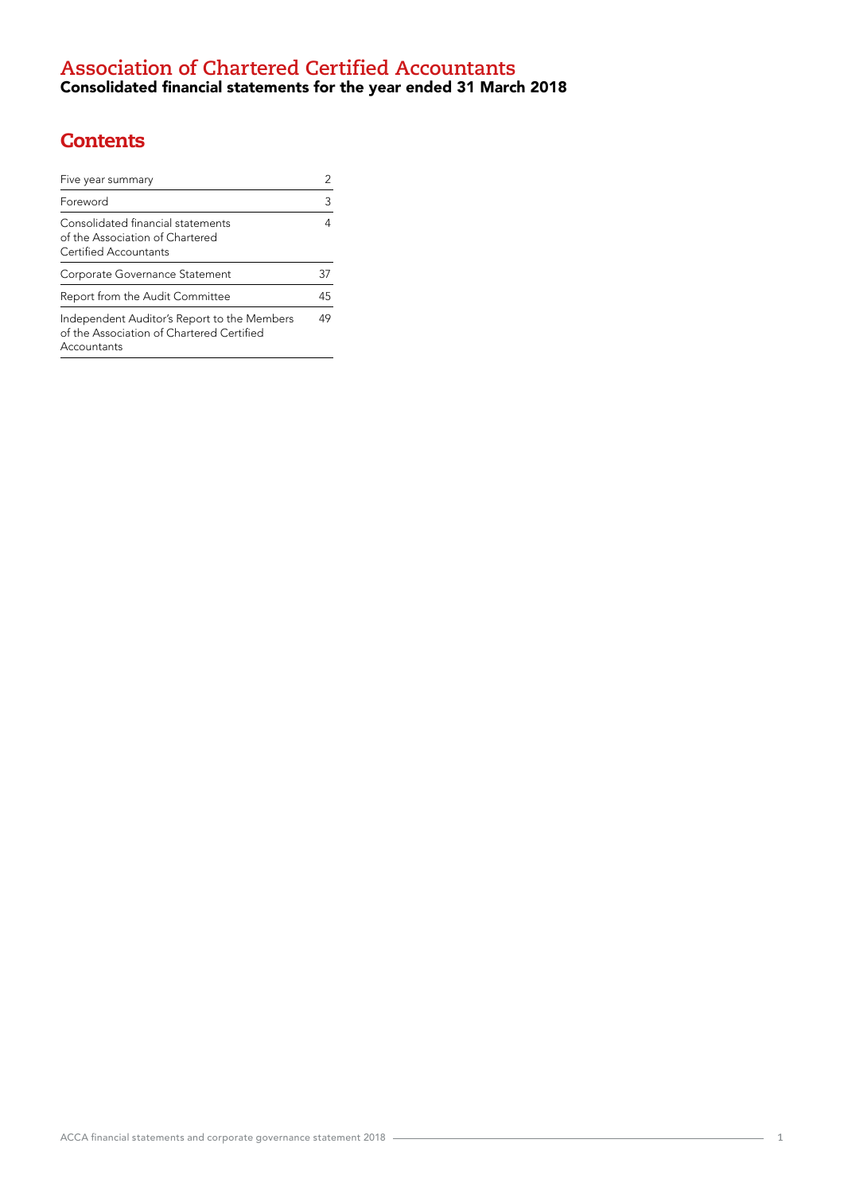# Association of Chartered Certified Accountants

## Consolidated financial statements for the year ended 31 March 2018

## Contents

| | |
|---|---|
| Five year summary | 2 |
| Foreword | 3 |
| Consolidated financial statements of the Association of Chartered Certified Accountants | 4 |
| Corporate Governance Statement | 37 |
| Report from the Audit Committee | 45 |
| Independent Auditor's Report to the Members of the Association of Chartered Certified Accountants | 49 |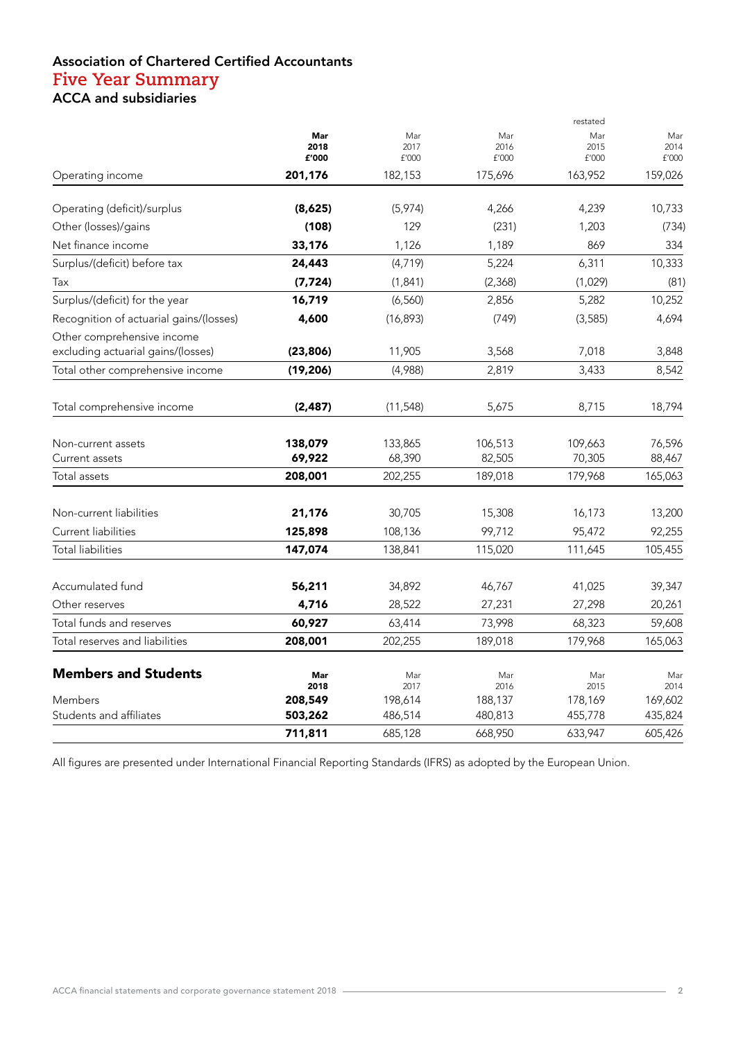### Association of Chartered Certified Accountants
## Five Year Summary
### ACCA and subsidiaries

| | **Mar 2018 £'000** | Mar 2017 £'000 | Mar 2016 £'000 | restated Mar 2015 £'000 | Mar 2014 £'000 |
|---|---|---|---|---|---|
| Operating income | **201,176** | 182,153 | 175,696 | 163,952 | 159,026 |
| Operating (deficit)/surplus | **(8,625)** | (5,974) | 4,266 | 4,239 | 10,733 |
| Other (losses)/gains | **(108)** | 129 | (231) | 1,203 | (734) |
| Net finance income | **33,176** | 1,126 | 1,189 | 869 | 334 |
| Surplus/(deficit) before tax | **24,443** | (4,719) | 5,224 | 6,311 | 10,333 |
| Tax | **(7,724)** | (1,841) | (2,368) | (1,029) | (81) |
| Surplus/(deficit) for the year | **16,719** | (6,560) | 2,856 | 5,282 | 10,252 |
| Recognition of actuarial gains/(losses) | **4,600** | (16,893) | (749) | (3,585) | 4,694 |
| Other comprehensive income excluding actuarial gains/(losses) | **(23,806)** | 11,905 | 3,568 | 7,018 | 3,848 |
| Total other comprehensive income | **(19,206)** | (4,988) | 2,819 | 3,433 | 8,542 |
| Total comprehensive income | **(2,487)** | (11,548) | 5,675 | 8,715 | 18,794 |
| Non-current assets | **138,079** | 133,865 | 106,513 | 109,663 | 76,596 |
| Current assets | **69,922** | 68,390 | 82,505 | 70,305 | 88,467 |
| Total assets | **208,001** | 202,255 | 189,018 | 179,968 | 165,063 |
| Non-current liabilities | **21,176** | 30,705 | 15,308 | 16,173 | 13,200 |
| Current liabilities | **125,898** | 108,136 | 99,712 | 95,472 | 92,255 |
| Total liabilities | **147,074** | 138,841 | 115,020 | 111,645 | 105,455 |
| Accumulated fund | **56,211** | 34,892 | 46,767 | 41,025 | 39,347 |
| Other reserves | **4,716** | 28,522 | 27,231 | 27,298 | 20,261 |
| Total funds and reserves | **60,927** | 63,414 | 73,998 | 68,323 | 59,608 |
| Total reserves and liabilities | **208,001** | 202,255 | 189,018 | 179,968 | 165,063 |

| **Members and Students** | **Mar 2018** | Mar 2017 | Mar 2016 | Mar 2015 | Mar 2014 |
|---|---|---|---|---|---|
| Members | **208,549** | 198,614 | 188,137 | 178,169 | 169,602 |
| Students and affiliates | **503,262** | 486,514 | 480,813 | 455,778 | 435,824 |
| | **711,811** | 685,128 | 668,950 | 633,947 | 605,426 |

All figures are presented under International Financial Reporting Standards (IFRS) as adopted by the European Union.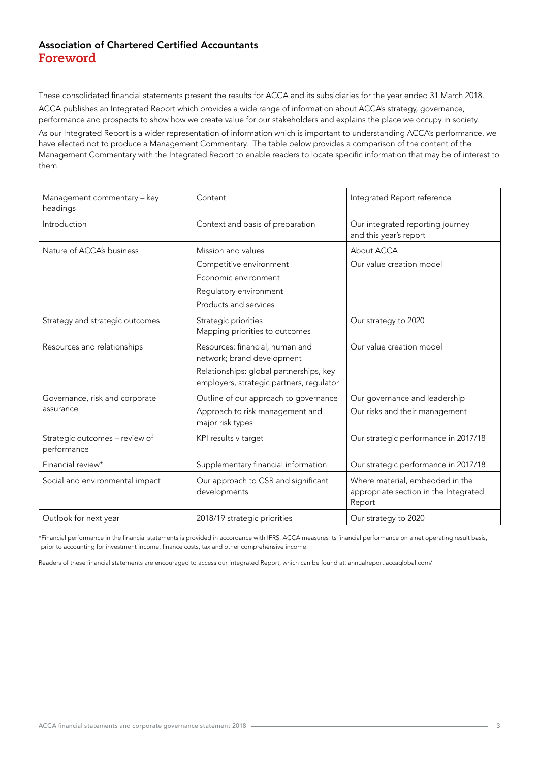## Association of Chartered Certified Accountants

# Foreword

These consolidated financial statements present the results for ACCA and its subsidiaries for the year ended 31 March 2018.

ACCA publishes an Integrated Report which provides a wide range of information about ACCA's strategy, governance, performance and prospects to show how we create value for our stakeholders and explains the place we occupy in society.

As our Integrated Report is a wider representation of information which is important to understanding ACCA's performance, we have elected not to produce a Management Commentary. The table below provides a comparison of the content of the Management Commentary with the Integrated Report to enable readers to locate specific information that may be of interest to them.

| Management commentary – key headings | Content | Integrated Report reference |
|---|---|---|
| Introduction | Context and basis of preparation | Our integrated reporting journey and this year's report |
| Nature of ACCA's business | Mission and values<br>Competitive environment<br>Economic environment<br>Regulatory environment<br>Products and services | About ACCA<br>Our value creation model |
| Strategy and strategic outcomes | Strategic priorities<br>Mapping priorities to outcomes | Our strategy to 2020 |
| Resources and relationships | Resources: financial, human and network; brand development<br>Relationships: global partnerships, key employers, strategic partners, regulator | Our value creation model |
| Governance, risk and corporate assurance | Outline of our approach to governance<br>Approach to risk management and major risk types | Our governance and leadership<br>Our risks and their management |
| Strategic outcomes – review of performance | KPI results v target | Our strategic performance in 2017/18 |
| Financial review* | Supplementary financial information | Our strategic performance in 2017/18 |
| Social and environmental impact | Our approach to CSR and significant developments | Where material, embedded in the appropriate section in the Integrated Report |
| Outlook for next year | 2018/19 strategic priorities | Our strategy to 2020 |

*Financial performance in the financial statements is provided in accordance with IFRS. ACCA measures its financial performance on a net operating result basis, prior to accounting for investment income, finance costs, tax and other comprehensive income.

Readers of these financial statements are encouraged to access our Integrated Report, which can be found at: annualreport.accaglobal.com/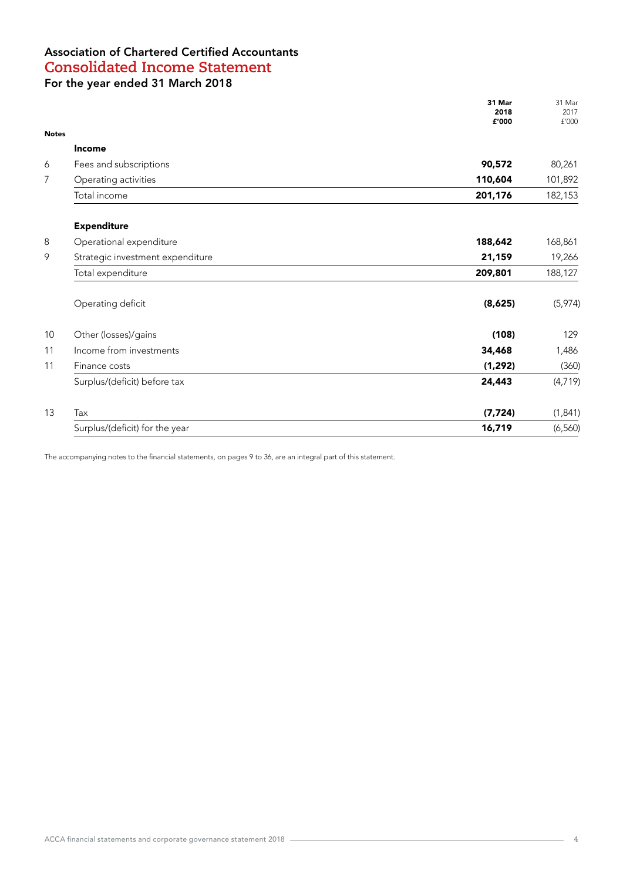# Association of Chartered Certified Accountants

## Consolidated Income Statement

### For the year ended 31 March 2018

| Notes | | 31 Mar 2018 £'000 | 31 Mar 2017 £'000 |
|---|---|---|---|
| | **Income** | | |
| 6 | Fees and subscriptions | **90,572** | 80,261 |
| 7 | Operating activities | **110,604** | 101,892 |
| | Total income | **201,176** | 182,153 |
| | **Expenditure** | | |
| 8 | Operational expenditure | **188,642** | 168,861 |
| 9 | Strategic investment expenditure | **21,159** | 19,266 |
| | Total expenditure | **209,801** | 188,127 |
| | Operating deficit | **(8,625)** | (5,974) |
| 10 | Other (losses)/gains | **(108)** | 129 |
| 11 | Income from investments | **34,468** | 1,486 |
| 11 | Finance costs | **(1,292)** | (360) |
| | Surplus/(deficit) before tax | **24,443** | (4,719) |
| 13 | Tax | **(7,724)** | (1,841) |
| | Surplus/(deficit) for the year | **16,719** | (6,560) |

The accompanying notes to the financial statements, on pages 9 to 36, are an integral part of this statement.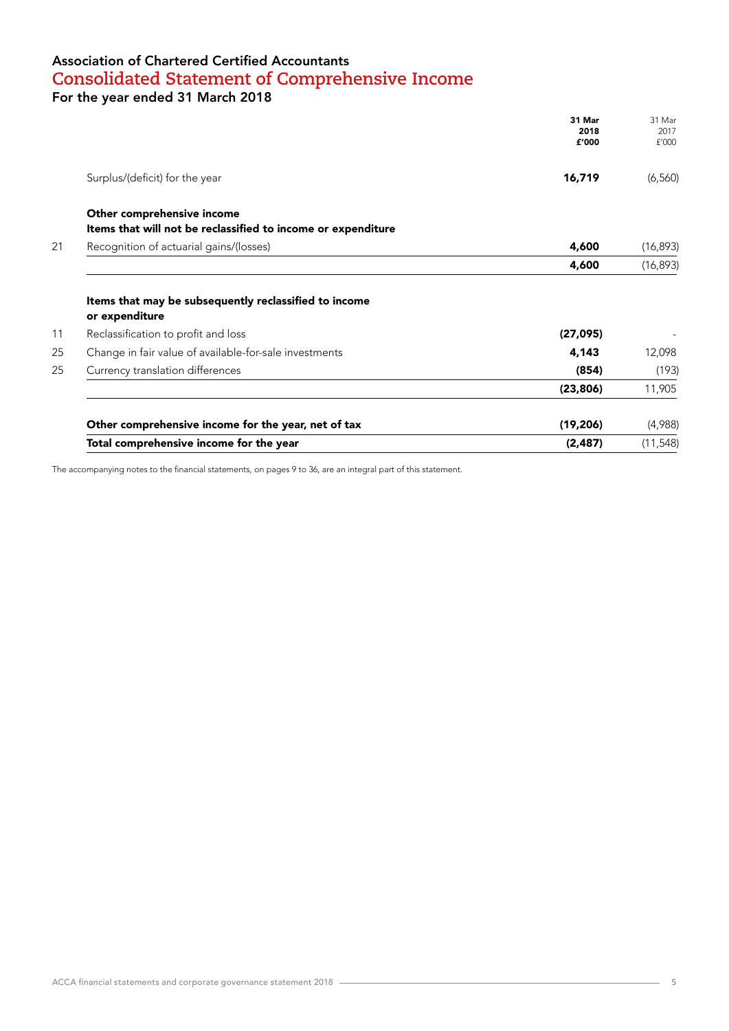### Association of Chartered Certified Accountants
## Consolidated Statement of Comprehensive Income
### For the year ended 31 March 2018

| Note | | 31 Mar 2018 £'000 | 31 Mar 2017 £'000 |
|---|---|---|---|
| | Surplus/(deficit) for the year | **16,719** | (6,560) |
| | **Other comprehensive income** | | |
| | **Items that will not be reclassified to income or expenditure** | | |
| 21 | Recognition of actuarial gains/(losses) | **4,600** | (16,893) |
| | | **4,600** | (16,893) |
| | **Items that may be subsequently reclassified to income or expenditure** | | |
| 11 | Reclassification to profit and loss | **(27,095)** | - |
| 25 | Change in fair value of available-for-sale investments | **4,143** | 12,098 |
| 25 | Currency translation differences | **(854)** | (193) |
| | | **(23,806)** | 11,905 |
| | **Other comprehensive income for the year, net of tax** | **(19,206)** | (4,988) |
| | **Total comprehensive income for the year** | **(2,487)** | (11,548) |

The accompanying notes to the financial statements, on pages 9 to 36, are an integral part of this statement.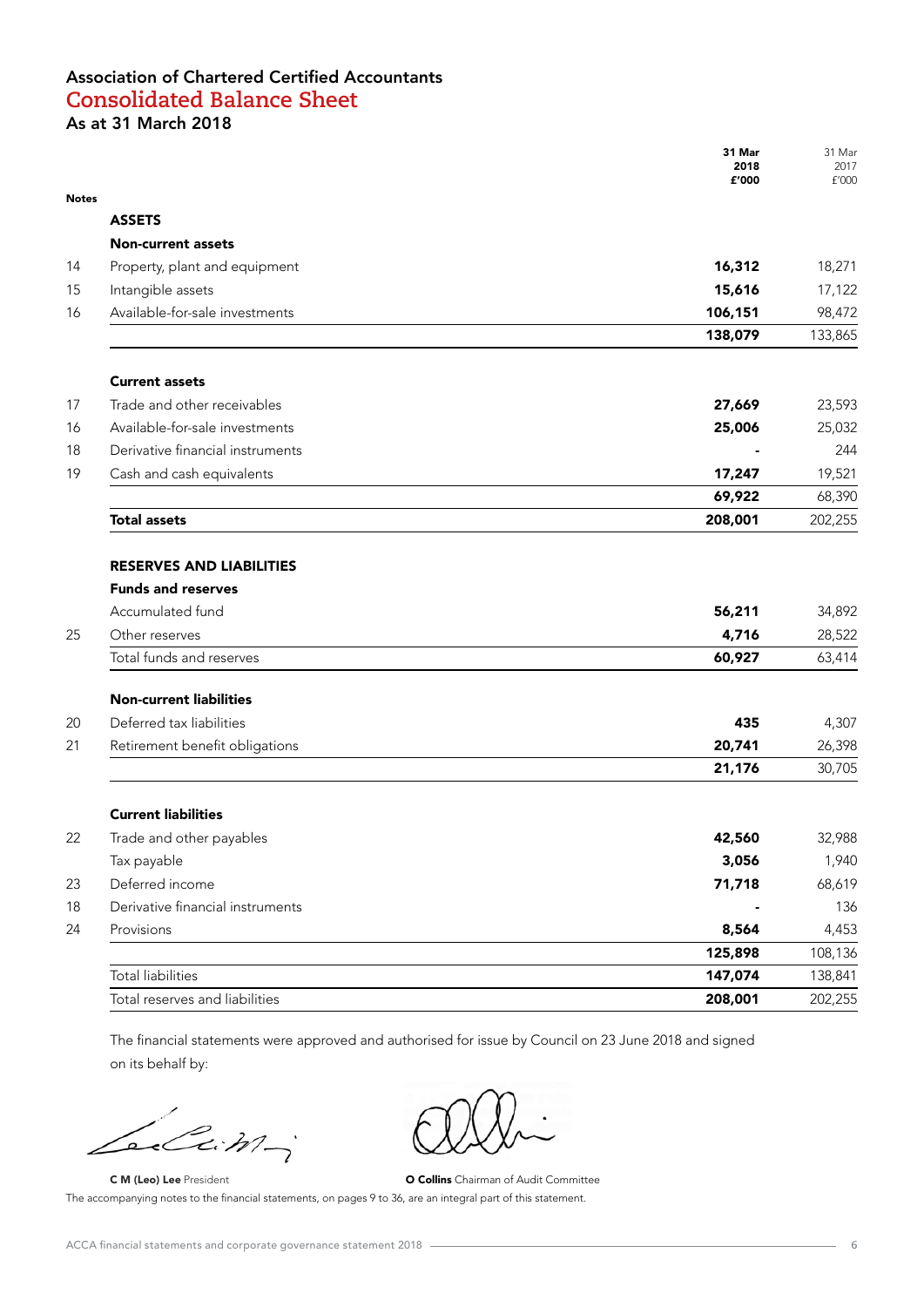# Association of Chartered Certified Accountants

## Consolidated Balance Sheet

### As at 31 March 2018

| Notes | | 31 Mar 2018 £'000 | 31 Mar 2017 £'000 |
|---|---|---|---|
| | **ASSETS** | | |
| | **Non-current assets** | | |
| 14 | Property, plant and equipment | **16,312** | 18,271 |
| 15 | Intangible assets | **15,616** | 17,122 |
| 16 | Available-for-sale investments | **106,151** | 98,472 |
| | | **138,079** | 133,865 |
| | **Current assets** | | |
| 17 | Trade and other receivables | **27,669** | 23,593 |
| 16 | Available-for-sale investments | **25,006** | 25,032 |
| 18 | Derivative financial instruments | **-** | 244 |
| 19 | Cash and cash equivalents | **17,247** | 19,521 |
| | | **69,922** | 68,390 |
| | **Total assets** | **208,001** | 202,255 |
| | **RESERVES AND LIABILITIES** | | |
| | **Funds and reserves** | | |
| | Accumulated fund | **56,211** | 34,892 |
| 25 | Other reserves | **4,716** | 28,522 |
| | Total funds and reserves | **60,927** | 63,414 |
| | **Non-current liabilities** | | |
| 20 | Deferred tax liabilities | **435** | 4,307 |
| 21 | Retirement benefit obligations | **20,741** | 26,398 |
| | | **21,176** | 30,705 |
| | **Current liabilities** | | |
| 22 | Trade and other payables | **42,560** | 32,988 |
| | Tax payable | **3,056** | 1,940 |
| 23 | Deferred income | **71,718** | 68,619 |
| 18 | Derivative financial instruments | **-** | 136 |
| 24 | Provisions | **8,564** | 4,453 |
| | | **125,898** | 108,136 |
| | Total liabilities | **147,074** | 138,841 |
| | Total reserves and liabilities | **208,001** | 202,255 |

The financial statements were approved and authorised for issue by Council on 23 June 2018 and signed on its behalf by:

**C M (Leo) Lee** President

**O Collins** Chairman of Audit Committee

The accompanying notes to the financial statements, on pages 9 to 36, are an integral part of this statement.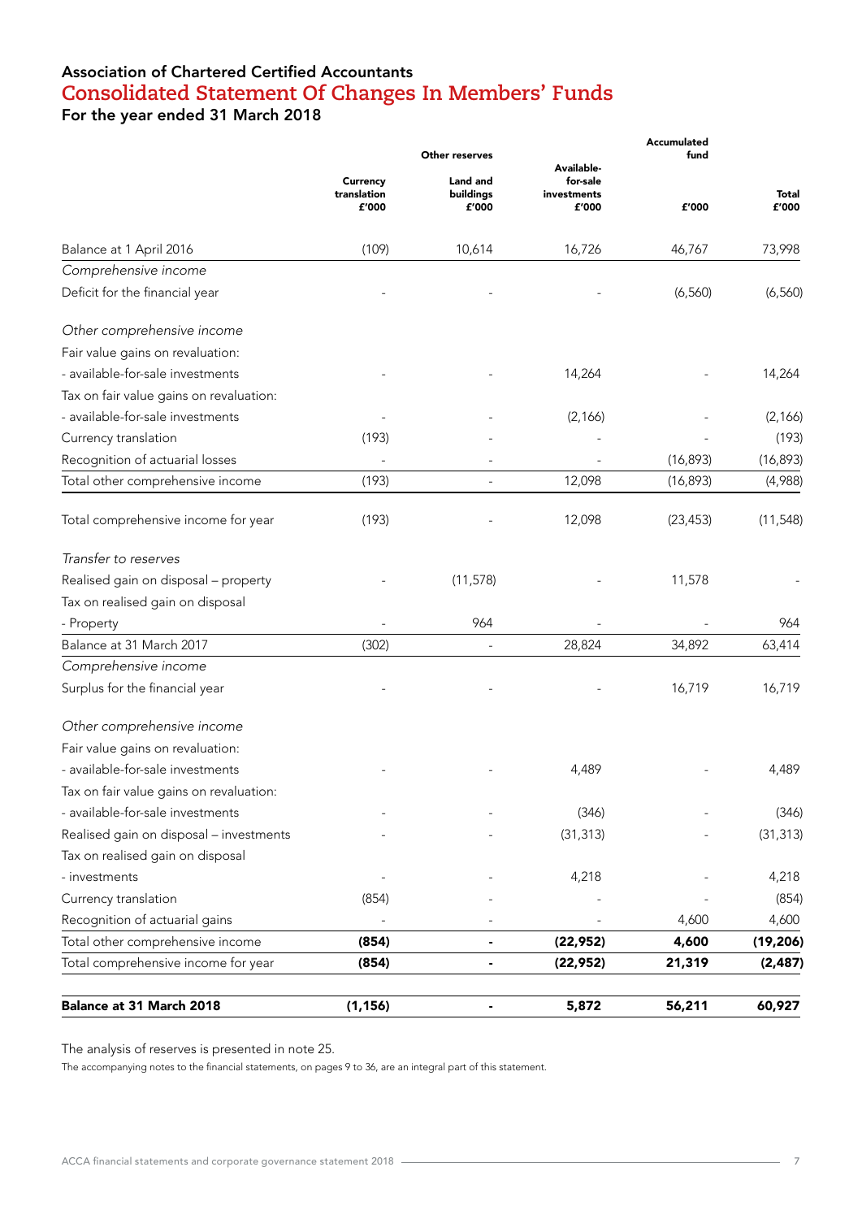# Association of Chartered Certified Accountants
## Consolidated Statement Of Changes In Members' Funds
### For the year ended 31 March 2018

| | Other reserves | | | Accumulated fund | |
|---|---|---|---|---|---|
| | Currency translation £'000 | Land and buildings £'000 | Available-for-sale investments £'000 | £'000 | Total £'000 |
| Balance at 1 April 2016 | (109) | 10,614 | 16,726 | 46,767 | 73,998 |
| *Comprehensive income* | | | | | |
| Deficit for the financial year | - | - | - | (6,560) | (6,560) |
| *Other comprehensive income* | | | | | |
| Fair value gains on revaluation: | | | | | |
| - available-for-sale investments | - | - | 14,264 | - | 14,264 |
| Tax on fair value gains on revaluation: | | | | | |
| - available-for-sale investments | - | - | (2,166) | - | (2,166) |
| Currency translation | (193) | - | - | - | (193) |
| Recognition of actuarial losses | - | - | - | (16,893) | (16,893) |
| Total other comprehensive income | (193) | - | 12,098 | (16,893) | (4,988) |
| Total comprehensive income for year | (193) | - | 12,098 | (23,453) | (11,548) |
| *Transfer to reserves* | | | | | |
| Realised gain on disposal – property | - | (11,578) | - | 11,578 | - |
| Tax on realised gain on disposal | | | | | |
| - Property | - | 964 | - | - | 964 |
| Balance at 31 March 2017 | (302) | - | 28,824 | 34,892 | 63,414 |
| *Comprehensive income* | | | | | |
| Surplus for the financial year | - | - | - | 16,719 | 16,719 |
| *Other comprehensive income* | | | | | |
| Fair value gains on revaluation: | | | | | |
| - available-for-sale investments | - | - | 4,489 | - | 4,489 |
| Tax on fair value gains on revaluation: | | | | | |
| - available-for-sale investments | - | - | (346) | - | (346) |
| Realised gain on disposal – investments | - | - | (31,313) | - | (31,313) |
| Tax on realised gain on disposal | | | | | |
| - investments | - | - | 4,218 | - | 4,218 |
| Currency translation | (854) | - | - | - | (854) |
| Recognition of actuarial gains | - | - | - | 4,600 | 4,600 |
| Total other comprehensive income | **(854)** | **-** | **(22,952)** | **4,600** | **(19,206)** |
| Total comprehensive income for year | **(854)** | **-** | **(22,952)** | **21,319** | **(2,487)** |
| **Balance at 31 March 2018** | **(1,156)** | **-** | **5,872** | **56,211** | **60,927** |

The analysis of reserves is presented in note 25.

The accompanying notes to the financial statements, on pages 9 to 36, are an integral part of this statement.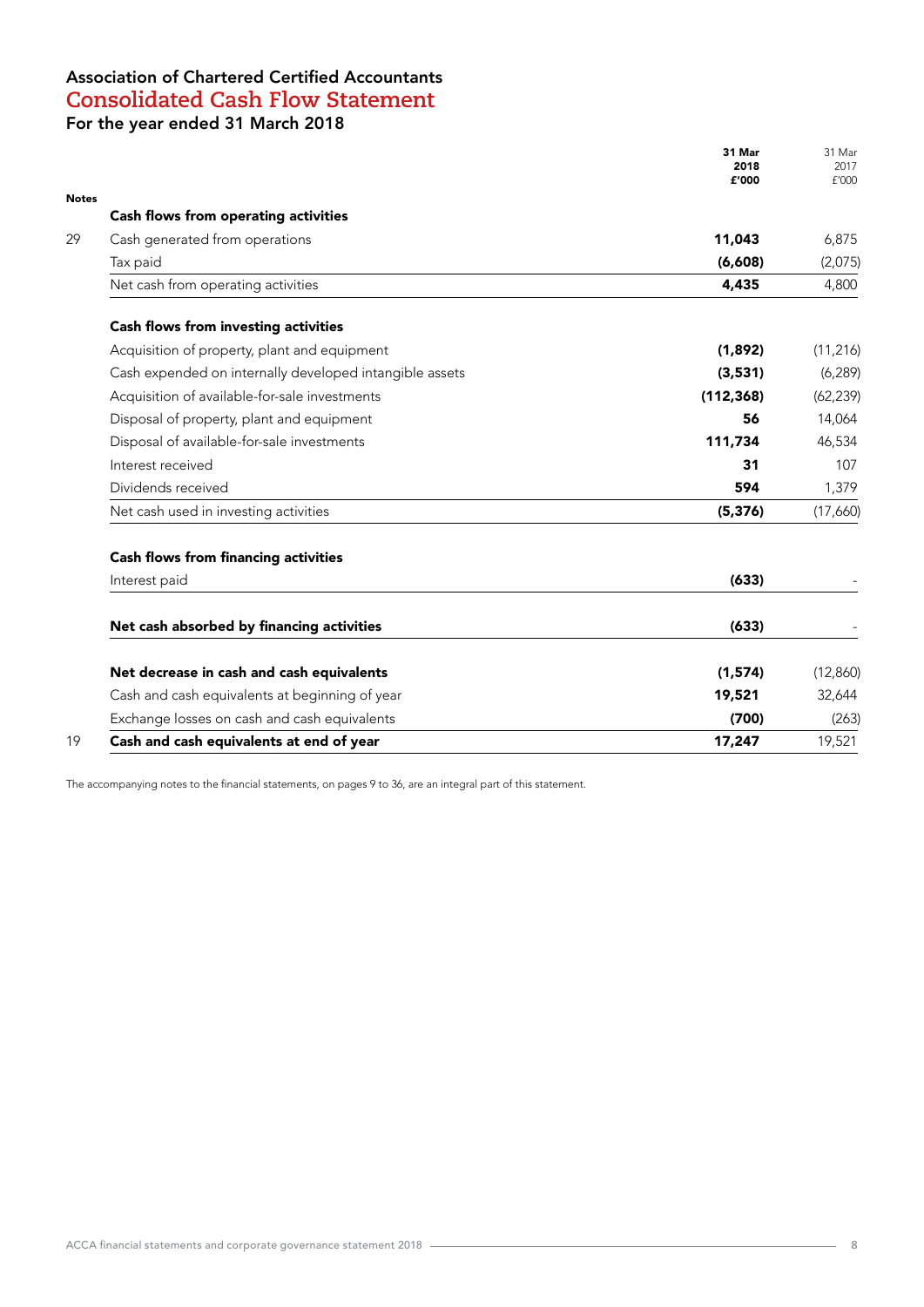## Association of Chartered Certified Accountants
# Consolidated Cash Flow Statement
### For the year ended 31 March 2018

| Notes | | 31 Mar 2018 £'000 | 31 Mar 2017 £'000 |
|---|---|---|---|
| | **Cash flows from operating activities** | | |
| 29 | Cash generated from operations | **11,043** | 6,875 |
| | Tax paid | **(6,608)** | (2,075) |
| | Net cash from operating activities | **4,435** | 4,800 |
| | **Cash flows from investing activities** | | |
| | Acquisition of property, plant and equipment | **(1,892)** | (11,216) |
| | Cash expended on internally developed intangible assets | **(3,531)** | (6,289) |
| | Acquisition of available-for-sale investments | **(112,368)** | (62,239) |
| | Disposal of property, plant and equipment | **56** | 14,064 |
| | Disposal of available-for-sale investments | **111,734** | 46,534 |
| | Interest received | **31** | 107 |
| | Dividends received | **594** | 1,379 |
| | Net cash used in investing activities | **(5,376)** | (17,660) |
| | **Cash flows from financing activities** | | |
| | Interest paid | **(633)** | - |
| | **Net cash absorbed by financing activities** | **(633)** | - |
| | **Net decrease in cash and cash equivalents** | **(1,574)** | (12,860) |
| | Cash and cash equivalents at beginning of year | **19,521** | 32,644 |
| | Exchange losses on cash and cash equivalents | **(700)** | (263) |
| 19 | **Cash and cash equivalents at end of year** | **17,247** | 19,521 |

The accompanying notes to the financial statements, on pages 9 to 36, are an integral part of this statement.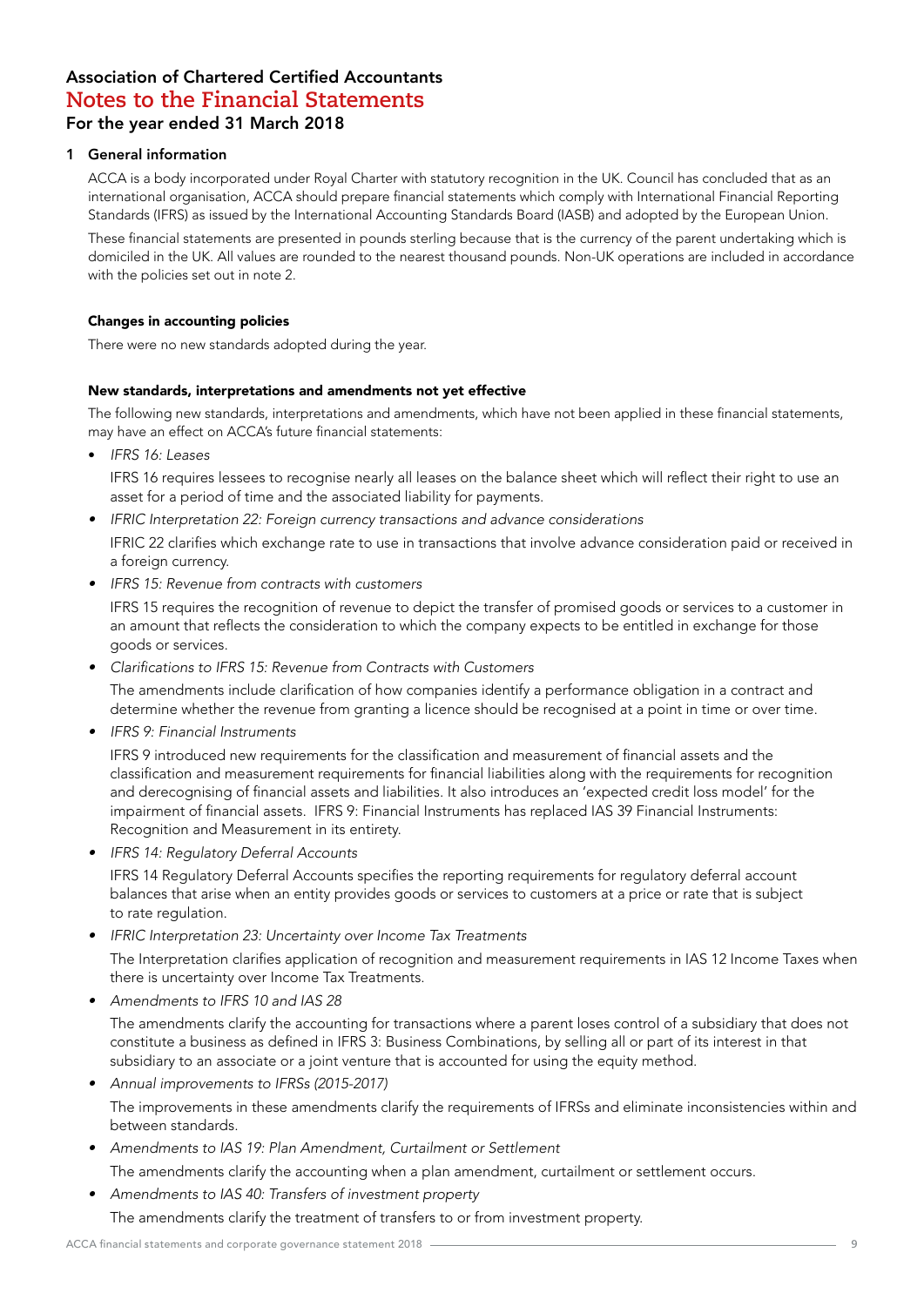# Association of Chartered Certified Accountants
## Notes to the Financial Statements
### For the year ended 31 March 2018

### 1 General information

ACCA is a body incorporated under Royal Charter with statutory recognition in the UK. Council has concluded that as an international organisation, ACCA should prepare financial statements which comply with International Financial Reporting Standards (IFRS) as issued by the International Accounting Standards Board (IASB) and adopted by the European Union.

These financial statements are presented in pounds sterling because that is the currency of the parent undertaking which is domiciled in the UK. All values are rounded to the nearest thousand pounds. Non-UK operations are included in accordance with the policies set out in note 2.

**Changes in accounting policies**

There were no new standards adopted during the year.

**New standards, interpretations and amendments not yet effective**

The following new standards, interpretations and amendments, which have not been applied in these financial statements, may have an effect on ACCA's future financial statements:

- *IFRS 16: Leases*

  IFRS 16 requires lessees to recognise nearly all leases on the balance sheet which will reflect their right to use an asset for a period of time and the associated liability for payments.

- *IFRIC Interpretation 22: Foreign currency transactions and advance considerations*

  IFRIC 22 clarifies which exchange rate to use in transactions that involve advance consideration paid or received in a foreign currency.

- *IFRS 15: Revenue from contracts with customers*

  IFRS 15 requires the recognition of revenue to depict the transfer of promised goods or services to a customer in an amount that reflects the consideration to which the company expects to be entitled in exchange for those goods or services.

- *Clarifications to IFRS 15: Revenue from Contracts with Customers*

  The amendments include clarification of how companies identify a performance obligation in a contract and determine whether the revenue from granting a licence should be recognised at a point in time or over time.

- *IFRS 9: Financial Instruments*

  IFRS 9 introduced new requirements for the classification and measurement of financial assets and the classification and measurement requirements for financial liabilities along with the requirements for recognition and derecognising of financial assets and liabilities. It also introduces an 'expected credit loss model' for the impairment of financial assets. IFRS 9: Financial Instruments has replaced IAS 39 Financial Instruments: Recognition and Measurement in its entirety.

- *IFRS 14: Regulatory Deferral Accounts*

  IFRS 14 Regulatory Deferral Accounts specifies the reporting requirements for regulatory deferral account balances that arise when an entity provides goods or services to customers at a price or rate that is subject to rate regulation.

- *IFRIC Interpretation 23: Uncertainty over Income Tax Treatments*

  The Interpretation clarifies application of recognition and measurement requirements in IAS 12 Income Taxes when there is uncertainty over Income Tax Treatments.

- *Amendments to IFRS 10 and IAS 28*

  The amendments clarify the accounting for transactions where a parent loses control of a subsidiary that does not constitute a business as defined in IFRS 3: Business Combinations, by selling all or part of its interest in that subsidiary to an associate or a joint venture that is accounted for using the equity method.

- *Annual improvements to IFRSs (2015-2017)*

  The improvements in these amendments clarify the requirements of IFRSs and eliminate inconsistencies within and between standards.

- *Amendments to IAS 19: Plan Amendment, Curtailment or Settlement*

  The amendments clarify the accounting when a plan amendment, curtailment or settlement occurs.

- *Amendments to IAS 40: Transfers of investment property*

  The amendments clarify the treatment of transfers to or from investment property.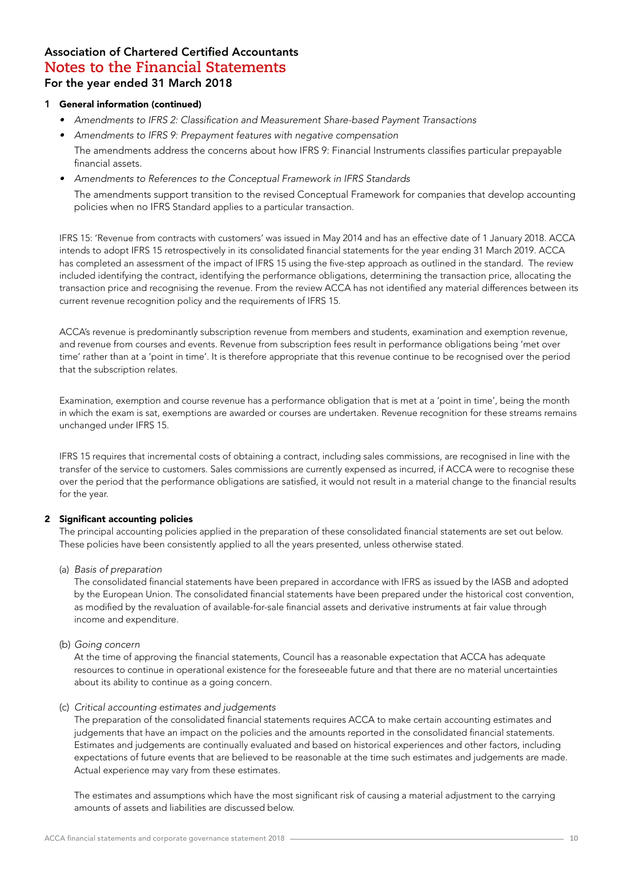# Association of Chartered Certified Accountants
## Notes to the Financial Statements
### For the year ended 31 March 2018

**1 General information (continued)**

- *Amendments to IFRS 2: Classification and Measurement Share-based Payment Transactions*
- *Amendments to IFRS 9: Prepayment features with negative compensation*

  The amendments address the concerns about how IFRS 9: Financial Instruments classifies particular prepayable financial assets.
- *Amendments to References to the Conceptual Framework in IFRS Standards*

  The amendments support transition to the revised Conceptual Framework for companies that develop accounting policies when no IFRS Standard applies to a particular transaction.

IFRS 15: 'Revenue from contracts with customers' was issued in May 2014 and has an effective date of 1 January 2018. ACCA intends to adopt IFRS 15 retrospectively in its consolidated financial statements for the year ending 31 March 2019. ACCA has completed an assessment of the impact of IFRS 15 using the five-step approach as outlined in the standard. The review included identifying the contract, identifying the performance obligations, determining the transaction price, allocating the transaction price and recognising the revenue. From the review ACCA has not identified any material differences between its current revenue recognition policy and the requirements of IFRS 15.

ACCA's revenue is predominantly subscription revenue from members and students, examination and exemption revenue, and revenue from courses and events. Revenue from subscription fees result in performance obligations being 'met over time' rather than at a 'point in time'. It is therefore appropriate that this revenue continue to be recognised over the period that the subscription relates.

Examination, exemption and course revenue has a performance obligation that is met at a 'point in time', being the month in which the exam is sat, exemptions are awarded or courses are undertaken. Revenue recognition for these streams remains unchanged under IFRS 15.

IFRS 15 requires that incremental costs of obtaining a contract, including sales commissions, are recognised in line with the transfer of the service to customers. Sales commissions are currently expensed as incurred, if ACCA were to recognise these over the period that the performance obligations are satisfied, it would not result in a material change to the financial results for the year.

**2 Significant accounting policies**

The principal accounting policies applied in the preparation of these consolidated financial statements are set out below. These policies have been consistently applied to all the years presented, unless otherwise stated.

(a) *Basis of preparation*

The consolidated financial statements have been prepared in accordance with IFRS as issued by the IASB and adopted by the European Union. The consolidated financial statements have been prepared under the historical cost convention, as modified by the revaluation of available-for-sale financial assets and derivative instruments at fair value through income and expenditure.

(b) *Going concern*

At the time of approving the financial statements, Council has a reasonable expectation that ACCA has adequate resources to continue in operational existence for the foreseeable future and that there are no material uncertainties about its ability to continue as a going concern.

(c) *Critical accounting estimates and judgements*

The preparation of the consolidated financial statements requires ACCA to make certain accounting estimates and judgements that have an impact on the policies and the amounts reported in the consolidated financial statements. Estimates and judgements are continually evaluated and based on historical experiences and other factors, including expectations of future events that are believed to be reasonable at the time such estimates and judgements are made. Actual experience may vary from these estimates.

The estimates and assumptions which have the most significant risk of causing a material adjustment to the carrying amounts of assets and liabilities are discussed below.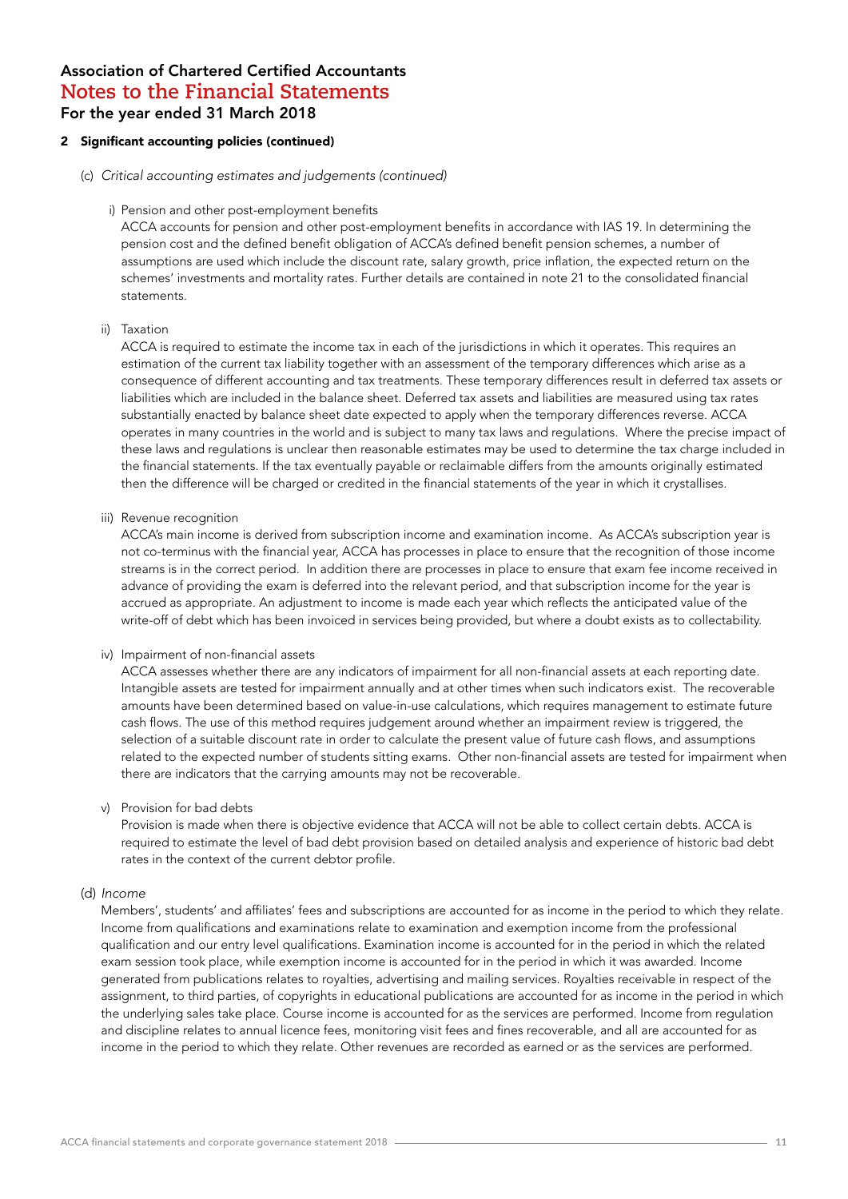# Association of Chartered Certified Accountants
## Notes to the Financial Statements
### For the year ended 31 March 2018

### 2 Significant accounting policies (continued)

(c) *Critical accounting estimates and judgements (continued)*

i) Pension and other post-employment benefits

ACCA accounts for pension and other post-employment benefits in accordance with IAS 19. In determining the pension cost and the defined benefit obligation of ACCA's defined benefit pension schemes, a number of assumptions are used which include the discount rate, salary growth, price inflation, the expected return on the schemes' investments and mortality rates. Further details are contained in note 21 to the consolidated financial statements.

ii) Taxation

ACCA is required to estimate the income tax in each of the jurisdictions in which it operates. This requires an estimation of the current tax liability together with an assessment of the temporary differences which arise as a consequence of different accounting and tax treatments. These temporary differences result in deferred tax assets or liabilities which are included in the balance sheet. Deferred tax assets and liabilities are measured using tax rates substantially enacted by balance sheet date expected to apply when the temporary differences reverse. ACCA operates in many countries in the world and is subject to many tax laws and regulations. Where the precise impact of these laws and regulations is unclear then reasonable estimates may be used to determine the tax charge included in the financial statements. If the tax eventually payable or reclaimable differs from the amounts originally estimated then the difference will be charged or credited in the financial statements of the year in which it crystallises.

iii) Revenue recognition

ACCA's main income is derived from subscription income and examination income. As ACCA's subscription year is not co-terminus with the financial year, ACCA has processes in place to ensure that the recognition of those income streams is in the correct period. In addition there are processes in place to ensure that exam fee income received in advance of providing the exam is deferred into the relevant period, and that subscription income for the year is accrued as appropriate. An adjustment to income is made each year which reflects the anticipated value of the write-off of debt which has been invoiced in services being provided, but where a doubt exists as to collectability.

iv) Impairment of non-financial assets

ACCA assesses whether there are any indicators of impairment for all non-financial assets at each reporting date. Intangible assets are tested for impairment annually and at other times when such indicators exist. The recoverable amounts have been determined based on value-in-use calculations, which requires management to estimate future cash flows. The use of this method requires judgement around whether an impairment review is triggered, the selection of a suitable discount rate in order to calculate the present value of future cash flows, and assumptions related to the expected number of students sitting exams. Other non-financial assets are tested for impairment when there are indicators that the carrying amounts may not be recoverable.

v) Provision for bad debts

Provision is made when there is objective evidence that ACCA will not be able to collect certain debts. ACCA is required to estimate the level of bad debt provision based on detailed analysis and experience of historic bad debt rates in the context of the current debtor profile.

(d) *Income*

Members', students' and affiliates' fees and subscriptions are accounted for as income in the period to which they relate. Income from qualifications and examinations relate to examination and exemption income from the professional qualification and our entry level qualifications. Examination income is accounted for in the period in which the related exam session took place, while exemption income is accounted for in the period in which it was awarded. Income generated from publications relates to royalties, advertising and mailing services. Royalties receivable in respect of the assignment, to third parties, of copyrights in educational publications are accounted for as income in the period in which the underlying sales take place. Course income is accounted for as the services are performed. Income from regulation and discipline relates to annual licence fees, monitoring visit fees and fines recoverable, and all are accounted for as income in the period to which they relate. Other revenues are recorded as earned or as the services are performed.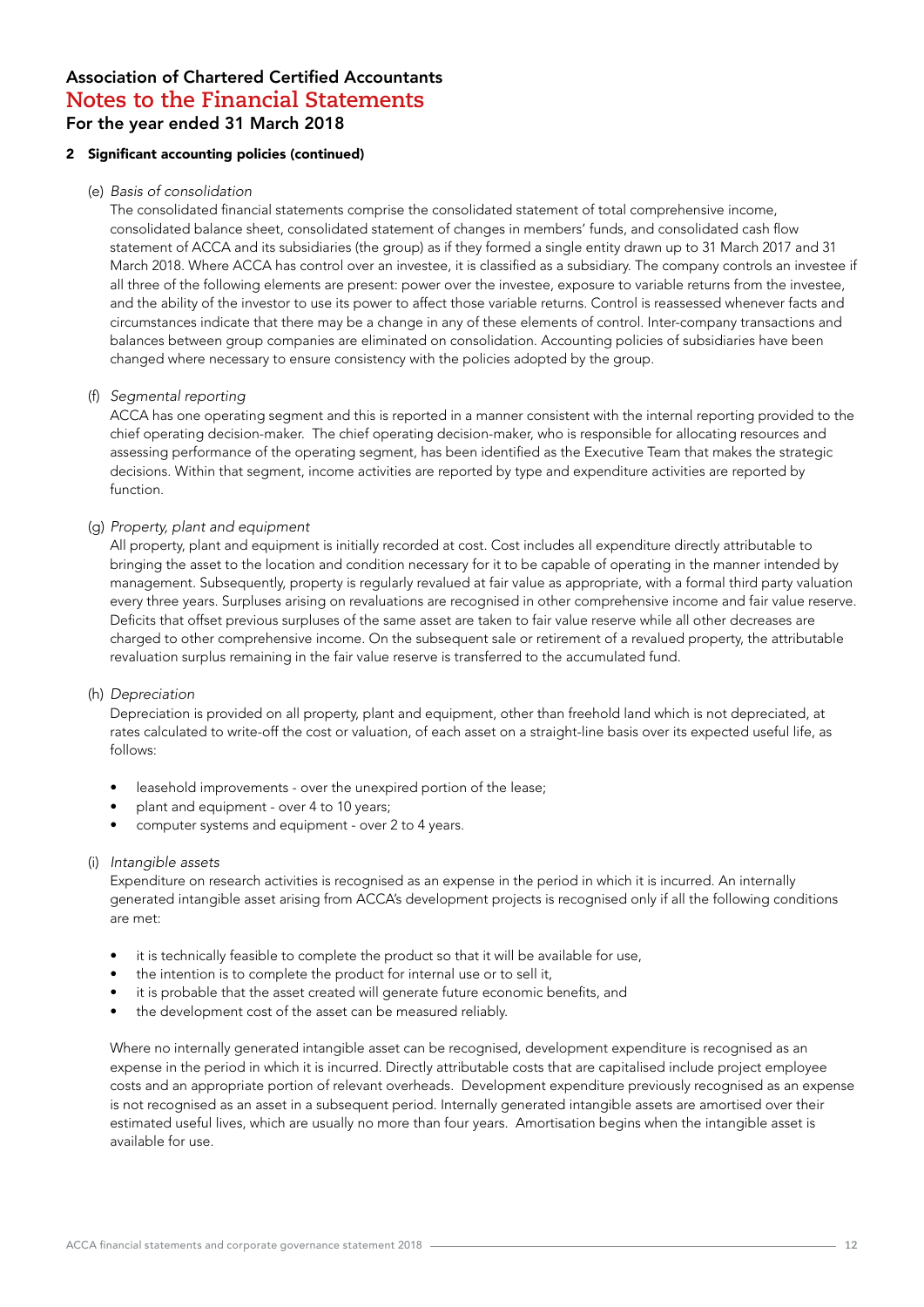# Association of Chartered Certified Accountants
## Notes to the Financial Statements
### For the year ended 31 March 2018

**2 Significant accounting policies (continued)**

(e) *Basis of consolidation*

The consolidated financial statements comprise the consolidated statement of total comprehensive income, consolidated balance sheet, consolidated statement of changes in members' funds, and consolidated cash flow statement of ACCA and its subsidiaries (the group) as if they formed a single entity drawn up to 31 March 2017 and 31 March 2018. Where ACCA has control over an investee, it is classified as a subsidiary. The company controls an investee if all three of the following elements are present: power over the investee, exposure to variable returns from the investee, and the ability of the investor to use its power to affect those variable returns. Control is reassessed whenever facts and circumstances indicate that there may be a change in any of these elements of control. Inter-company transactions and balances between group companies are eliminated on consolidation. Accounting policies of subsidiaries have been changed where necessary to ensure consistency with the policies adopted by the group.

(f) *Segmental reporting*

ACCA has one operating segment and this is reported in a manner consistent with the internal reporting provided to the chief operating decision-maker. The chief operating decision-maker, who is responsible for allocating resources and assessing performance of the operating segment, has been identified as the Executive Team that makes the strategic decisions. Within that segment, income activities are reported by type and expenditure activities are reported by function.

(g) *Property, plant and equipment*

All property, plant and equipment is initially recorded at cost. Cost includes all expenditure directly attributable to bringing the asset to the location and condition necessary for it to be capable of operating in the manner intended by management. Subsequently, property is regularly revalued at fair value as appropriate, with a formal third party valuation every three years. Surpluses arising on revaluations are recognised in other comprehensive income and fair value reserve. Deficits that offset previous surpluses of the same asset are taken to fair value reserve while all other decreases are charged to other comprehensive income. On the subsequent sale or retirement of a revalued property, the attributable revaluation surplus remaining in the fair value reserve is transferred to the accumulated fund.

(h) *Depreciation*

Depreciation is provided on all property, plant and equipment, other than freehold land which is not depreciated, at rates calculated to write-off the cost or valuation, of each asset on a straight-line basis over its expected useful life, as follows:

- leasehold improvements - over the unexpired portion of the lease;
- plant and equipment - over 4 to 10 years;
- computer systems and equipment - over 2 to 4 years.

(i) *Intangible assets*

Expenditure on research activities is recognised as an expense in the period in which it is incurred. An internally generated intangible asset arising from ACCA's development projects is recognised only if all the following conditions are met:

- it is technically feasible to complete the product so that it will be available for use,
- the intention is to complete the product for internal use or to sell it,
- it is probable that the asset created will generate future economic benefits, and
- the development cost of the asset can be measured reliably.

Where no internally generated intangible asset can be recognised, development expenditure is recognised as an expense in the period in which it is incurred. Directly attributable costs that are capitalised include project employee costs and an appropriate portion of relevant overheads. Development expenditure previously recognised as an expense is not recognised as an asset in a subsequent period. Internally generated intangible assets are amortised over their estimated useful lives, which are usually no more than four years. Amortisation begins when the intangible asset is available for use.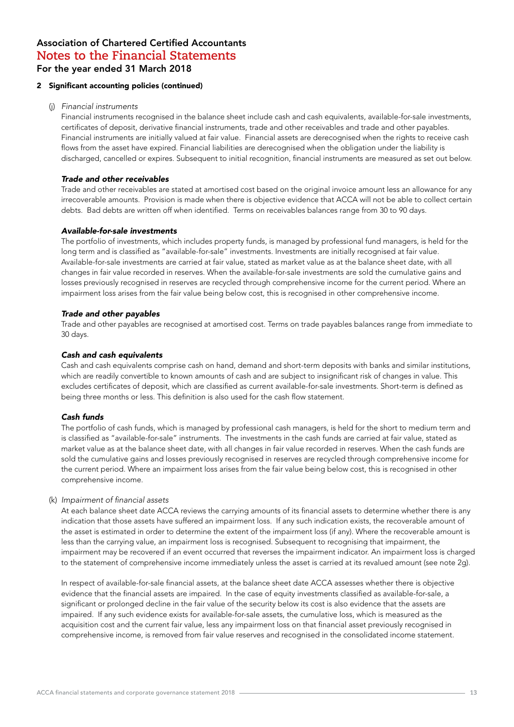# Association of Chartered Certified Accountants
## Notes to the Financial Statements
### For the year ended 31 March 2018

**2 Significant accounting policies (continued)**

(j) *Financial instruments*

Financial instruments recognised in the balance sheet include cash and cash equivalents, available-for-sale investments, certificates of deposit, derivative financial instruments, trade and other receivables and trade and other payables. Financial instruments are initially valued at fair value. Financial assets are derecognised when the rights to receive cash flows from the asset have expired. Financial liabilities are derecognised when the obligation under the liability is discharged, cancelled or expires. Subsequent to initial recognition, financial instruments are measured as set out below.

***Trade and other receivables***

Trade and other receivables are stated at amortised cost based on the original invoice amount less an allowance for any irrecoverable amounts. Provision is made when there is objective evidence that ACCA will not be able to collect certain debts. Bad debts are written off when identified. Terms on receivables balances range from 30 to 90 days.

***Available-for-sale investments***

The portfolio of investments, which includes property funds, is managed by professional fund managers, is held for the long term and is classified as "available-for-sale" investments. Investments are initially recognised at fair value. Available-for-sale investments are carried at fair value, stated as market value as at the balance sheet date, with all changes in fair value recorded in reserves. When the available-for-sale investments are sold the cumulative gains and losses previously recognised in reserves are recycled through comprehensive income for the current period. Where an impairment loss arises from the fair value being below cost, this is recognised in other comprehensive income.

***Trade and other payables***

Trade and other payables are recognised at amortised cost. Terms on trade payables balances range from immediate to 30 days.

***Cash and cash equivalents***

Cash and cash equivalents comprise cash on hand, demand and short-term deposits with banks and similar institutions, which are readily convertible to known amounts of cash and are subject to insignificant risk of changes in value. This excludes certificates of deposit, which are classified as current available-for-sale investments. Short-term is defined as being three months or less. This definition is also used for the cash flow statement.

***Cash funds***

The portfolio of cash funds, which is managed by professional cash managers, is held for the short to medium term and is classified as "available-for-sale" instruments. The investments in the cash funds are carried at fair value, stated as market value as at the balance sheet date, with all changes in fair value recorded in reserves. When the cash funds are sold the cumulative gains and losses previously recognised in reserves are recycled through comprehensive income for the current period. Where an impairment loss arises from the fair value being below cost, this is recognised in other comprehensive income.

(k) *Impairment of financial assets*

At each balance sheet date ACCA reviews the carrying amounts of its financial assets to determine whether there is any indication that those assets have suffered an impairment loss. If any such indication exists, the recoverable amount of the asset is estimated in order to determine the extent of the impairment loss (if any). Where the recoverable amount is less than the carrying value, an impairment loss is recognised. Subsequent to recognising that impairment, the impairment may be recovered if an event occurred that reverses the impairment indicator. An impairment loss is charged to the statement of comprehensive income immediately unless the asset is carried at its revalued amount (see note 2g).

In respect of available-for-sale financial assets, at the balance sheet date ACCA assesses whether there is objective evidence that the financial assets are impaired. In the case of equity investments classified as available-for-sale, a significant or prolonged decline in the fair value of the security below its cost is also evidence that the assets are impaired. If any such evidence exists for available-for-sale assets, the cumulative loss, which is measured as the acquisition cost and the current fair value, less any impairment loss on that financial asset previously recognised in comprehensive income, is removed from fair value reserves and recognised in the consolidated income statement.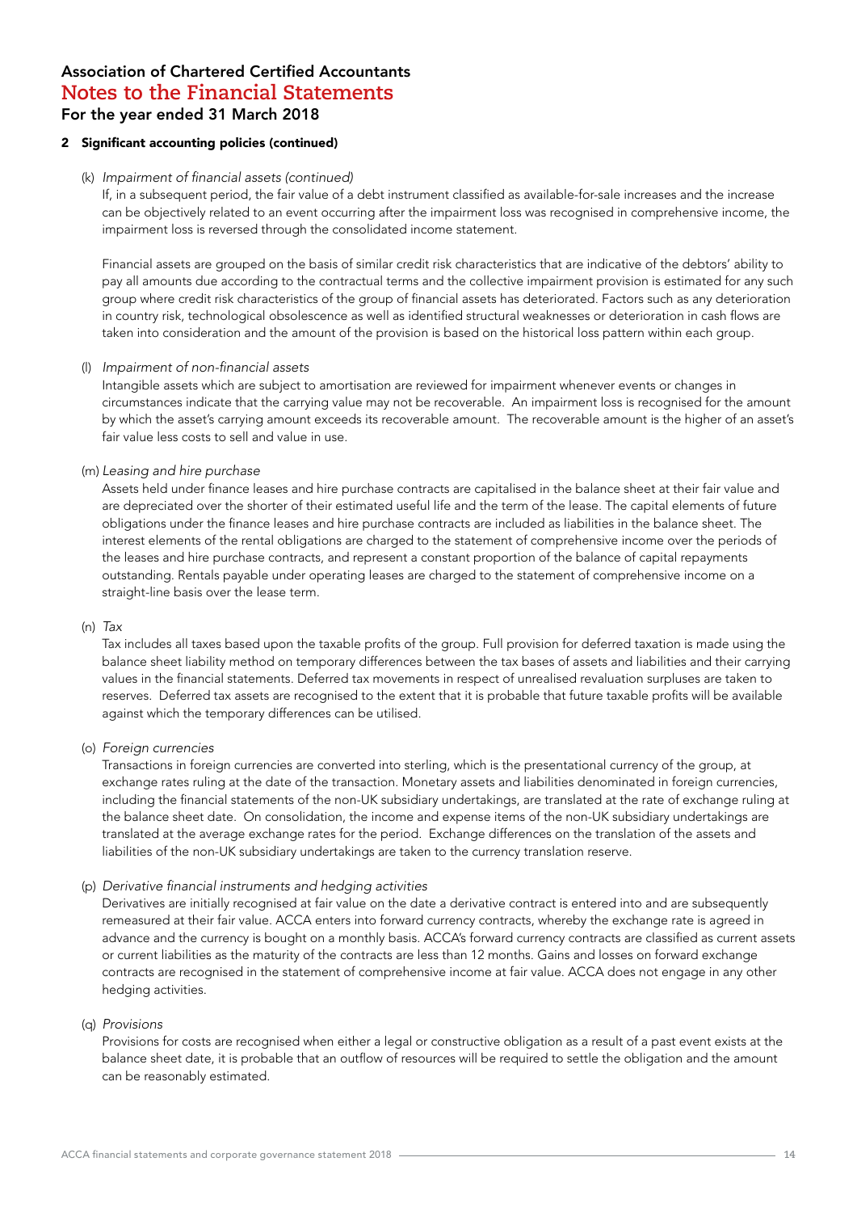# Association of Chartered Certified Accountants
## Notes to the Financial Statements
### For the year ended 31 March 2018

**2 Significant accounting policies (continued)**

(k) *Impairment of financial assets (continued)*

If, in a subsequent period, the fair value of a debt instrument classified as available-for-sale increases and the increase can be objectively related to an event occurring after the impairment loss was recognised in comprehensive income, the impairment loss is reversed through the consolidated income statement.

Financial assets are grouped on the basis of similar credit risk characteristics that are indicative of the debtors' ability to pay all amounts due according to the contractual terms and the collective impairment provision is estimated for any such group where credit risk characteristics of the group of financial assets has deteriorated. Factors such as any deterioration in country risk, technological obsolescence as well as identified structural weaknesses or deterioration in cash flows are taken into consideration and the amount of the provision is based on the historical loss pattern within each group.

(l) *Impairment of non-financial assets*

Intangible assets which are subject to amortisation are reviewed for impairment whenever events or changes in circumstances indicate that the carrying value may not be recoverable. An impairment loss is recognised for the amount by which the asset's carrying amount exceeds its recoverable amount. The recoverable amount is the higher of an asset's fair value less costs to sell and value in use.

(m) *Leasing and hire purchase*

Assets held under finance leases and hire purchase contracts are capitalised in the balance sheet at their fair value and are depreciated over the shorter of their estimated useful life and the term of the lease. The capital elements of future obligations under the finance leases and hire purchase contracts are included as liabilities in the balance sheet. The interest elements of the rental obligations are charged to the statement of comprehensive income over the periods of the leases and hire purchase contracts, and represent a constant proportion of the balance of capital repayments outstanding. Rentals payable under operating leases are charged to the statement of comprehensive income on a straight-line basis over the lease term.

(n) *Tax*

Tax includes all taxes based upon the taxable profits of the group. Full provision for deferred taxation is made using the balance sheet liability method on temporary differences between the tax bases of assets and liabilities and their carrying values in the financial statements. Deferred tax movements in respect of unrealised revaluation surpluses are taken to reserves. Deferred tax assets are recognised to the extent that it is probable that future taxable profits will be available against which the temporary differences can be utilised.

(o) *Foreign currencies*

Transactions in foreign currencies are converted into sterling, which is the presentational currency of the group, at exchange rates ruling at the date of the transaction. Monetary assets and liabilities denominated in foreign currencies, including the financial statements of the non-UK subsidiary undertakings, are translated at the rate of exchange ruling at the balance sheet date. On consolidation, the income and expense items of the non-UK subsidiary undertakings are translated at the average exchange rates for the period. Exchange differences on the translation of the assets and liabilities of the non-UK subsidiary undertakings are taken to the currency translation reserve.

(p) *Derivative financial instruments and hedging activities*

Derivatives are initially recognised at fair value on the date a derivative contract is entered into and are subsequently remeasured at their fair value. ACCA enters into forward currency contracts, whereby the exchange rate is agreed in advance and the currency is bought on a monthly basis. ACCA's forward currency contracts are classified as current assets or current liabilities as the maturity of the contracts are less than 12 months. Gains and losses on forward exchange contracts are recognised in the statement of comprehensive income at fair value. ACCA does not engage in any other hedging activities.

(q) *Provisions*

Provisions for costs are recognised when either a legal or constructive obligation as a result of a past event exists at the balance sheet date, it is probable that an outflow of resources will be required to settle the obligation and the amount can be reasonably estimated.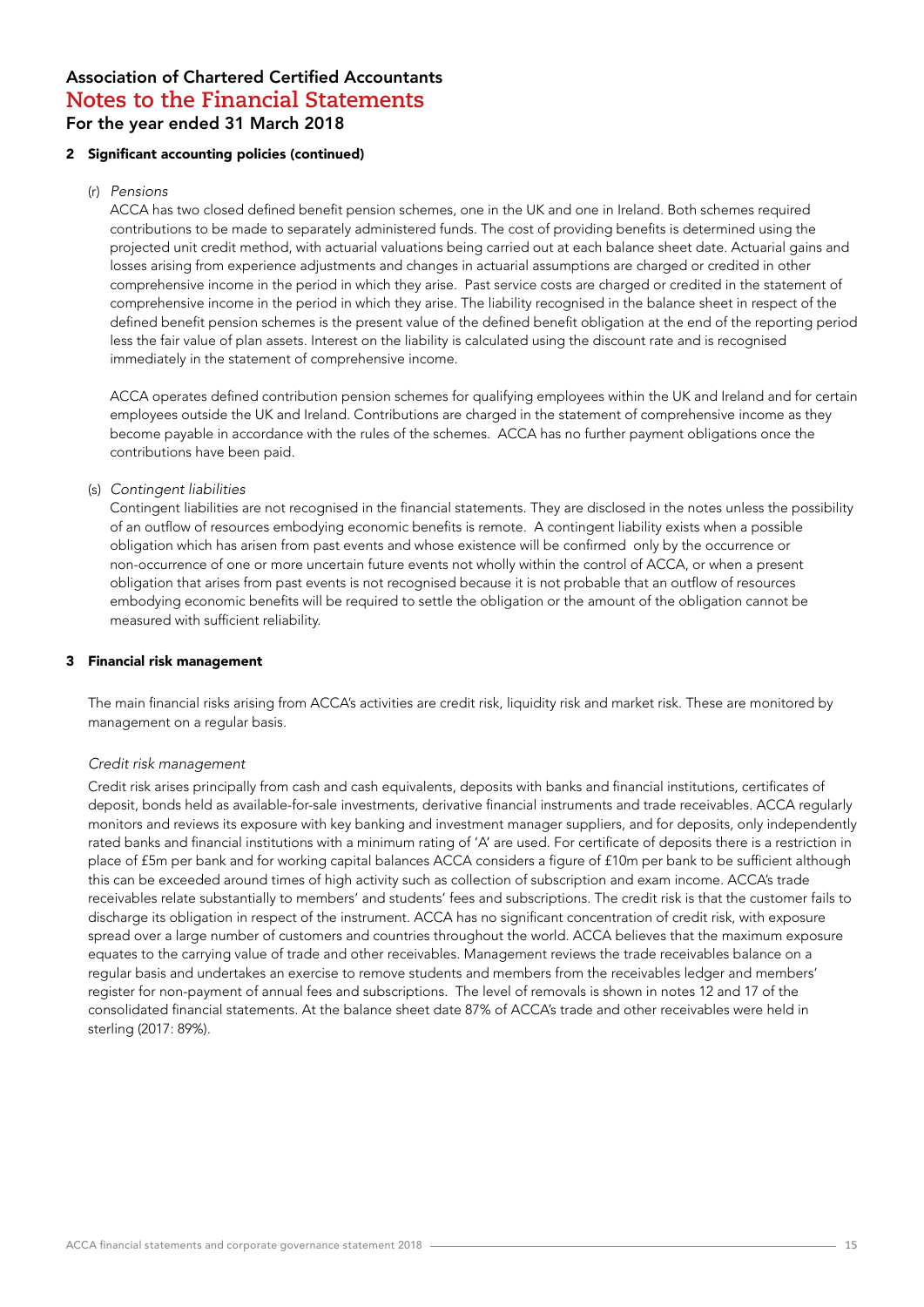# Association of Chartered Certified Accountants
## Notes to the Financial Statements
### For the year ended 31 March 2018

**2 Significant accounting policies (continued)**

(r) *Pensions*

ACCA has two closed defined benefit pension schemes, one in the UK and one in Ireland. Both schemes required contributions to be made to separately administered funds. The cost of providing benefits is determined using the projected unit credit method, with actuarial valuations being carried out at each balance sheet date. Actuarial gains and losses arising from experience adjustments and changes in actuarial assumptions are charged or credited in other comprehensive income in the period in which they arise. Past service costs are charged or credited in the statement of comprehensive income in the period in which they arise. The liability recognised in the balance sheet in respect of the defined benefit pension schemes is the present value of the defined benefit obligation at the end of the reporting period less the fair value of plan assets. Interest on the liability is calculated using the discount rate and is recognised immediately in the statement of comprehensive income.

ACCA operates defined contribution pension schemes for qualifying employees within the UK and Ireland and for certain employees outside the UK and Ireland. Contributions are charged in the statement of comprehensive income as they become payable in accordance with the rules of the schemes. ACCA has no further payment obligations once the contributions have been paid.

(s) *Contingent liabilities*

Contingent liabilities are not recognised in the financial statements. They are disclosed in the notes unless the possibility of an outflow of resources embodying economic benefits is remote. A contingent liability exists when a possible obligation which has arisen from past events and whose existence will be confirmed only by the occurrence or non-occurrence of one or more uncertain future events not wholly within the control of ACCA, or when a present obligation that arises from past events is not recognised because it is not probable that an outflow of resources embodying economic benefits will be required to settle the obligation or the amount of the obligation cannot be measured with sufficient reliability.

**3 Financial risk management**

The main financial risks arising from ACCA's activities are credit risk, liquidity risk and market risk. These are monitored by management on a regular basis.

*Credit risk management*

Credit risk arises principally from cash and cash equivalents, deposits with banks and financial institutions, certificates of deposit, bonds held as available-for-sale investments, derivative financial instruments and trade receivables. ACCA regularly monitors and reviews its exposure with key banking and investment manager suppliers, and for deposits, only independently rated banks and financial institutions with a minimum rating of 'A' are used. For certificate of deposits there is a restriction in place of £5m per bank and for working capital balances ACCA considers a figure of £10m per bank to be sufficient although this can be exceeded around times of high activity such as collection of subscription and exam income. ACCA's trade receivables relate substantially to members' and students' fees and subscriptions. The credit risk is that the customer fails to discharge its obligation in respect of the instrument. ACCA has no significant concentration of credit risk, with exposure spread over a large number of customers and countries throughout the world. ACCA believes that the maximum exposure equates to the carrying value of trade and other receivables. Management reviews the trade receivables balance on a regular basis and undertakes an exercise to remove students and members from the receivables ledger and members' register for non-payment of annual fees and subscriptions. The level of removals is shown in notes 12 and 17 of the consolidated financial statements. At the balance sheet date 87% of ACCA's trade and other receivables were held in sterling (2017: 89%).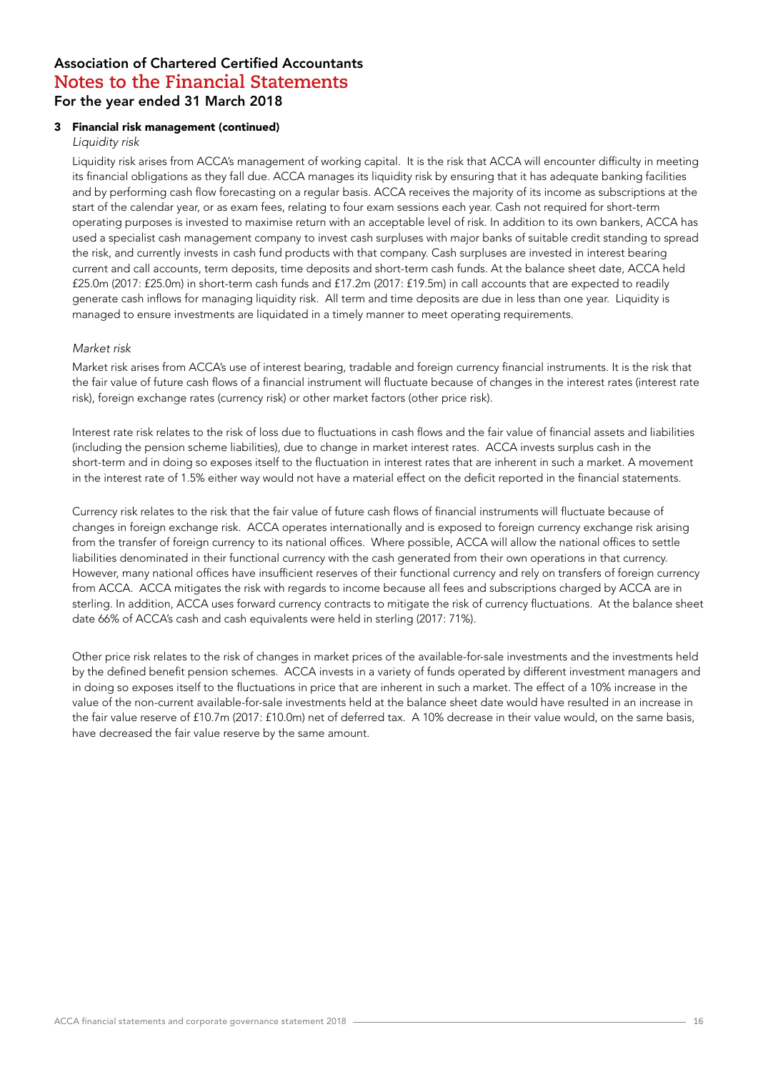# Association of Chartered Certified Accountants
## Notes to the Financial Statements
### For the year ended 31 March 2018

**3 Financial risk management (continued)**

*Liquidity risk*

Liquidity risk arises from ACCA's management of working capital. It is the risk that ACCA will encounter difficulty in meeting its financial obligations as they fall due. ACCA manages its liquidity risk by ensuring that it has adequate banking facilities and by performing cash flow forecasting on a regular basis. ACCA receives the majority of its income as subscriptions at the start of the calendar year, or as exam fees, relating to four exam sessions each year. Cash not required for short-term operating purposes is invested to maximise return with an acceptable level of risk. In addition to its own bankers, ACCA has used a specialist cash management company to invest cash surpluses with major banks of suitable credit standing to spread the risk, and currently invests in cash fund products with that company. Cash surpluses are invested in interest bearing current and call accounts, term deposits, time deposits and short-term cash funds. At the balance sheet date, ACCA held £25.0m (2017: £25.0m) in short-term cash funds and £17.2m (2017: £19.5m) in call accounts that are expected to readily generate cash inflows for managing liquidity risk. All term and time deposits are due in less than one year. Liquidity is managed to ensure investments are liquidated in a timely manner to meet operating requirements.

*Market risk*

Market risk arises from ACCA's use of interest bearing, tradable and foreign currency financial instruments. It is the risk that the fair value of future cash flows of a financial instrument will fluctuate because of changes in the interest rates (interest rate risk), foreign exchange rates (currency risk) or other market factors (other price risk).

Interest rate risk relates to the risk of loss due to fluctuations in cash flows and the fair value of financial assets and liabilities (including the pension scheme liabilities), due to change in market interest rates. ACCA invests surplus cash in the short-term and in doing so exposes itself to the fluctuation in interest rates that are inherent in such a market. A movement in the interest rate of 1.5% either way would not have a material effect on the deficit reported in the financial statements.

Currency risk relates to the risk that the fair value of future cash flows of financial instruments will fluctuate because of changes in foreign exchange risk. ACCA operates internationally and is exposed to foreign currency exchange risk arising from the transfer of foreign currency to its national offices. Where possible, ACCA will allow the national offices to settle liabilities denominated in their functional currency with the cash generated from their own operations in that currency. However, many national offices have insufficient reserves of their functional currency and rely on transfers of foreign currency from ACCA. ACCA mitigates the risk with regards to income because all fees and subscriptions charged by ACCA are in sterling. In addition, ACCA uses forward currency contracts to mitigate the risk of currency fluctuations. At the balance sheet date 66% of ACCA's cash and cash equivalents were held in sterling (2017: 71%).

Other price risk relates to the risk of changes in market prices of the available-for-sale investments and the investments held by the defined benefit pension schemes. ACCA invests in a variety of funds operated by different investment managers and in doing so exposes itself to the fluctuations in price that are inherent in such a market. The effect of a 10% increase in the value of the non-current available-for-sale investments held at the balance sheet date would have resulted in an increase in the fair value reserve of £10.7m (2017: £10.0m) net of deferred tax. A 10% decrease in their value would, on the same basis, have decreased the fair value reserve by the same amount.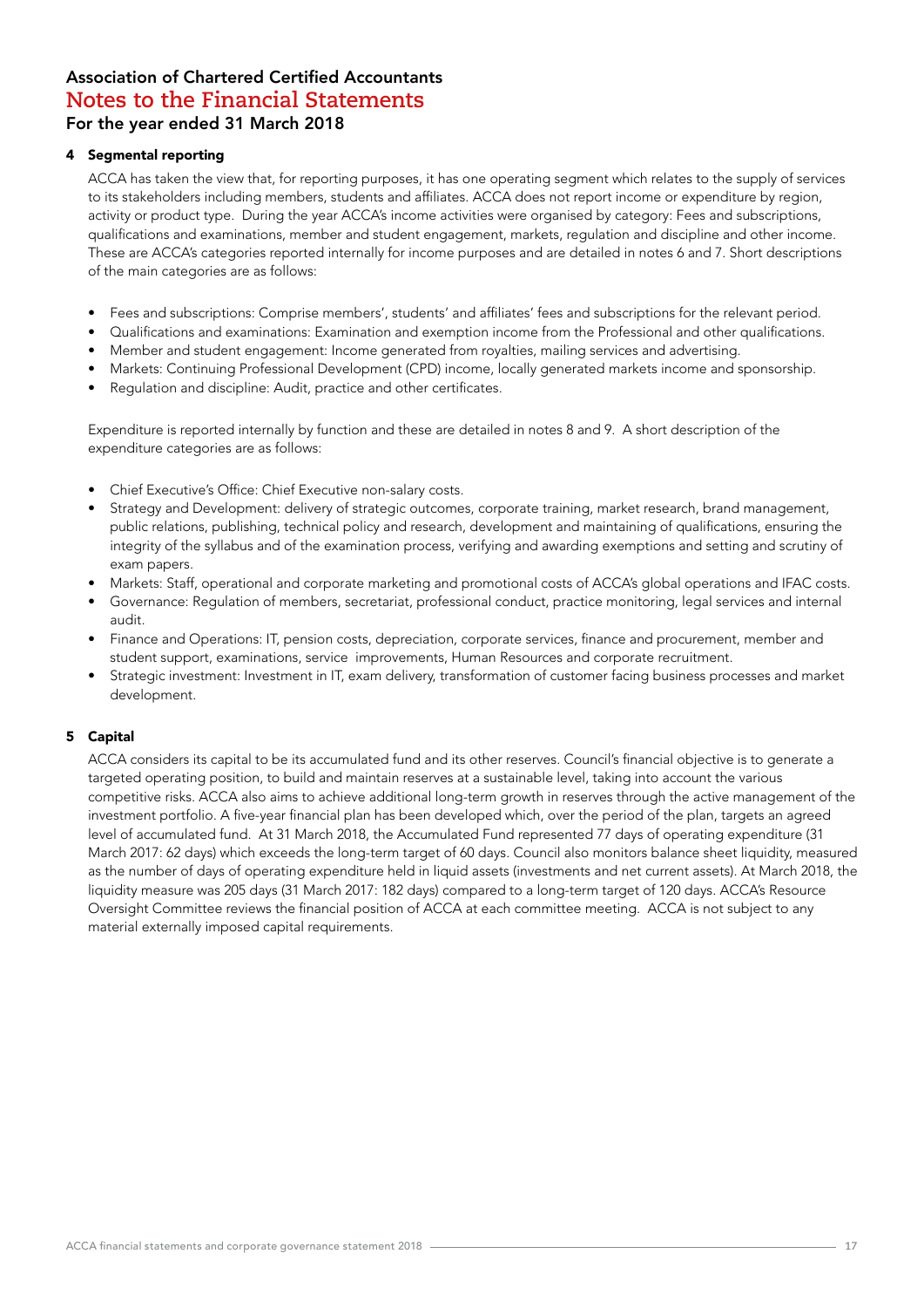# Association of Chartered Certified Accountants
## Notes to the Financial Statements
### For the year ended 31 March 2018

### 4 Segmental reporting

ACCA has taken the view that, for reporting purposes, it has one operating segment which relates to the supply of services to its stakeholders including members, students and affiliates. ACCA does not report income or expenditure by region, activity or product type. During the year ACCA's income activities were organised by category: Fees and subscriptions, qualifications and examinations, member and student engagement, markets, regulation and discipline and other income. These are ACCA's categories reported internally for income purposes and are detailed in notes 6 and 7. Short descriptions of the main categories are as follows:

- Fees and subscriptions: Comprise members', students' and affiliates' fees and subscriptions for the relevant period.
- Qualifications and examinations: Examination and exemption income from the Professional and other qualifications.
- Member and student engagement: Income generated from royalties, mailing services and advertising.
- Markets: Continuing Professional Development (CPD) income, locally generated markets income and sponsorship.
- Regulation and discipline: Audit, practice and other certificates.

Expenditure is reported internally by function and these are detailed in notes 8 and 9. A short description of the expenditure categories are as follows:

- Chief Executive's Office: Chief Executive non-salary costs.
- Strategy and Development: delivery of strategic outcomes, corporate training, market research, brand management, public relations, publishing, technical policy and research, development and maintaining of qualifications, ensuring the integrity of the syllabus and of the examination process, verifying and awarding exemptions and setting and scrutiny of exam papers.
- Markets: Staff, operational and corporate marketing and promotional costs of ACCA's global operations and IFAC costs.
- Governance: Regulation of members, secretariat, professional conduct, practice monitoring, legal services and internal audit.
- Finance and Operations: IT, pension costs, depreciation, corporate services, finance and procurement, member and student support, examinations, service improvements, Human Resources and corporate recruitment.
- Strategic investment: Investment in IT, exam delivery, transformation of customer facing business processes and market development.

### 5 Capital

ACCA considers its capital to be its accumulated fund and its other reserves. Council's financial objective is to generate a targeted operating position, to build and maintain reserves at a sustainable level, taking into account the various competitive risks. ACCA also aims to achieve additional long-term growth in reserves through the active management of the investment portfolio. A five-year financial plan has been developed which, over the period of the plan, targets an agreed level of accumulated fund. At 31 March 2018, the Accumulated Fund represented 77 days of operating expenditure (31 March 2017: 62 days) which exceeds the long-term target of 60 days. Council also monitors balance sheet liquidity, measured as the number of days of operating expenditure held in liquid assets (investments and net current assets). At March 2018, the liquidity measure was 205 days (31 March 2017: 182 days) compared to a long-term target of 120 days. ACCA's Resource Oversight Committee reviews the financial position of ACCA at each committee meeting. ACCA is not subject to any material externally imposed capital requirements.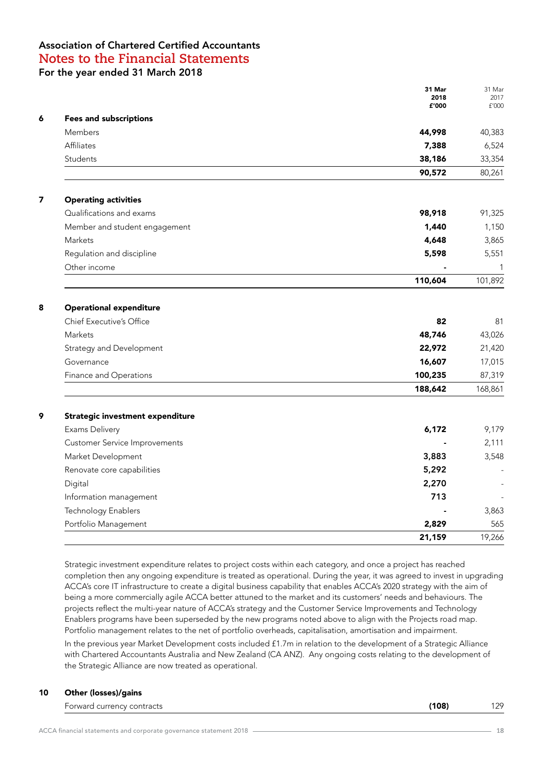# Association of Chartered Certified Accountants
## Notes to the Financial Statements
### For the year ended 31 March 2018

| | | 31 Mar 2018 £'000 | 31 Mar 2017 £'000 |
|---|---|---|---|
| **6** | **Fees and subscriptions** | | |
| | Members | **44,998** | 40,383 |
| | Affiliates | **7,388** | 6,524 |
| | Students | **38,186** | 33,354 |
| | | **90,572** | 80,261 |
| **7** | **Operating activities** | | |
| | Qualifications and exams | **98,918** | 91,325 |
| | Member and student engagement | **1,440** | 1,150 |
| | Markets | **4,648** | 3,865 |
| | Regulation and discipline | **5,598** | 5,551 |
| | Other income | **-** | 1 |
| | | **110,604** | 101,892 |
| **8** | **Operational expenditure** | | |
| | Chief Executive's Office | **82** | 81 |
| | Markets | **48,746** | 43,026 |
| | Strategy and Development | **22,972** | 21,420 |
| | Governance | **16,607** | 17,015 |
| | Finance and Operations | **100,235** | 87,319 |
| | | **188,642** | 168,861 |
| **9** | **Strategic investment expenditure** | | |
| | Exams Delivery | **6,172** | 9,179 |
| | Customer Service Improvements | **-** | 2,111 |
| | Market Development | **3,883** | 3,548 |
| | Renovate core capabilities | **5,292** | - |
| | Digital | **2,270** | - |
| | Information management | **713** | - |
| | Technology Enablers | **-** | 3,863 |
| | Portfolio Management | **2,829** | 565 |
| | | **21,159** | 19,266 |

Strategic investment expenditure relates to project costs within each category, and once a project has reached completion then any ongoing expenditure is treated as operational. During the year, it was agreed to invest in upgrading ACCA's core IT infrastructure to create a digital business capability that enables ACCA's 2020 strategy with the aim of being a more commercially agile ACCA better attuned to the market and its customers' needs and behaviours. The projects reflect the multi-year nature of ACCA's strategy and the Customer Service Improvements and Technology Enablers programs have been superseded by the new programs noted above to align with the Projects road map. Portfolio management relates to the net of portfolio overheads, capitalisation, amortisation and impairment.

In the previous year Market Development costs included £1.7m in relation to the development of a Strategic Alliance with Chartered Accountants Australia and New Zealand (CA ANZ). Any ongoing costs relating to the development of the Strategic Alliance are now treated as operational.

| | | 31 Mar 2018 £'000 | 31 Mar 2017 £'000 |
|---|---|---|---|
| **10** | **Other (losses)/gains** | | |
| | Forward currency contracts | **(108)** | 129 |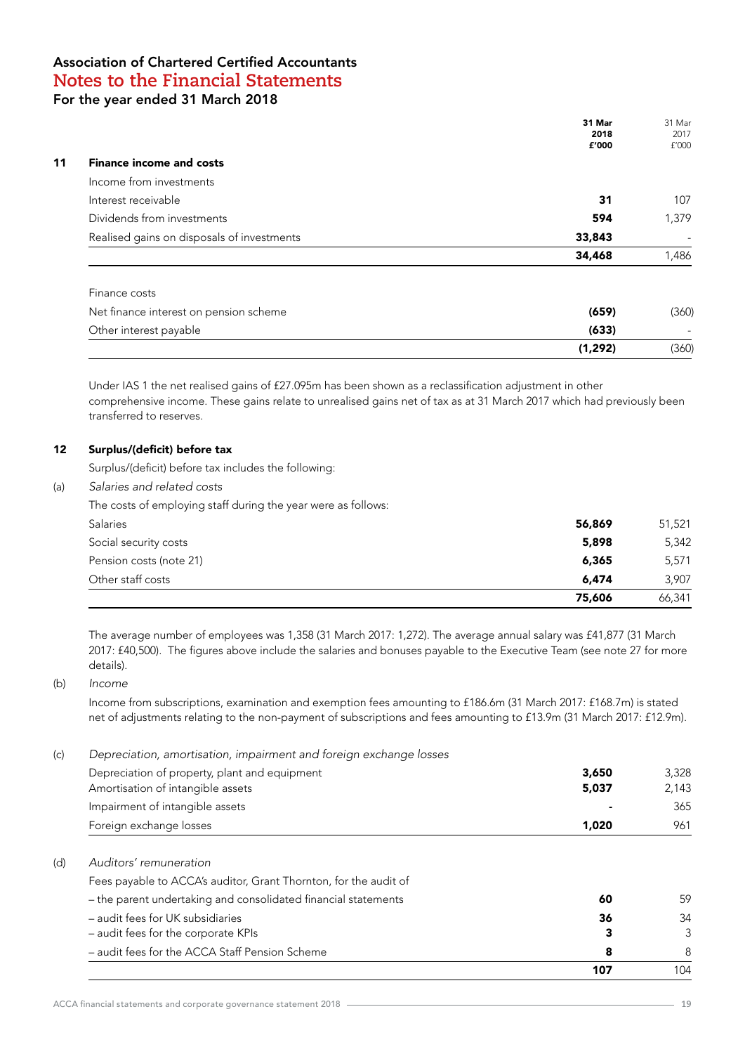# Association of Chartered Certified Accountants
## Notes to the Financial Statements
### For the year ended 31 March 2018

| | | 31 Mar 2018 £'000 | 31 Mar 2017 £'000 |
|---|---|---|---|
| **11** | **Finance income and costs** | | |
| | Income from investments | | |
| | Interest receivable | **31** | 107 |
| | Dividends from investments | **594** | 1,379 |
| | Realised gains on disposals of investments | **33,843** | - |
| | | **34,468** | 1,486 |
| | Finance costs | | |
| | Net finance interest on pension scheme | **(659)** | (360) |
| | Other interest payable | **(633)** | - |
| | | **(1,292)** | (360) |

Under IAS 1 the net realised gains of £27.095m has been shown as a reclassification adjustment in other comprehensive income. These gains relate to unrealised gains net of tax as at 31 March 2017 which had previously been transferred to reserves.

## 12 Surplus/(deficit) before tax

Surplus/(deficit) before tax includes the following:

(a) *Salaries and related costs*

The costs of employing staff during the year were as follows:

| | 31 Mar 2018 £'000 | 31 Mar 2017 £'000 |
|---|---|---|
| Salaries | **56,869** | 51,521 |
| Social security costs | **5,898** | 5,342 |
| Pension costs (note 21) | **6,365** | 5,571 |
| Other staff costs | **6,474** | 3,907 |
| | **75,606** | 66,341 |

The average number of employees was 1,358 (31 March 2017: 1,272). The average annual salary was £41,877 (31 March 2017: £40,500). The figures above include the salaries and bonuses payable to the Executive Team (see note 27 for more details).

(b) *Income*

Income from subscriptions, examination and exemption fees amounting to £186.6m (31 March 2017: £168.7m) is stated net of adjustments relating to the non-payment of subscriptions and fees amounting to £13.9m (31 March 2017: £12.9m).

(c) *Depreciation, amortisation, impairment and foreign exchange losses*

| | 31 Mar 2018 £'000 | 31 Mar 2017 £'000 |
|---|---|---|
| Depreciation of property, plant and equipment | **3,650** | 3,328 |
| Amortisation of intangible assets | **5,037** | 2,143 |
| Impairment of intangible assets | **-** | 365 |
| Foreign exchange losses | **1,020** | 961 |

(d) *Auditors' remuneration*

| | 31 Mar 2018 £'000 | 31 Mar 2017 £'000 |
|---|---|---|
| Fees payable to ACCA's auditor, Grant Thornton, for the audit of | | |
| – the parent undertaking and consolidated financial statements | **60** | 59 |
| – audit fees for UK subsidiaries | **36** | 34 |
| – audit fees for the corporate KPIs | **3** | 3 |
| – audit fees for the ACCA Staff Pension Scheme | **8** | 8 |
| | **107** | 104 |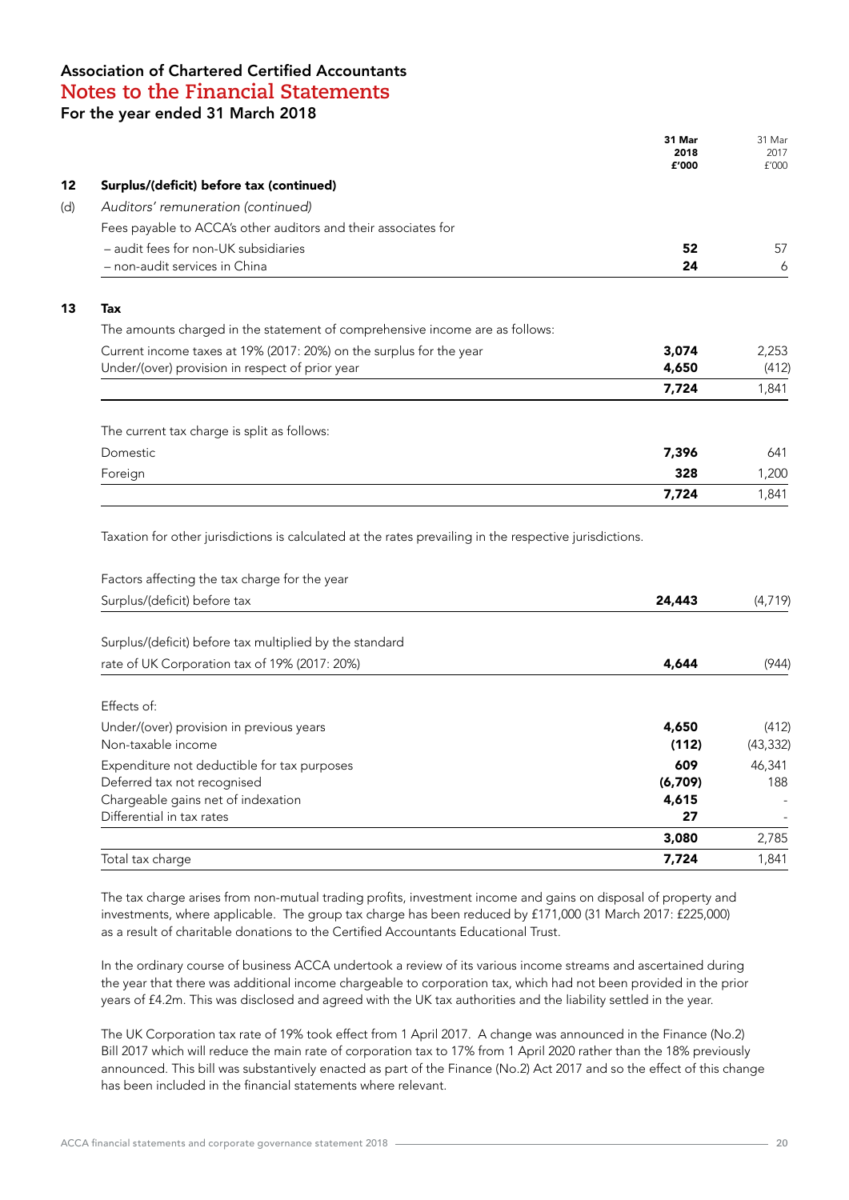## Association of Chartered Certified Accountants
# Notes to the Financial Statements
### For the year ended 31 March 2018

| | | 31 Mar 2018 £'000 | 31 Mar 2017 £'000 |
|---|---|---|---|
| **12** | **Surplus/(deficit) before tax (continued)** | | |
| (d) | *Auditors' remuneration (continued)* | | |
| | Fees payable to ACCA's other auditors and their associates for | | |
| | – audit fees for non-UK subsidiaries | **52** | 57 |
| | – non-audit services in China | **24** | 6 |

## 13 Tax

The amounts charged in the statement of comprehensive income are as follows:

| | 31 Mar 2018 £'000 | 31 Mar 2017 £'000 |
|---|---|---|
| Current income taxes at 19% (2017: 20%) on the surplus for the year | **3,074** | 2,253 |
| Under/(over) provision in respect of prior year | **4,650** | (412) |
| | **7,724** | 1,841 |

The current tax charge is split as follows:

| | 31 Mar 2018 £'000 | 31 Mar 2017 £'000 |
|---|---|---|
| Domestic | **7,396** | 641 |
| Foreign | **328** | 1,200 |
| | **7,724** | 1,841 |

Taxation for other jurisdictions is calculated at the rates prevailing in the respective jurisdictions.

| | 31 Mar 2018 £'000 | 31 Mar 2017 £'000 |
|---|---|---|
| Factors affecting the tax charge for the year | | |
| Surplus/(deficit) before tax | **24,443** | (4,719) |
| Surplus/(deficit) before tax multiplied by the standard rate of UK Corporation tax of 19% (2017: 20%) | **4,644** | (944) |
| Effects of: | | |
| Under/(over) provision in previous years | **4,650** | (412) |
| Non-taxable income | **(112)** | (43,332) |
| Expenditure not deductible for tax purposes | **609** | 46,341 |
| Deferred tax not recognised | **(6,709)** | 188 |
| Chargeable gains net of indexation | **4,615** | - |
| Differential in tax rates | **27** | - |
| | **3,080** | 2,785 |
| Total tax charge | **7,724** | 1,841 |

The tax charge arises from non-mutual trading profits, investment income and gains on disposal of property and investments, where applicable. The group tax charge has been reduced by £171,000 (31 March 2017: £225,000) as a result of charitable donations to the Certified Accountants Educational Trust.

In the ordinary course of business ACCA undertook a review of its various income streams and ascertained during the year that there was additional income chargeable to corporation tax, which had not been provided in the prior years of £4.2m. This was disclosed and agreed with the UK tax authorities and the liability settled in the year.

The UK Corporation tax rate of 19% took effect from 1 April 2017. A change was announced in the Finance (No.2) Bill 2017 which will reduce the main rate of corporation tax to 17% from 1 April 2020 rather than the 18% previously announced. This bill was substantively enacted as part of the Finance (No.2) Act 2017 and so the effect of this change has been included in the financial statements where relevant.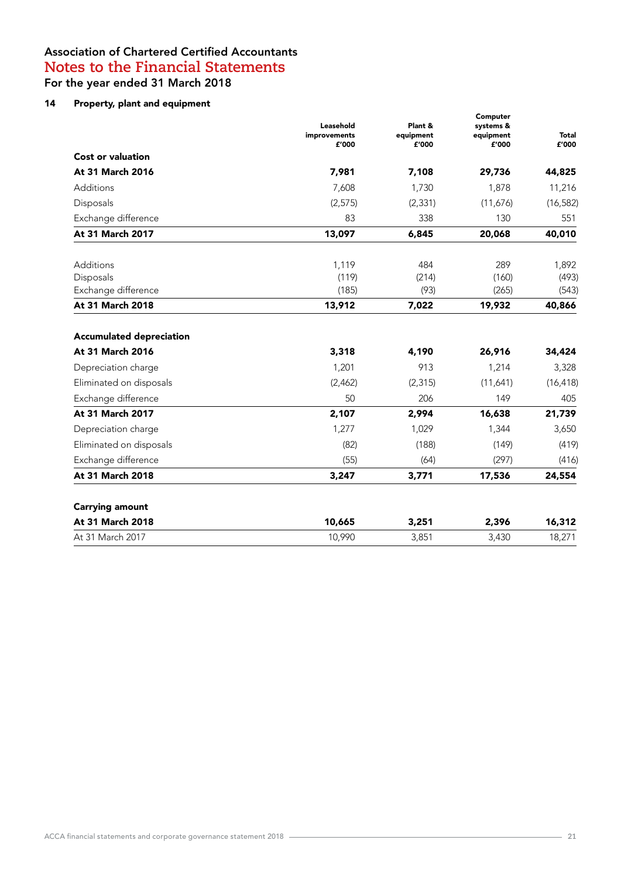# Association of Chartered Certified Accountants
## Notes to the Financial Statements
### For the year ended 31 March 2018

### 14 Property, plant and equipment

| | Leasehold improvements £'000 | Plant & equipment £'000 | Computer systems & equipment £'000 | Total £'000 |
|---|---|---|---|---|
| **Cost or valuation** | | | | |
| **At 31 March 2016** | **7,981** | **7,108** | **29,736** | **44,825** |
| Additions | 7,608 | 1,730 | 1,878 | 11,216 |
| Disposals | (2,575) | (2,331) | (11,676) | (16,582) |
| Exchange difference | 83 | 338 | 130 | 551 |
| **At 31 March 2017** | **13,097** | **6,845** | **20,068** | **40,010** |
| Additions | 1,119 | 484 | 289 | 1,892 |
| Disposals | (119) | (214) | (160) | (493) |
| Exchange difference | (185) | (93) | (265) | (543) |
| **At 31 March 2018** | **13,912** | **7,022** | **19,932** | **40,866** |
| **Accumulated depreciation** | | | | |
| **At 31 March 2016** | **3,318** | **4,190** | **26,916** | **34,424** |
| Depreciation charge | 1,201 | 913 | 1,214 | 3,328 |
| Eliminated on disposals | (2,462) | (2,315) | (11,641) | (16,418) |
| Exchange difference | 50 | 206 | 149 | 405 |
| **At 31 March 2017** | **2,107** | **2,994** | **16,638** | **21,739** |
| Depreciation charge | 1,277 | 1,029 | 1,344 | 3,650 |
| Eliminated on disposals | (82) | (188) | (149) | (419) |
| Exchange difference | (55) | (64) | (297) | (416) |
| **At 31 March 2018** | **3,247** | **3,771** | **17,536** | **24,554** |
| **Carrying amount** | | | | |
| **At 31 March 2018** | **10,665** | **3,251** | **2,396** | **16,312** |
| At 31 March 2017 | 10,990 | 3,851 | 3,430 | 18,271 |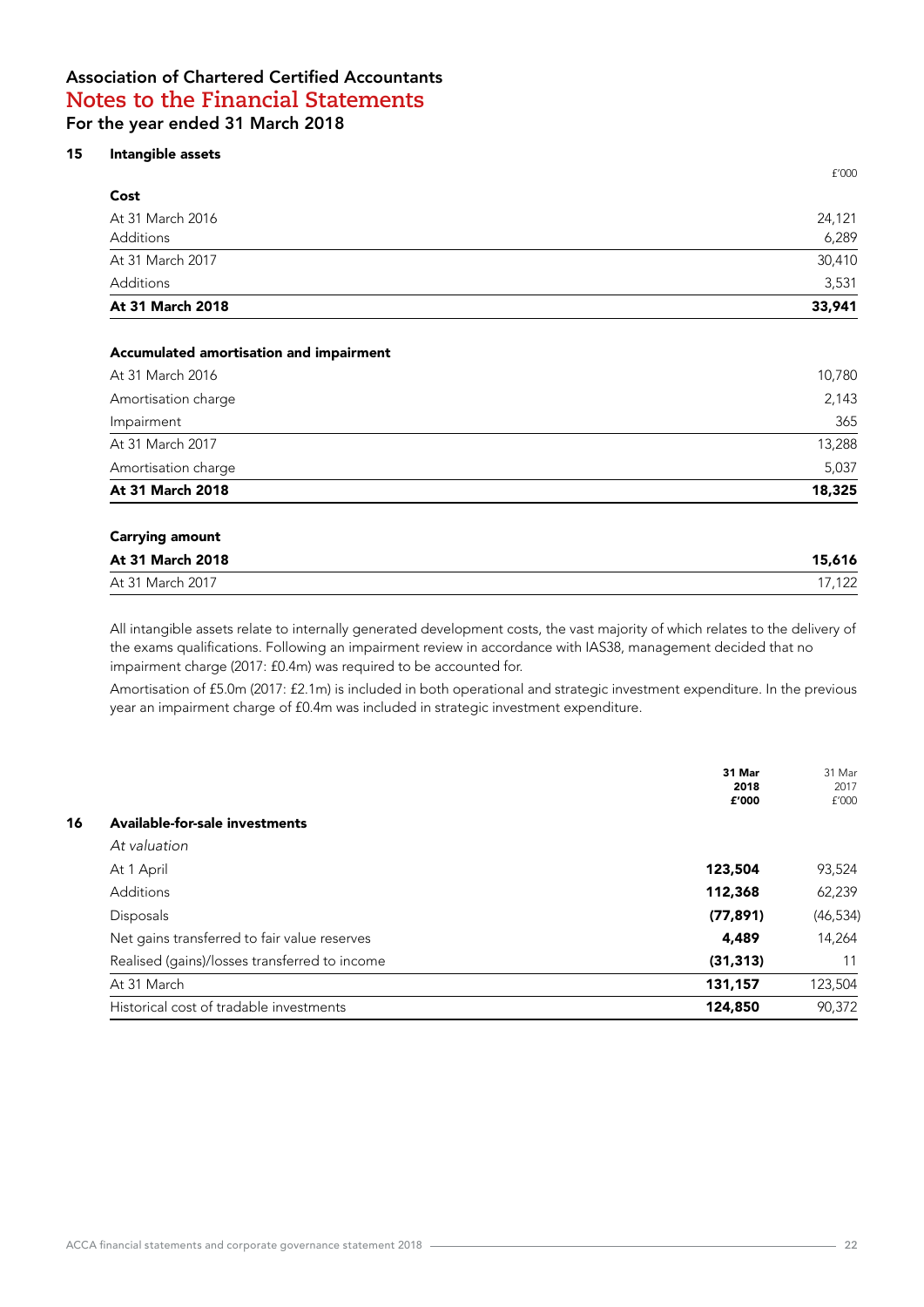# Association of Chartered Certified Accountants
## Notes to the Financial Statements
### For the year ended 31 March 2018

### 15 Intangible assets

| | £'000 |
|---|---|
| **Cost** | |
| At 31 March 2016 | 24,121 |
| Additions | 6,289 |
| At 31 March 2017 | 30,410 |
| Additions | 3,531 |
| **At 31 March 2018** | **33,941** |
| | |
| **Accumulated amortisation and impairment** | |
| At 31 March 2016 | 10,780 |
| Amortisation charge | 2,143 |
| Impairment | 365 |
| At 31 March 2017 | 13,288 |
| Amortisation charge | 5,037 |
| **At 31 March 2018** | **18,325** |
| | |
| **Carrying amount** | |
| **At 31 March 2018** | **15,616** |
| At 31 March 2017 | 17,122 |

All intangible assets relate to internally generated development costs, the vast majority of which relates to the delivery of the exams qualifications. Following an impairment review in accordance with IAS38, management decided that no impairment charge (2017: £0.4m) was required to be accounted for.

Amortisation of £5.0m (2017: £2.1m) is included in both operational and strategic investment expenditure. In the previous year an impairment charge of £0.4m was included in strategic investment expenditure.

### 16 Available-for-sale investments

| | **31 Mar 2018 £'000** | 31 Mar 2017 £'000 |
|---|---|---|
| *At valuation* | | |
| At 1 April | **123,504** | 93,524 |
| Additions | **112,368** | 62,239 |
| Disposals | **(77,891)** | (46,534) |
| Net gains transferred to fair value reserves | **4,489** | 14,264 |
| Realised (gains)/losses transferred to income | **(31,313)** | 11 |
| At 31 March | **131,157** | 123,504 |
| Historical cost of tradable investments | **124,850** | 90,372 |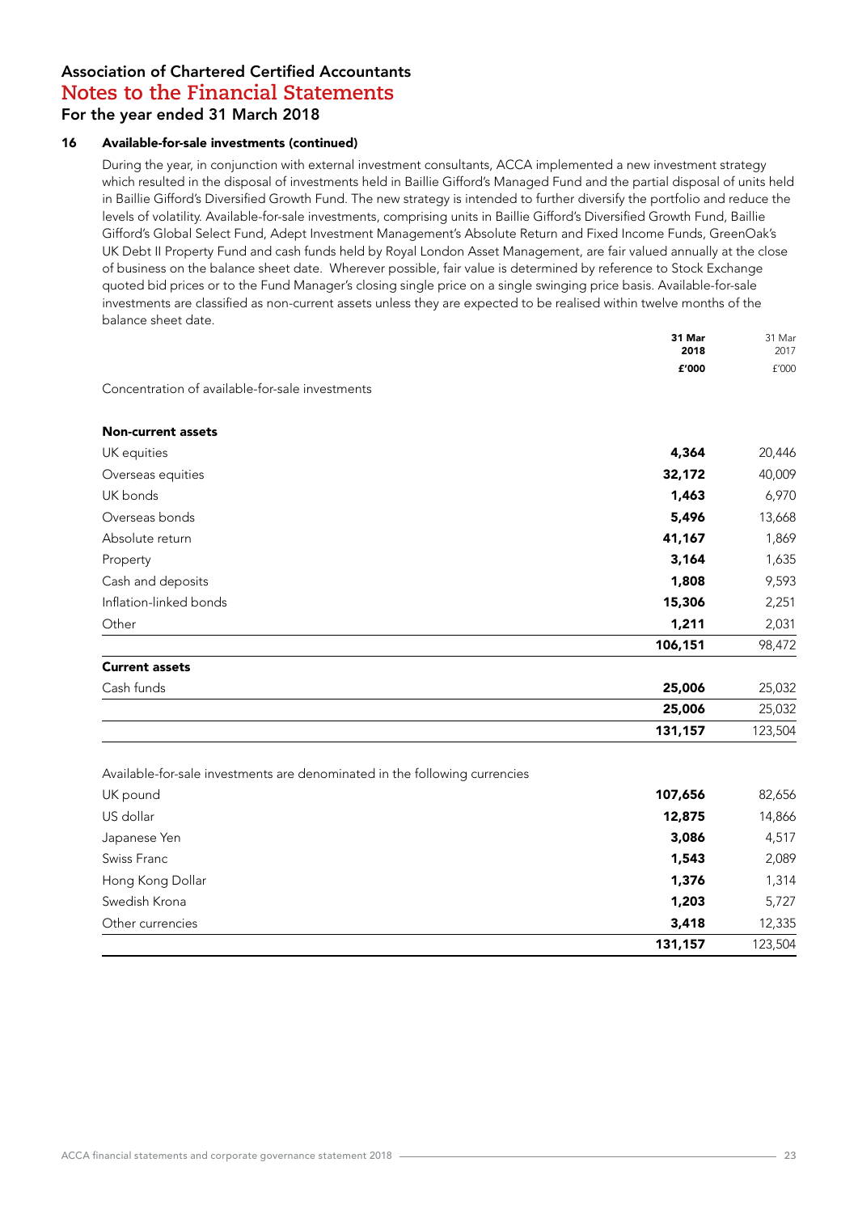## Association of Chartered Certified Accountants
# Notes to the Financial Statements
## For the year ended 31 March 2018

### 16 Available-for-sale investments (continued)

During the year, in conjunction with external investment consultants, ACCA implemented a new investment strategy which resulted in the disposal of investments held in Baillie Gifford's Managed Fund and the partial disposal of units held in Baillie Gifford's Diversified Growth Fund. The new strategy is intended to further diversify the portfolio and reduce the levels of volatility. Available-for-sale investments, comprising units in Baillie Gifford's Diversified Growth Fund, Baillie Gifford's Global Select Fund, Adept Investment Management's Absolute Return and Fixed Income Funds, GreenOak's UK Debt II Property Fund and cash funds held by Royal London Asset Management, are fair valued annually at the close of business on the balance sheet date. Wherever possible, fair value is determined by reference to Stock Exchange quoted bid prices or to the Fund Manager's closing single price on a single swinging price basis. Available-for-sale investments are classified as non-current assets unless they are expected to be realised within twelve months of the balance sheet date.

| | **31 Mar 2018 £'000** | 31 Mar 2017 £'000 |
|---|---|---|
| Concentration of available-for-sale investments | | |
| **Non-current assets** | | |
| UK equities | **4,364** | 20,446 |
| Overseas equities | **32,172** | 40,009 |
| UK bonds | **1,463** | 6,970 |
| Overseas bonds | **5,496** | 13,668 |
| Absolute return | **41,167** | 1,869 |
| Property | **3,164** | 1,635 |
| Cash and deposits | **1,808** | 9,593 |
| Inflation-linked bonds | **15,306** | 2,251 |
| Other | **1,211** | 2,031 |
| | **106,151** | 98,472 |
| **Current assets** | | |
| Cash funds | **25,006** | 25,032 |
| | **25,006** | 25,032 |
| | **131,157** | 123,504 |

| | **31 Mar 2018 £'000** | 31 Mar 2017 £'000 |
|---|---|---|
| Available-for-sale investments are denominated in the following currencies | | |
| UK pound | **107,656** | 82,656 |
| US dollar | **12,875** | 14,866 |
| Japanese Yen | **3,086** | 4,517 |
| Swiss Franc | **1,543** | 2,089 |
| Hong Kong Dollar | **1,376** | 1,314 |
| Swedish Krona | **1,203** | 5,727 |
| Other currencies | **3,418** | 12,335 |
| | **131,157** | 123,504 |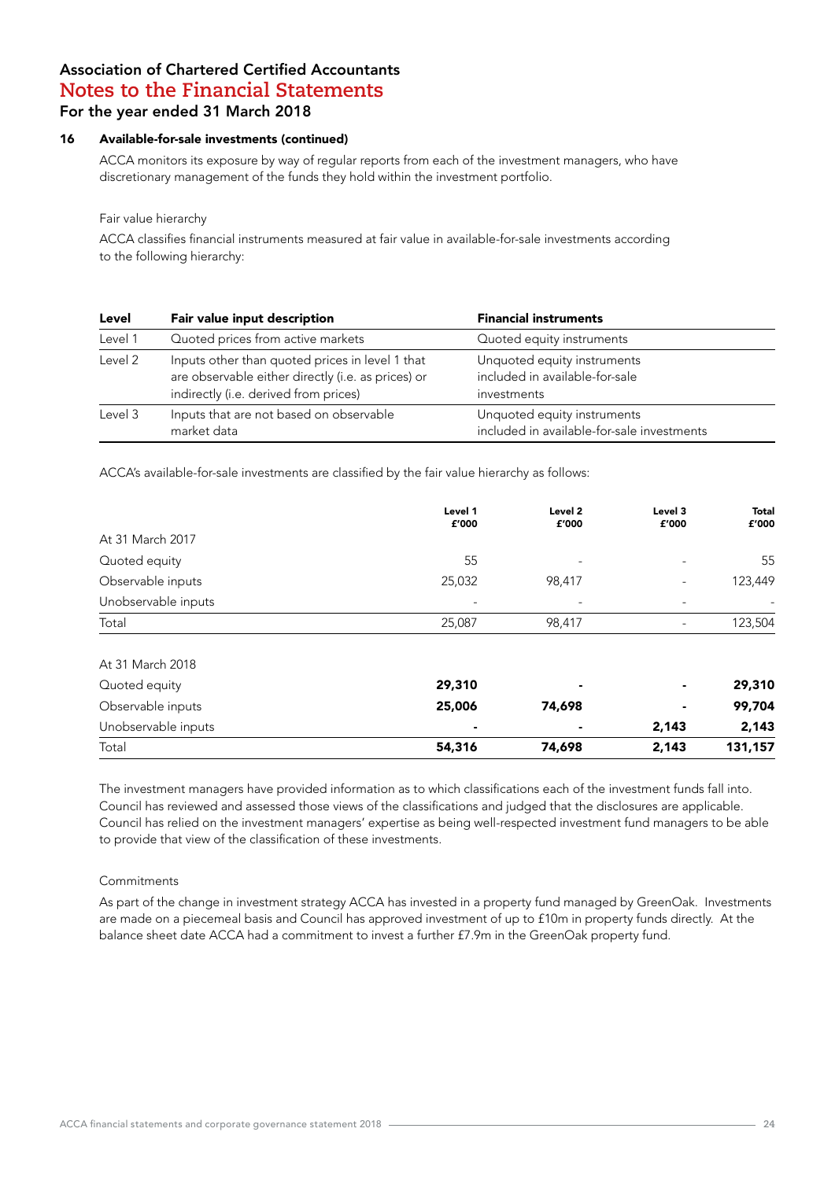## 16 Available-for-sale investments (continued)

ACCA monitors its exposure by way of regular reports from each of the investment managers, who have discretionary management of the funds they hold within the investment portfolio.

Fair value hierarchy

ACCA classifies financial instruments measured at fair value in available-for-sale investments according to the following hierarchy:

| Level | Fair value input description | Financial instruments |
|---|---|---|
| Level 1 | Quoted prices from active markets | Quoted equity instruments |
| Level 2 | Inputs other than quoted prices in level 1 that are observable either directly (i.e. as prices) or indirectly (i.e. derived from prices) | Unquoted equity instruments included in available-for-sale investments |
| Level 3 | Inputs that are not based on observable market data | Unquoted equity instruments included in available-for-sale investments |

ACCA's available-for-sale investments are classified by the fair value hierarchy as follows:

| | Level 1 £'000 | Level 2 £'000 | Level 3 £'000 | Total £'000 |
|---|---|---|---|---|
| At 31 March 2017 | | | | |
| Quoted equity | 55 | - | - | 55 |
| Observable inputs | 25,032 | 98,417 | - | 123,449 |
| Unobservable inputs | - | - | - | - |
| Total | 25,087 | 98,417 | - | 123,504 |
| At 31 March 2018 | | | | |
| Quoted equity | **29,310** | **-** | **-** | **29,310** |
| Observable inputs | **25,006** | **74,698** | **-** | **99,704** |
| Unobservable inputs | **-** | **-** | **2,143** | **2,143** |
| Total | **54,316** | **74,698** | **2,143** | **131,157** |

The investment managers have provided information as to which classifications each of the investment funds fall into. Council has reviewed and assessed those views of the classifications and judged that the disclosures are applicable. Council has relied on the investment managers' expertise as being well-respected investment fund managers to be able to provide that view of the classification of these investments.

Commitments

As part of the change in investment strategy ACCA has invested in a property fund managed by GreenOak. Investments are made on a piecemeal basis and Council has approved investment of up to £10m in property funds directly. At the balance sheet date ACCA had a commitment to invest a further £7.9m in the GreenOak property fund.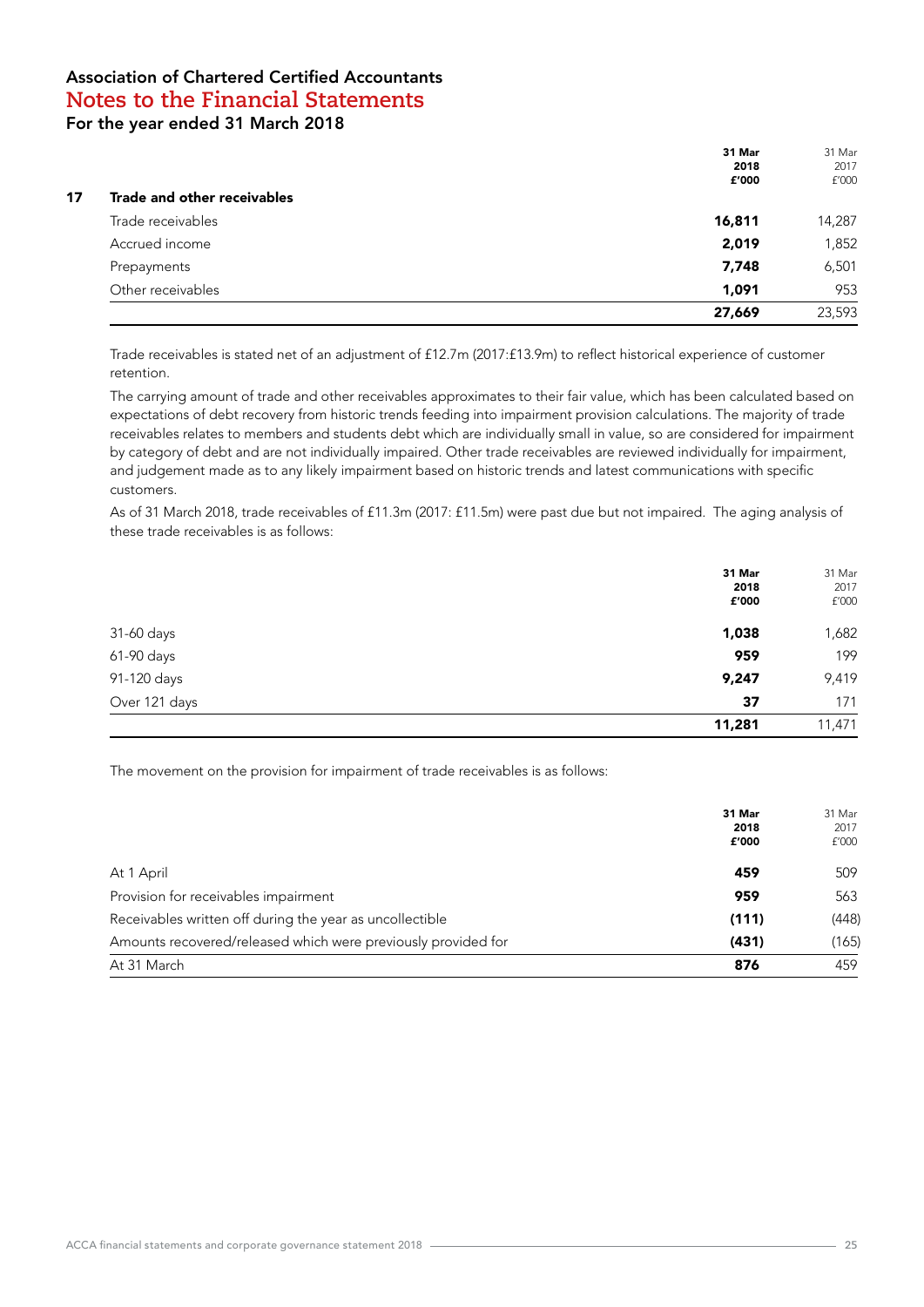# Association of Chartered Certified Accountants

## Notes to the Financial Statements

### For the year ended 31 March 2018

### 17 Trade and other receivables

| | 31 Mar 2018 £'000 | 31 Mar 2017 £'000 |
|---|---|---|
| Trade receivables | **16,811** | 14,287 |
| Accrued income | **2,019** | 1,852 |
| Prepayments | **7,748** | 6,501 |
| Other receivables | **1,091** | 953 |
| | **27,669** | 23,593 |

Trade receivables is stated net of an adjustment of £12.7m (2017:£13.9m) to reflect historical experience of customer retention.

The carrying amount of trade and other receivables approximates to their fair value, which has been calculated based on expectations of debt recovery from historic trends feeding into impairment provision calculations. The majority of trade receivables relates to members and students debt which are individually small in value, so are considered for impairment by category of debt and are not individually impaired. Other trade receivables are reviewed individually for impairment, and judgement made as to any likely impairment based on historic trends and latest communications with specific customers.

As of 31 March 2018, trade receivables of £11.3m (2017: £11.5m) were past due but not impaired. The aging analysis of these trade receivables is as follows:

| | 31 Mar 2018 £'000 | 31 Mar 2017 £'000 |
|---|---|---|
| 31-60 days | **1,038** | 1,682 |
| 61-90 days | **959** | 199 |
| 91-120 days | **9,247** | 9,419 |
| Over 121 days | **37** | 171 |
| | **11,281** | 11,471 |

The movement on the provision for impairment of trade receivables is as follows:

| | 31 Mar 2018 £'000 | 31 Mar 2017 £'000 |
|---|---|---|
| At 1 April | **459** | 509 |
| Provision for receivables impairment | **959** | 563 |
| Receivables written off during the year as uncollectible | **(111)** | (448) |
| Amounts recovered/released which were previously provided for | **(431)** | (165) |
| At 31 March | **876** | 459 |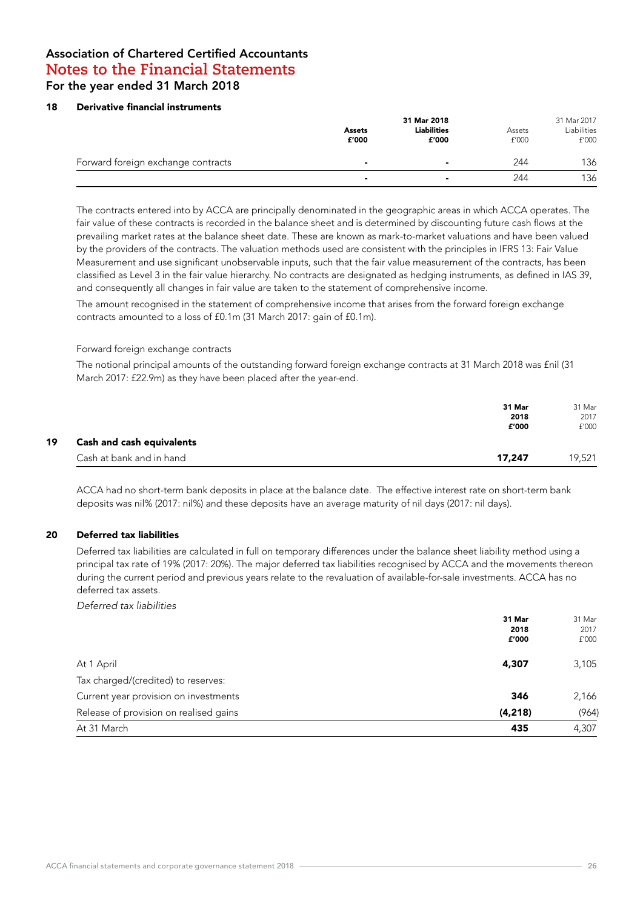# Association of Chartered Certified Accountants
## Notes to the Financial Statements
### For the year ended 31 March 2018

### 18 Derivative financial instruments

| | 31 Mar 2018 | | 31 Mar 2017 | |
|---|---|---|---|---|
| | **Assets £'000** | **Liabilities £'000** | Assets £'000 | Liabilities £'000 |
| Forward foreign exchange contracts | - | - | 244 | 136 |
| | - | - | 244 | 136 |

The contracts entered into by ACCA are principally denominated in the geographic areas in which ACCA operates. The fair value of these contracts is recorded in the balance sheet and is determined by discounting future cash flows at the prevailing market rates at the balance sheet date. These are known as mark-to-market valuations and have been valued by the providers of the contracts. The valuation methods used are consistent with the principles in IFRS 13: Fair Value Measurement and use significant unobservable inputs, such that the fair value measurement of the contracts, has been classified as Level 3 in the fair value hierarchy. No contracts are designated as hedging instruments, as defined in IAS 39, and consequently all changes in fair value are taken to the statement of comprehensive income.

The amount recognised in the statement of comprehensive income that arises from the forward foreign exchange contracts amounted to a loss of £0.1m (31 March 2017: gain of £0.1m).

Forward foreign exchange contracts

The notional principal amounts of the outstanding forward foreign exchange contracts at 31 March 2018 was £nil (31 March 2017: £22.9m) as they have been placed after the year-end.

### 19 Cash and cash equivalents

| | **31 Mar 2018 £'000** | 31 Mar 2017 £'000 |
|---|---|---|
| Cash at bank and in hand | **17,247** | 19,521 |

ACCA had no short-term bank deposits in place at the balance date. The effective interest rate on short-term bank deposits was nil% (2017: nil%) and these deposits have an average maturity of nil days (2017: nil days).

### 20 Deferred tax liabilities

Deferred tax liabilities are calculated in full on temporary differences under the balance sheet liability method using a principal tax rate of 19% (2017: 20%). The major deferred tax liabilities recognised by ACCA and the movements thereon during the current period and previous years relate to the revaluation of available-for-sale investments. ACCA has no deferred tax assets.

*Deferred tax liabilities*

| | **31 Mar 2018 £'000** | 31 Mar 2017 £'000 |
|---|---|---|
| At 1 April | **4,307** | 3,105 |
| Tax charged/(credited) to reserves: | | |
| Current year provision on investments | **346** | 2,166 |
| Release of provision on realised gains | **(4,218)** | (964) |
| At 31 March | **435** | 4,307 |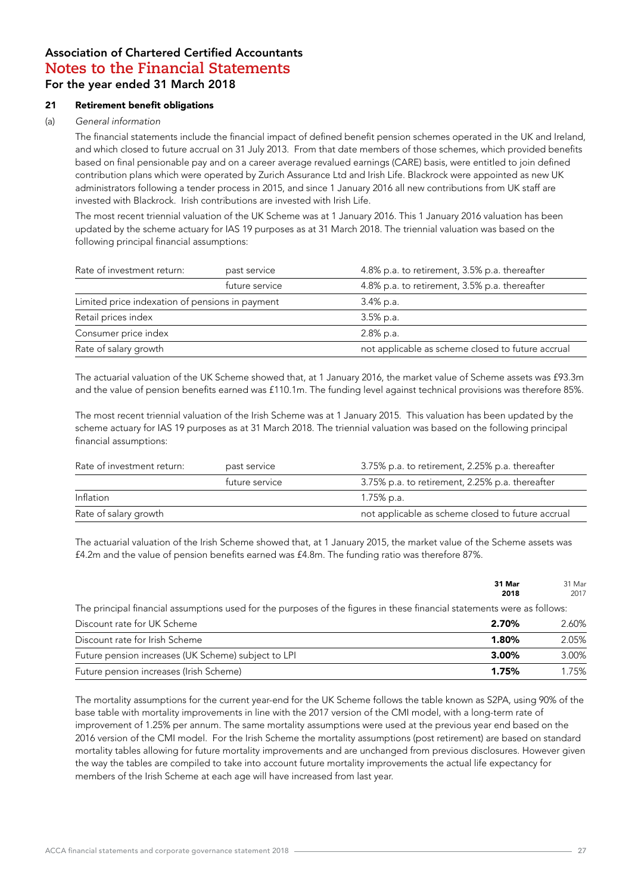# Association of Chartered Certified Accountants
## Notes to the Financial Statements
### For the year ended 31 March 2018

### 21 Retirement benefit obligations

(a) *General information*

The financial statements include the financial impact of defined benefit pension schemes operated in the UK and Ireland, and which closed to future accrual on 31 July 2013. From that date members of those schemes, which provided benefits based on final pensionable pay and on a career average revalued earnings (CARE) basis, were entitled to join defined contribution plans which were operated by Zurich Assurance Ltd and Irish Life. Blackrock were appointed as new UK administrators following a tender process in 2015, and since 1 January 2016 all new contributions from UK staff are invested with Blackrock. Irish contributions are invested with Irish Life.

The most recent triennial valuation of the UK Scheme was at 1 January 2016. This 1 January 2016 valuation has been updated by the scheme actuary for IAS 19 purposes as at 31 March 2018. The triennial valuation was based on the following principal financial assumptions:

| | | |
|---|---|---|
| Rate of investment return: | past service | 4.8% p.a. to retirement, 3.5% p.a. thereafter |
| | future service | 4.8% p.a. to retirement, 3.5% p.a. thereafter |
| Limited price indexation of pensions in payment | | 3.4% p.a. |
| Retail prices index | | 3.5% p.a. |
| Consumer price index | | 2.8% p.a. |
| Rate of salary growth | | not applicable as scheme closed to future accrual |

The actuarial valuation of the UK Scheme showed that, at 1 January 2016, the market value of Scheme assets was £93.3m and the value of pension benefits earned was £110.1m. The funding level against technical provisions was therefore 85%.

The most recent triennial valuation of the Irish Scheme was at 1 January 2015. This valuation has been updated by the scheme actuary for IAS 19 purposes as at 31 March 2018. The triennial valuation was based on the following principal financial assumptions:

| | | |
|---|---|---|
| Rate of investment return: | past service | 3.75% p.a. to retirement, 2.25% p.a. thereafter |
| | future service | 3.75% p.a. to retirement, 2.25% p.a. thereafter |
| Inflation | | 1.75% p.a. |
| Rate of salary growth | | not applicable as scheme closed to future accrual |

The actuarial valuation of the Irish Scheme showed that, at 1 January 2015, the market value of the Scheme assets was £4.2m and the value of pension benefits earned was £4.8m. The funding ratio was therefore 87%.

The principal financial assumptions used for the purposes of the figures in these financial statements were as follows:

| | **31 Mar 2018** | 31 Mar 2017 |
|---|---|---|
| Discount rate for UK Scheme | **2.70%** | 2.60% |
| Discount rate for Irish Scheme | **1.80%** | 2.05% |
| Future pension increases (UK Scheme) subject to LPI | **3.00%** | 3.00% |
| Future pension increases (Irish Scheme) | **1.75%** | 1.75% |

The mortality assumptions for the current year-end for the UK Scheme follows the table known as S2PA, using 90% of the base table with mortality improvements in line with the 2017 version of the CMI model, with a long-term rate of improvement of 1.25% per annum. The same mortality assumptions were used at the previous year end based on the 2016 version of the CMI model. For the Irish Scheme the mortality assumptions (post retirement) are based on standard mortality tables allowing for future mortality improvements and are unchanged from previous disclosures. However given the way the tables are compiled to take into account future mortality improvements the actual life expectancy for members of the Irish Scheme at each age will have increased from last year.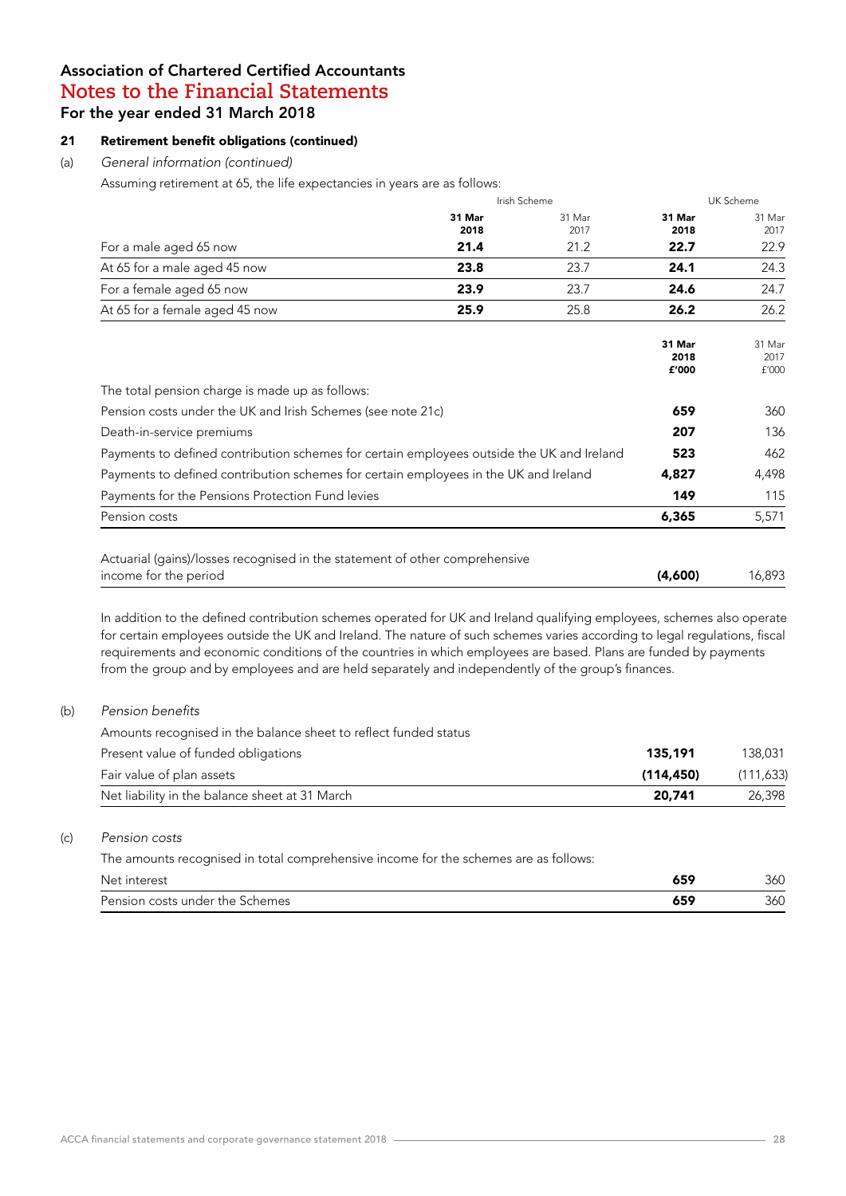## Association of Chartered Certified Accountants
## Notes to the Financial Statements
### For the year ended 31 March 2018

### 21 Retirement benefit obligations (continued)

(a) *General information (continued)*

Assuming retirement at 65, the life expectancies in years are as follows:

| | Irish Scheme | | UK Scheme | |
|---|---|---|---|---|
| | **31 Mar 2018** | 31 Mar 2017 | **31 Mar 2018** | 31 Mar 2017 |
| For a male aged 65 now | **21.4** | 21.2 | **22.7** | 22.9 |
| At 65 for a male aged 45 now | **23.8** | 23.7 | **24.1** | 24.3 |
| For a female aged 65 now | **23.9** | 23.7 | **24.6** | 24.7 |
| At 65 for a female aged 45 now | **25.9** | 25.8 | **26.2** | 26.2 |

| | **31 Mar 2018 £'000** | 31 Mar 2017 £'000 |
|---|---|---|
| The total pension charge is made up as follows: | | |
| Pension costs under the UK and Irish Schemes (see note 21c) | **659** | 360 |
| Death-in-service premiums | **207** | 136 |
| Payments to defined contribution schemes for certain employees outside the UK and Ireland | **523** | 462 |
| Payments to defined contribution schemes for certain employees in the UK and Ireland | **4,827** | 4,498 |
| Payments for the Pensions Protection Fund levies | **149** | 115 |
| Pension costs | **6,365** | 5,571 |
| | | |
| Actuarial (gains)/losses recognised in the statement of other comprehensive income for the period | **(4,600)** | 16,893 |

In addition to the defined contribution schemes operated for UK and Ireland qualifying employees, schemes also operate for certain employees outside the UK and Ireland. The nature of such schemes varies according to legal regulations, fiscal requirements and economic conditions of the countries in which employees are based. Plans are funded by payments from the group and by employees and are held separately and independently of the group's finances.

(b) *Pension benefits*

| Amounts recognised in the balance sheet to reflect funded status | | |
|---|---|---|
| Present value of funded obligations | **135,191** | 138,031 |
| Fair value of plan assets | **(114,450)** | (111,633) |
| Net liability in the balance sheet at 31 March | **20,741** | 26,398 |

(c) *Pension costs*

| The amounts recognised in total comprehensive income for the schemes are as follows: | | |
|---|---|---|
| Net interest | **659** | 360 |
| Pension costs under the Schemes | **659** | 360 |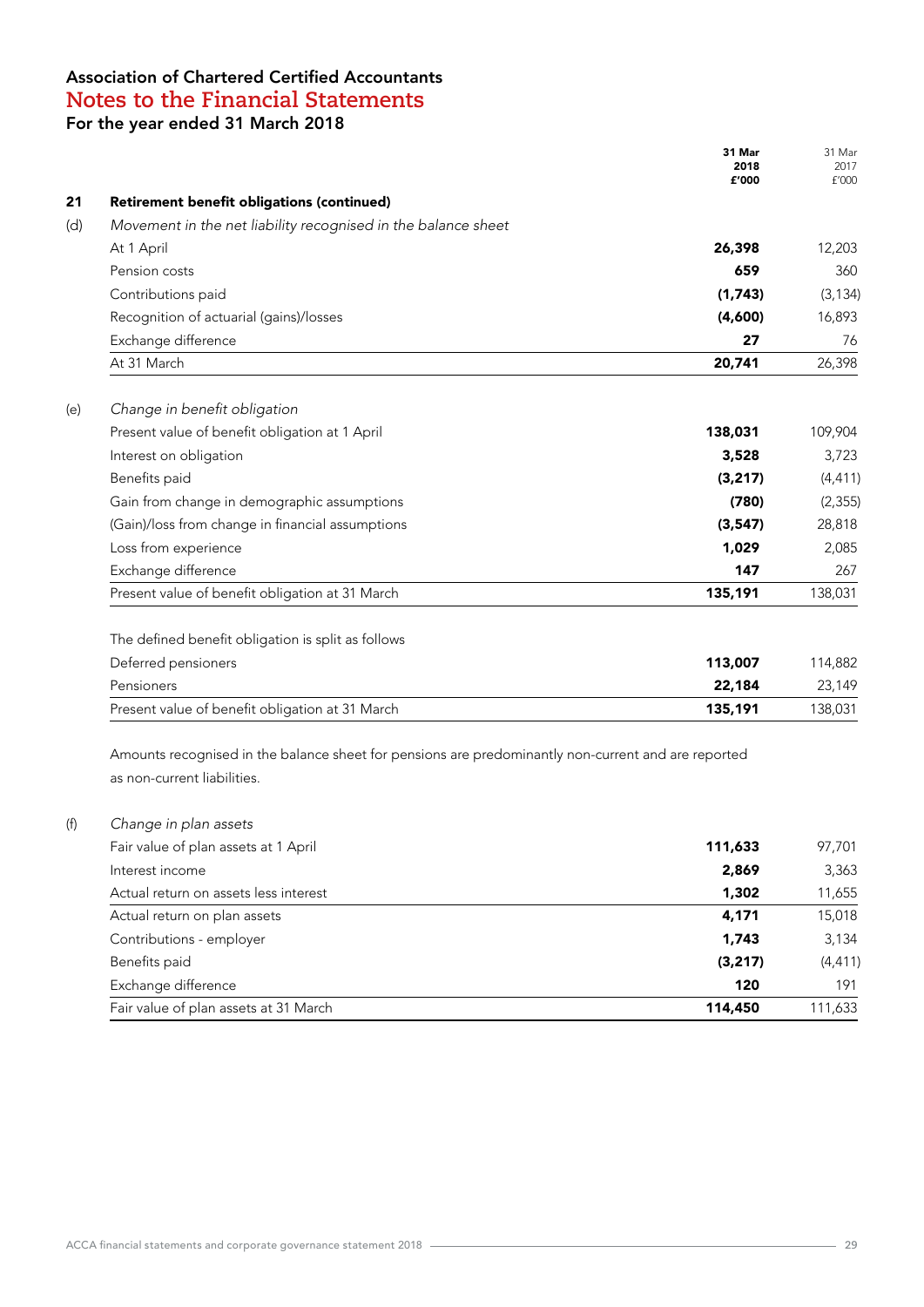## Association of Chartered Certified Accountants
# Notes to the Financial Statements
### For the year ended 31 March 2018

| | | 31 Mar 2018 £'000 | 31 Mar 2017 £'000 |
|---|---|---|---|
| **21** | **Retirement benefit obligations (continued)** | | |
| (d) | *Movement in the net liability recognised in the balance sheet* | | |
| | At 1 April | **26,398** | 12,203 |
| | Pension costs | **659** | 360 |
| | Contributions paid | **(1,743)** | (3,134) |
| | Recognition of actuarial (gains)/losses | **(4,600)** | 16,893 |
| | Exchange difference | **27** | 76 |
| | At 31 March | **20,741** | 26,398 |
| (e) | *Change in benefit obligation* | | |
| | Present value of benefit obligation at 1 April | **138,031** | 109,904 |
| | Interest on obligation | **3,528** | 3,723 |
| | Benefits paid | **(3,217)** | (4,411) |
| | Gain from change in demographic assumptions | **(780)** | (2,355) |
| | (Gain)/loss from change in financial assumptions | **(3,547)** | 28,818 |
| | Loss from experience | **1,029** | 2,085 |
| | Exchange difference | **147** | 267 |
| | Present value of benefit obligation at 31 March | **135,191** | 138,031 |
| | The defined benefit obligation is split as follows | | |
| | Deferred pensioners | **113,007** | 114,882 |
| | Pensioners | **22,184** | 23,149 |
| | Present value of benefit obligation at 31 March | **135,191** | 138,031 |

Amounts recognised in the balance sheet for pensions are predominantly non-current and are reported as non-current liabilities.

| | | 31 Mar 2018 £'000 | 31 Mar 2017 £'000 |
|---|---|---|---|
| (f) | *Change in plan assets* | | |
| | Fair value of plan assets at 1 April | **111,633** | 97,701 |
| | Interest income | **2,869** | 3,363 |
| | Actual return on assets less interest | **1,302** | 11,655 |
| | Actual return on plan assets | **4,171** | 15,018 |
| | Contributions - employer | **1,743** | 3,134 |
| | Benefits paid | **(3,217)** | (4,411) |
| | Exchange difference | **120** | 191 |
| | Fair value of plan assets at 31 March | **114,450** | 111,633 |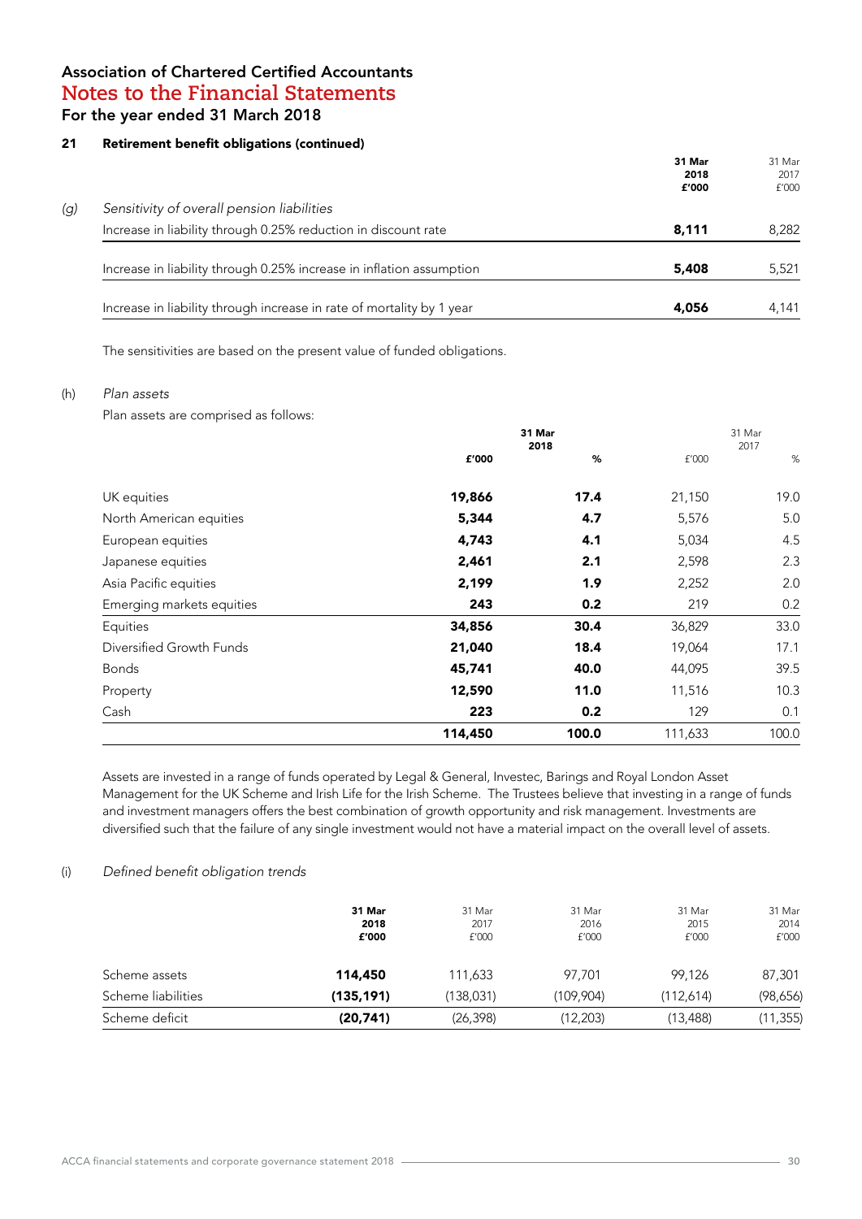# Association of Chartered Certified Accountants
## Notes to the Financial Statements
For the year ended 31 March 2018

### 21 Retirement benefit obligations (continued)

*(g) Sensitivity of overall pension liabilities*

| | 31 Mar 2018 £'000 | 31 Mar 2017 £'000 |
|---|---|---|
| Increase in liability through 0.25% reduction in discount rate | **8,111** | 8,282 |
| Increase in liability through 0.25% increase in inflation assumption | **5,408** | 5,521 |
| Increase in liability through increase in rate of mortality by 1 year | **4,056** | 4,141 |

The sensitivities are based on the present value of funded obligations.

(h) *Plan assets*

Plan assets are comprised as follows:

| | 31 Mar 2018 | | 31 Mar 2017 | |
|---|---|---|---|---|
| | **£'000** | **%** | £'000 | % |
| UK equities | **19,866** | **17.4** | 21,150 | 19.0 |
| North American equities | **5,344** | **4.7** | 5,576 | 5.0 |
| European equities | **4,743** | **4.1** | 5,034 | 4.5 |
| Japanese equities | **2,461** | **2.1** | 2,598 | 2.3 |
| Asia Pacific equities | **2,199** | **1.9** | 2,252 | 2.0 |
| Emerging markets equities | **243** | **0.2** | 219 | 0.2 |
| Equities | **34,856** | **30.4** | 36,829 | 33.0 |
| Diversified Growth Funds | **21,040** | **18.4** | 19,064 | 17.1 |
| Bonds | **45,741** | **40.0** | 44,095 | 39.5 |
| Property | **12,590** | **11.0** | 11,516 | 10.3 |
| Cash | **223** | **0.2** | 129 | 0.1 |
| | **114,450** | **100.0** | 111,633 | 100.0 |

Assets are invested in a range of funds operated by Legal & General, Investec, Barings and Royal London Asset Management for the UK Scheme and Irish Life for the Irish Scheme. The Trustees believe that investing in a range of funds and investment managers offers the best combination of growth opportunity and risk management. Investments are diversified such that the failure of any single investment would not have a material impact on the overall level of assets.

(i) *Defined benefit obligation trends*

| | 31 Mar 2018 £'000 | 31 Mar 2017 £'000 | 31 Mar 2016 £'000 | 31 Mar 2015 £'000 | 31 Mar 2014 £'000 |
|---|---|---|---|---|---|
| Scheme assets | **114,450** | 111,633 | 97,701 | 99,126 | 87,301 |
| Scheme liabilities | **(135,191)** | (138,031) | (109,904) | (112,614) | (98,656) |
| Scheme deficit | **(20,741)** | (26,398) | (12,203) | (13,488) | (11,355) |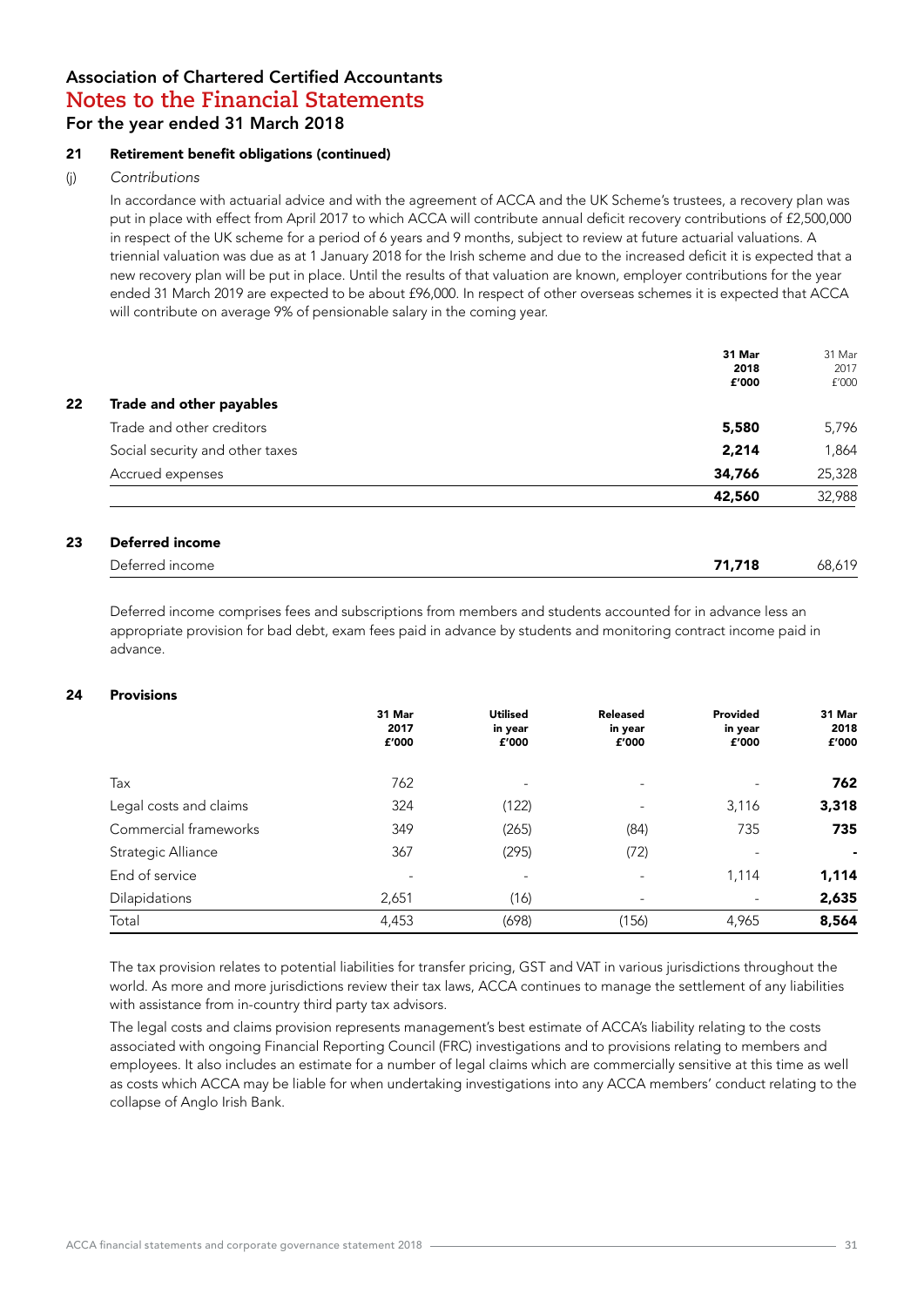# Association of Chartered Certified Accountants
## Notes to the Financial Statements
### For the year ended 31 March 2018

### 21 Retirement benefit obligations (continued)

(j) *Contributions*

In accordance with actuarial advice and with the agreement of ACCA and the UK Scheme's trustees, a recovery plan was put in place with effect from April 2017 to which ACCA will contribute annual deficit recovery contributions of £2,500,000 in respect of the UK scheme for a period of 6 years and 9 months, subject to review at future actuarial valuations. A triennial valuation was due as at 1 January 2018 for the Irish scheme and due to the increased deficit it is expected that a new recovery plan will be put in place. Until the results of that valuation are known, employer contributions for the year ended 31 March 2019 are expected to be about £96,000. In respect of other overseas schemes it is expected that ACCA will contribute on average 9% of pensionable salary in the coming year.

| | 31 Mar 2018 £'000 | 31 Mar 2017 £'000 |
|---|---|---|
| **22 Trade and other payables** | | |
| Trade and other creditors | **5,580** | 5,796 |
| Social security and other taxes | **2,214** | 1,864 |
| Accrued expenses | **34,766** | 25,328 |
| | **42,560** | 32,988 |
| **23 Deferred income** | | |
| Deferred income | **71,718** | 68,619 |

Deferred income comprises fees and subscriptions from members and students accounted for in advance less an appropriate provision for bad debt, exam fees paid in advance by students and monitoring contract income paid in advance.

### 24 Provisions

| | 31 Mar 2017 £'000 | Utilised in year £'000 | Released in year £'000 | Provided in year £'000 | 31 Mar 2018 £'000 |
|---|---|---|---|---|---|
| Tax | 762 | - | - | - | **762** |
| Legal costs and claims | 324 | (122) | - | 3,116 | **3,318** |
| Commercial frameworks | 349 | (265) | (84) | 735 | **735** |
| Strategic Alliance | 367 | (295) | (72) | - | **-** |
| End of service | - | - | - | 1,114 | **1,114** |
| Dilapidations | 2,651 | (16) | - | - | **2,635** |
| Total | 4,453 | (698) | (156) | 4,965 | **8,564** |

The tax provision relates to potential liabilities for transfer pricing, GST and VAT in various jurisdictions throughout the world. As more and more jurisdictions review their tax laws, ACCA continues to manage the settlement of any liabilities with assistance from in-country third party tax advisors.

The legal costs and claims provision represents management's best estimate of ACCA's liability relating to the costs associated with ongoing Financial Reporting Council (FRC) investigations and to provisions relating to members and employees. It also includes an estimate for a number of legal claims which are commercially sensitive at this time as well as costs which ACCA may be liable for when undertaking investigations into any ACCA members' conduct relating to the collapse of Anglo Irish Bank.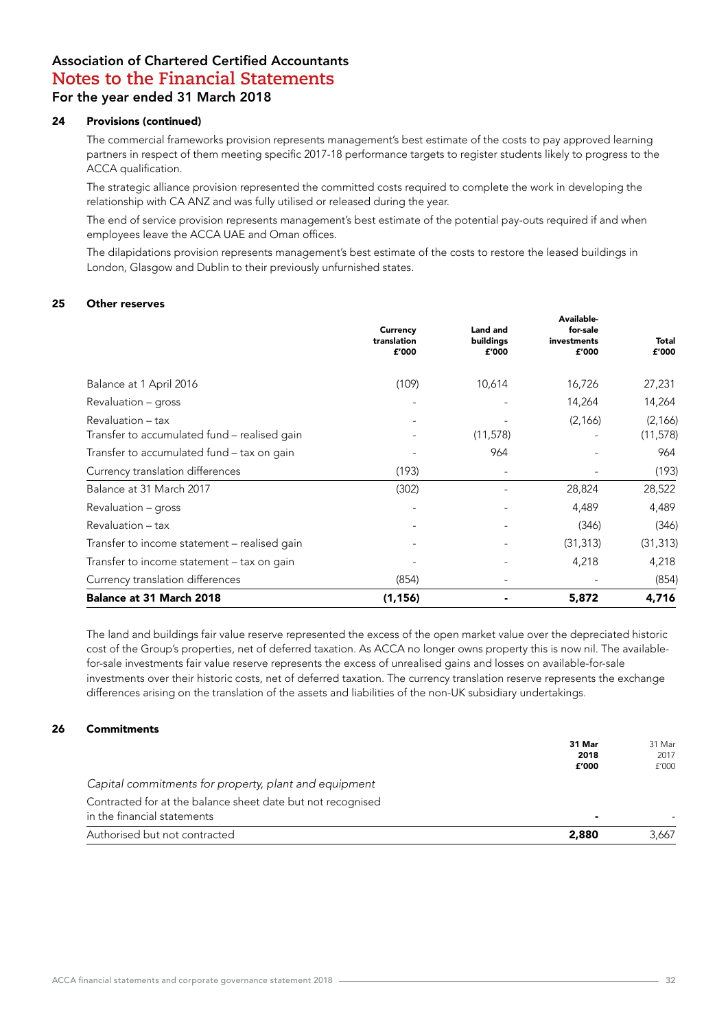# Association of Chartered Certified Accountants
## Notes to the Financial Statements
### For the year ended 31 March 2018

### 24 Provisions (continued)

The commercial frameworks provision represents management's best estimate of the costs to pay approved learning partners in respect of them meeting specific 2017-18 performance targets to register students likely to progress to the ACCA qualification.

The strategic alliance provision represented the committed costs required to complete the work in developing the relationship with CA ANZ and was fully utilised or released during the year.

The end of service provision represents management's best estimate of the potential pay-outs required if and when employees leave the ACCA UAE and Oman offices.

The dilapidations provision represents management's best estimate of the costs to restore the leased buildings in London, Glasgow and Dublin to their previously unfurnished states.

### 25 Other reserves

| | Currency translation £'000 | Land and buildings £'000 | Available-for-sale investments £'000 | Total £'000 |
|---|---|---|---|---|
| Balance at 1 April 2016 | (109) | 10,614 | 16,726 | 27,231 |
| Revaluation – gross | - | - | 14,264 | 14,264 |
| Revaluation – tax | - | - | (2,166) | (2,166) |
| Transfer to accumulated fund – realised gain | - | (11,578) | - | (11,578) |
| Transfer to accumulated fund – tax on gain | - | 964 | - | 964 |
| Currency translation differences | (193) | - | - | (193) |
| Balance at 31 March 2017 | (302) | - | 28,824 | 28,522 |
| Revaluation – gross | - | - | 4,489 | 4,489 |
| Revaluation – tax | - | - | (346) | (346) |
| Transfer to income statement – realised gain | - | - | (31,313) | (31,313) |
| Transfer to income statement – tax on gain | - | - | 4,218 | 4,218 |
| Currency translation differences | (854) | - | - | (854) |
| **Balance at 31 March 2018** | **(1,156)** | **-** | **5,872** | **4,716** |

The land and buildings fair value reserve represented the excess of the open market value over the depreciated historic cost of the Group's properties, net of deferred taxation. As ACCA no longer owns property this is now nil. The available-for-sale investments fair value reserve represents the excess of unrealised gains and losses on available-for-sale investments over their historic costs, net of deferred taxation. The currency translation reserve represents the exchange differences arising on the translation of the assets and liabilities of the non-UK subsidiary undertakings.

### 26 Commitments

| | 31 Mar 2018 £'000 | 31 Mar 2017 £'000 |
|---|---|---|
| *Capital commitments for property, plant and equipment* | | |
| Contracted for at the balance sheet date but not recognised in the financial statements | **-** | - |
| Authorised but not contracted | **2,880** | 3,667 |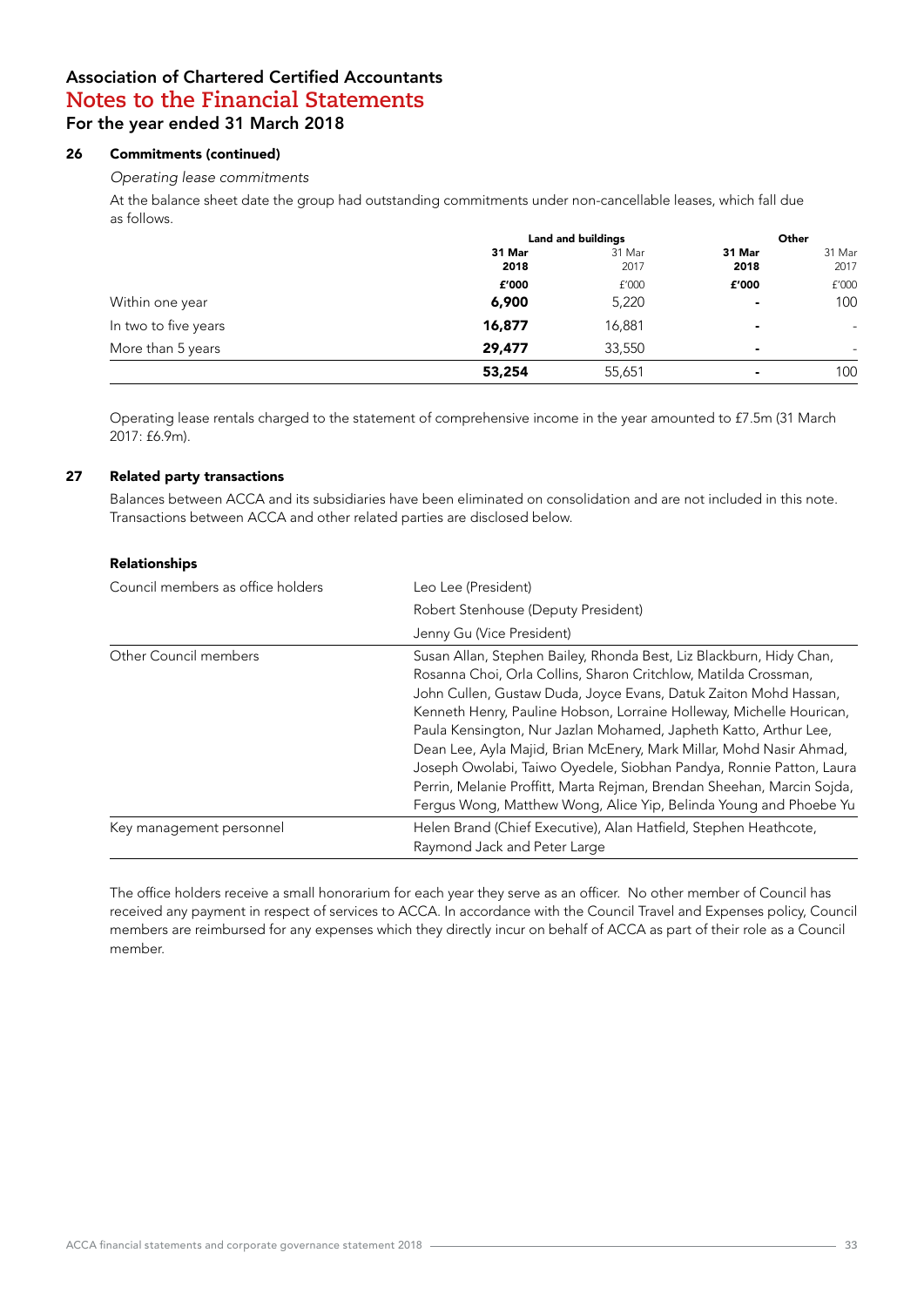# Association of Chartered Certified Accountants
## Notes to the Financial Statements
### For the year ended 31 March 2018

### 26 Commitments (continued)

*Operating lease commitments*

At the balance sheet date the group had outstanding commitments under non-cancellable leases, which fall due as follows.

| | Land and buildings | | Other | |
|---|---|---|---|---|
| | **31 Mar 2018** | 31 Mar 2017 | **31 Mar 2018** | 31 Mar 2017 |
| | **£'000** | £'000 | **£'000** | £'000 |
| Within one year | **6,900** | 5,220 | **-** | 100 |
| In two to five years | **16,877** | 16,881 | **-** | - |
| More than 5 years | **29,477** | 33,550 | **-** | - |
| | **53,254** | 55,651 | **-** | 100 |

Operating lease rentals charged to the statement of comprehensive income in the year amounted to £7.5m (31 March 2017: £6.9m).

### 27 Related party transactions

Balances between ACCA and its subsidiaries have been eliminated on consolidation and are not included in this note. Transactions between ACCA and other related parties are disclosed below.

**Relationships**

| | |
|---|---|
| Council members as office holders | Leo Lee (President)<br>Robert Stenhouse (Deputy President)<br>Jenny Gu (Vice President) |
| Other Council members | Susan Allan, Stephen Bailey, Rhonda Best, Liz Blackburn, Hidy Chan, Rosanna Choi, Orla Collins, Sharon Critchlow, Matilda Crossman, John Cullen, Gustaw Duda, Joyce Evans, Datuk Zaiton Mohd Hassan, Kenneth Henry, Pauline Hobson, Lorraine Holleway, Michelle Hourican, Paula Kensington, Nur Jazlan Mohamed, Japheth Katto, Arthur Lee, Dean Lee, Ayla Majid, Brian McEnery, Mark Millar, Mohd Nasir Ahmad, Joseph Owolabi, Taiwo Oyedele, Siobhan Pandya, Ronnie Patton, Laura Perrin, Melanie Proffitt, Marta Rejman, Brendan Sheehan, Marcin Sojda, Fergus Wong, Matthew Wong, Alice Yip, Belinda Young and Phoebe Yu |
| Key management personnel | Helen Brand (Chief Executive), Alan Hatfield, Stephen Heathcote, Raymond Jack and Peter Large |

The office holders receive a small honorarium for each year they serve as an officer. No other member of Council has received any payment in respect of services to ACCA. In accordance with the Council Travel and Expenses policy, Council members are reimbursed for any expenses which they directly incur on behalf of ACCA as part of their role as a Council member.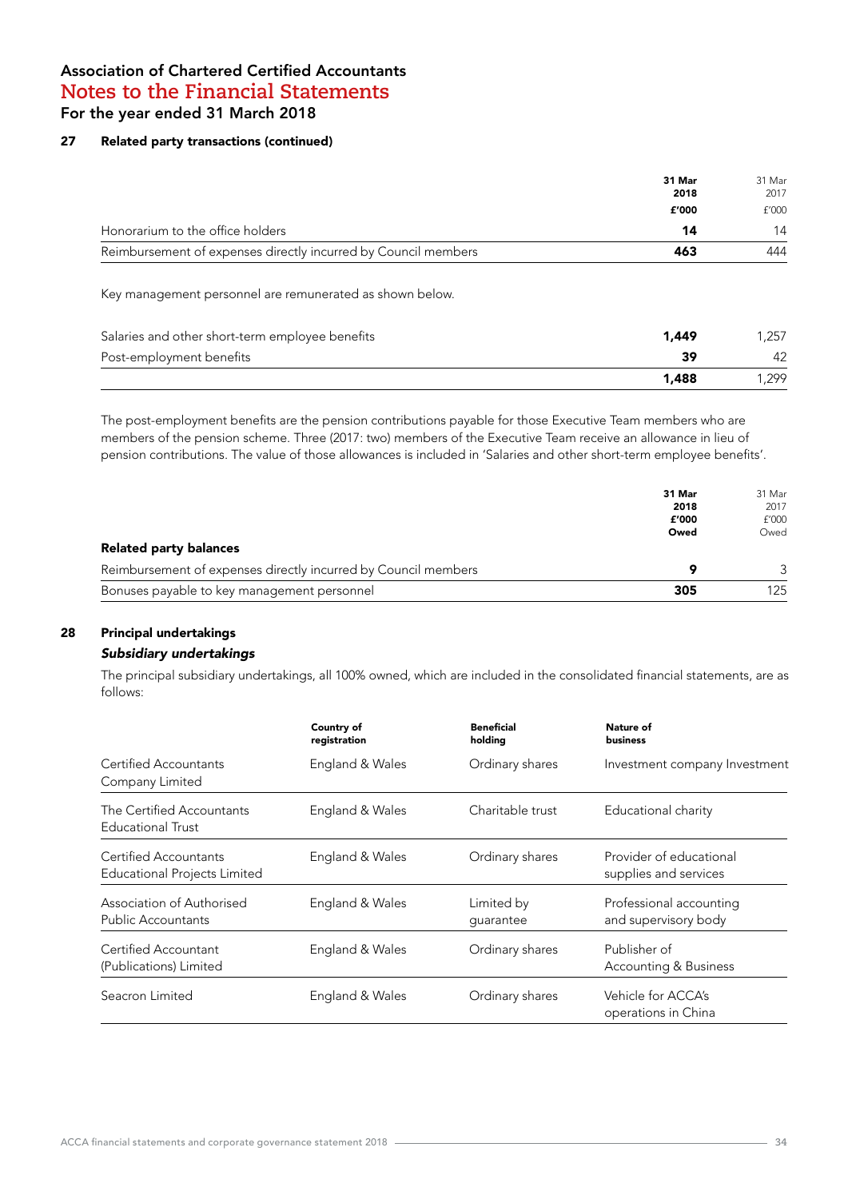# Association of Chartered Certified Accountants
## Notes to the Financial Statements
### For the year ended 31 March 2018

#### 27 Related party transactions (continued)

| | **31 Mar 2018 £'000** | 31 Mar 2017 £'000 |
|---|---|---|
| Honorarium to the office holders | **14** | 14 |
| Reimbursement of expenses directly incurred by Council members | **463** | 444 |

Key management personnel are remunerated as shown below.

| | **31 Mar 2018 £'000** | 31 Mar 2017 £'000 |
|---|---|---|
| Salaries and other short-term employee benefits | **1,449** | 1,257 |
| Post-employment benefits | **39** | 42 |
| | **1,488** | 1,299 |

The post-employment benefits are the pension contributions payable for those Executive Team members who are members of the pension scheme. Three (2017: two) members of the Executive Team receive an allowance in lieu of pension contributions. The value of those allowances is included in 'Salaries and other short-term employee benefits'.

| **Related party balances** | **31 Mar 2018 £'000 Owed** | 31 Mar 2017 £'000 Owed |
|---|---|---|
| Reimbursement of expenses directly incurred by Council members | **9** | 3 |
| Bonuses payable to key management personnel | **305** | 125 |

#### 28 Principal undertakings

***Subsidiary undertakings***

The principal subsidiary undertakings, all 100% owned, which are included in the consolidated financial statements, are as follows:

| | **Country of registration** | **Beneficial holding** | **Nature of business** |
|---|---|---|---|
| Certified Accountants Company Limited | England & Wales | Ordinary shares | Investment company Investment |
| The Certified Accountants Educational Trust | England & Wales | Charitable trust | Educational charity |
| Certified Accountants Educational Projects Limited | England & Wales | Ordinary shares | Provider of educational supplies and services |
| Association of Authorised Public Accountants | England & Wales | Limited by guarantee | Professional accounting and supervisory body |
| Certified Accountant (Publications) Limited | England & Wales | Ordinary shares | Publisher of Accounting & Business |
| Seacron Limited | England & Wales | Ordinary shares | Vehicle for ACCA's operations in China |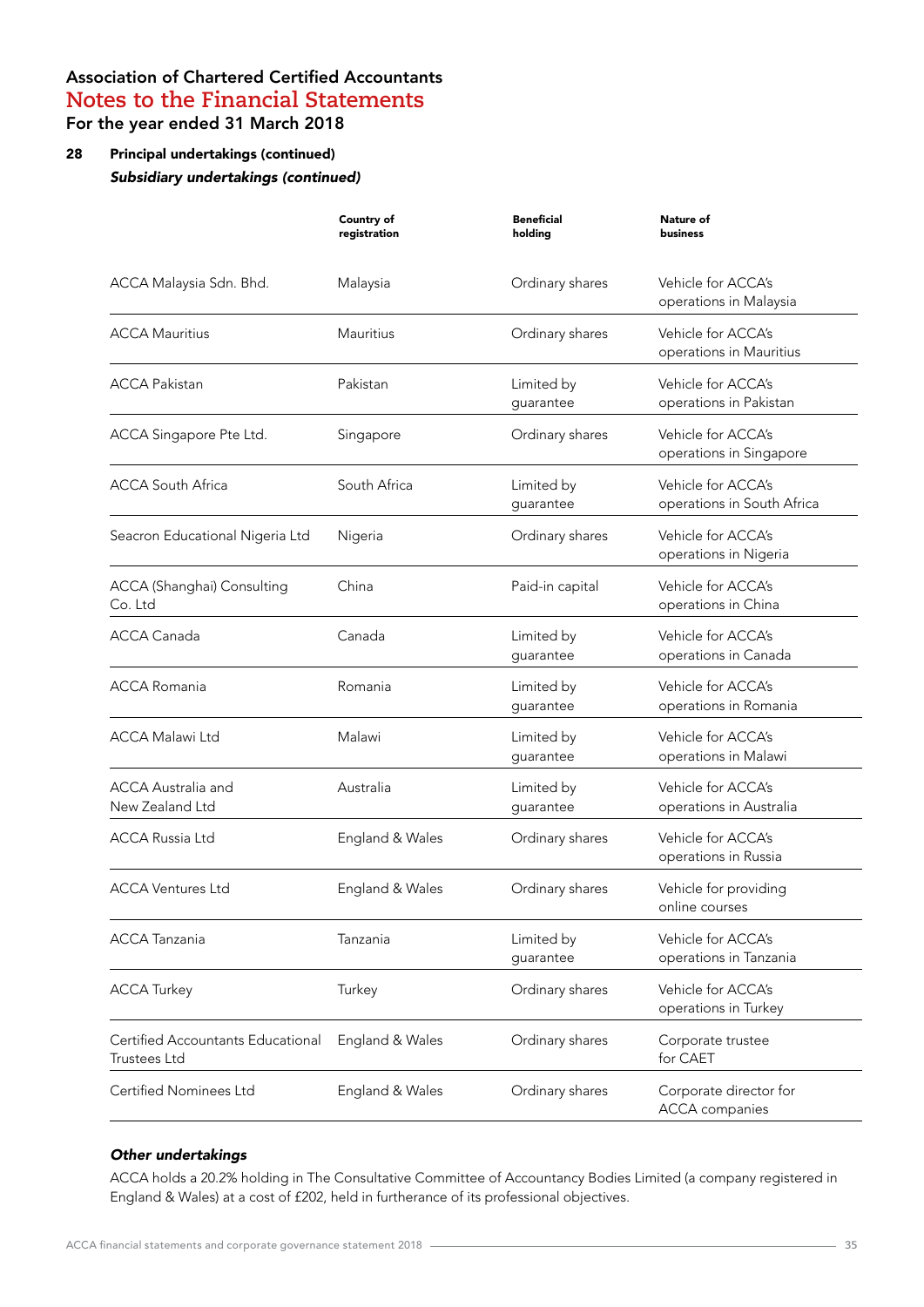# Association of Chartered Certified Accountants
## Notes to the Financial Statements
### For the year ended 31 March 2018

**28 Principal undertakings (continued)**

***Subsidiary undertakings (continued)***

| | Country of registration | Beneficial holding | Nature of business |
|---|---|---|---|
| ACCA Malaysia Sdn. Bhd. | Malaysia | Ordinary shares | Vehicle for ACCA's operations in Malaysia |
| ACCA Mauritius | Mauritius | Ordinary shares | Vehicle for ACCA's operations in Mauritius |
| ACCA Pakistan | Pakistan | Limited by guarantee | Vehicle for ACCA's operations in Pakistan |
| ACCA Singapore Pte Ltd. | Singapore | Ordinary shares | Vehicle for ACCA's operations in Singapore |
| ACCA South Africa | South Africa | Limited by guarantee | Vehicle for ACCA's operations in South Africa |
| Seacron Educational Nigeria Ltd | Nigeria | Ordinary shares | Vehicle for ACCA's operations in Nigeria |
| ACCA (Shanghai) Consulting Co. Ltd | China | Paid-in capital | Vehicle for ACCA's operations in China |
| ACCA Canada | Canada | Limited by guarantee | Vehicle for ACCA's operations in Canada |
| ACCA Romania | Romania | Limited by guarantee | Vehicle for ACCA's operations in Romania |
| ACCA Malawi Ltd | Malawi | Limited by guarantee | Vehicle for ACCA's operations in Malawi |
| ACCA Australia and New Zealand Ltd | Australia | Limited by guarantee | Vehicle for ACCA's operations in Australia |
| ACCA Russia Ltd | England & Wales | Ordinary shares | Vehicle for ACCA's operations in Russia |
| ACCA Ventures Ltd | England & Wales | Ordinary shares | Vehicle for providing online courses |
| ACCA Tanzania | Tanzania | Limited by guarantee | Vehicle for ACCA's operations in Tanzania |
| ACCA Turkey | Turkey | Ordinary shares | Vehicle for ACCA's operations in Turkey |
| Certified Accountants Educational Trustees Ltd | England & Wales | Ordinary shares | Corporate trustee for CAET |
| Certified Nominees Ltd | England & Wales | Ordinary shares | Corporate director for ACCA companies |

***Other undertakings***

ACCA holds a 20.2% holding in The Consultative Committee of Accountancy Bodies Limited (a company registered in England & Wales) at a cost of £202, held in furtherance of its professional objectives.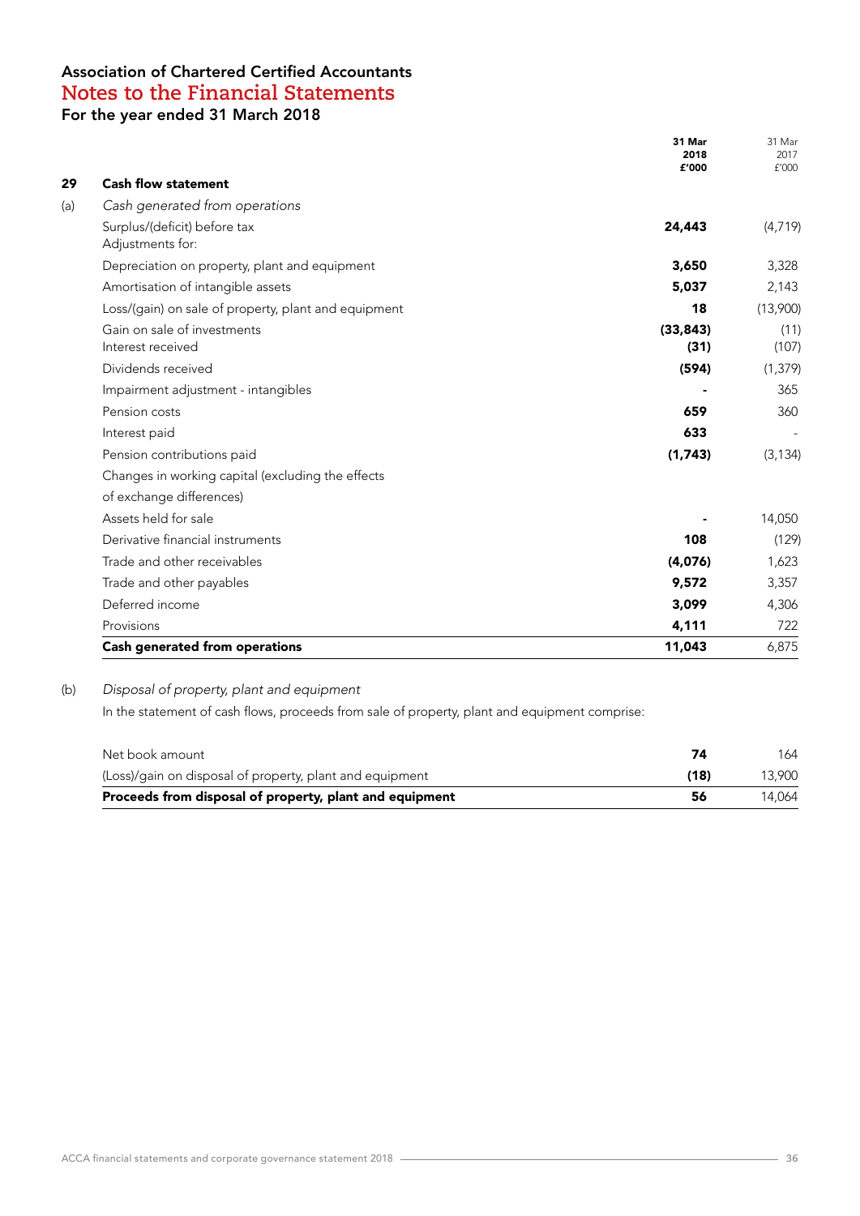# Association of Chartered Certified Accountants
## Notes to the Financial Statements
### For the year ended 31 March 2018

| | | 31 Mar 2018 £'000 | 31 Mar 2017 £'000 |
|---|---|---|---|
| **29** | **Cash flow statement** | | |
| (a) | *Cash generated from operations* | | |
| | Surplus/(deficit) before tax | **24,443** | (4,719) |
| | Adjustments for: | | |
| | Depreciation on property, plant and equipment | **3,650** | 3,328 |
| | Amortisation of intangible assets | **5,037** | 2,143 |
| | Loss/(gain) on sale of property, plant and equipment | **18** | (13,900) |
| | Gain on sale of investments | **(33,843)** | (11) |
| | Interest received | **(31)** | (107) |
| | Dividends received | **(594)** | (1,379) |
| | Impairment adjustment - intangibles | **-** | 365 |
| | Pension costs | **659** | 360 |
| | Interest paid | **633** | - |
| | Pension contributions paid | **(1,743)** | (3,134) |
| | Changes in working capital (excluding the effects of exchange differences) | | |
| | Assets held for sale | **-** | 14,050 |
| | Derivative financial instruments | **108** | (129) |
| | Trade and other receivables | **(4,076)** | 1,623 |
| | Trade and other payables | **9,572** | 3,357 |
| | Deferred income | **3,099** | 4,306 |
| | Provisions | **4,111** | 722 |
| | **Cash generated from operations** | **11,043** | 6,875 |

(b) *Disposal of property, plant and equipment*

In the statement of cash flows, proceeds from sale of property, plant and equipment comprise:

| | 31 Mar 2018 £'000 | 31 Mar 2017 £'000 |
|---|---|---|
| Net book amount | **74** | 164 |
| (Loss)/gain on disposal of property, plant and equipment | **(18)** | 13,900 |
| **Proceeds from disposal of property, plant and equipment** | **56** | 14,064 |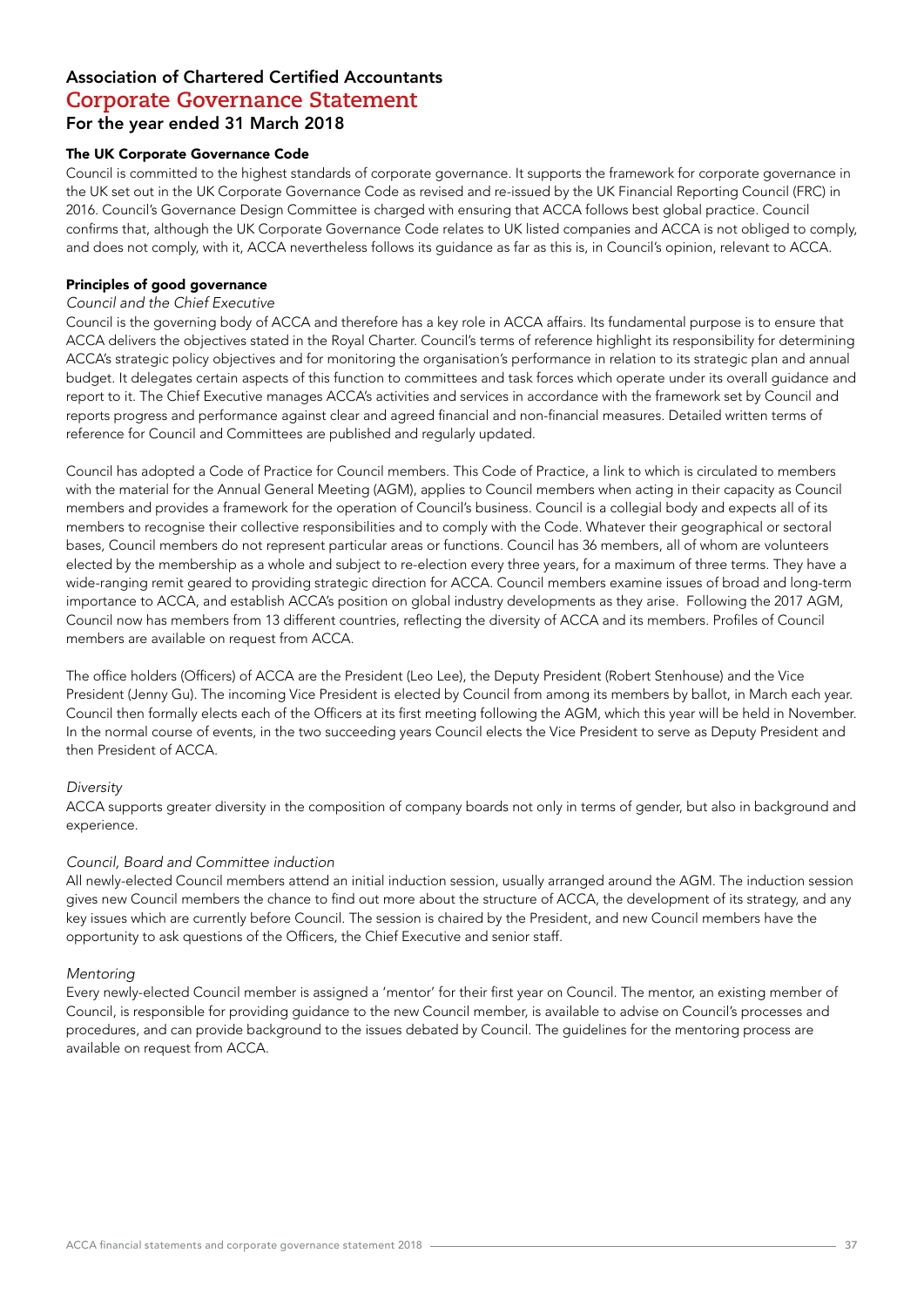# Association of Chartered Certified Accountants
## Corporate Governance Statement
### For the year ended 31 March 2018

**The UK Corporate Governance Code**

Council is committed to the highest standards of corporate governance. It supports the framework for corporate governance in the UK set out in the UK Corporate Governance Code as revised and re-issued by the UK Financial Reporting Council (FRC) in 2016. Council's Governance Design Committee is charged with ensuring that ACCA follows best global practice. Council confirms that, although the UK Corporate Governance Code relates to UK listed companies and ACCA is not obliged to comply, and does not comply, with it, ACCA nevertheless follows its guidance as far as this is, in Council's opinion, relevant to ACCA.

**Principles of good governance**

*Council and the Chief Executive*

Council is the governing body of ACCA and therefore has a key role in ACCA affairs. Its fundamental purpose is to ensure that ACCA delivers the objectives stated in the Royal Charter. Council's terms of reference highlight its responsibility for determining ACCA's strategic policy objectives and for monitoring the organisation's performance in relation to its strategic plan and annual budget. It delegates certain aspects of this function to committees and task forces which operate under its overall guidance and report to it. The Chief Executive manages ACCA's activities and services in accordance with the framework set by Council and reports progress and performance against clear and agreed financial and non-financial measures. Detailed written terms of reference for Council and Committees are published and regularly updated.

Council has adopted a Code of Practice for Council members. This Code of Practice, a link to which is circulated to members with the material for the Annual General Meeting (AGM), applies to Council members when acting in their capacity as Council members and provides a framework for the operation of Council's business. Council is a collegial body and expects all of its members to recognise their collective responsibilities and to comply with the Code. Whatever their geographical or sectoral bases, Council members do not represent particular areas or functions. Council has 36 members, all of whom are volunteers elected by the membership as a whole and subject to re-election every three years, for a maximum of three terms. They have a wide-ranging remit geared to providing strategic direction for ACCA. Council members examine issues of broad and long-term importance to ACCA, and establish ACCA's position on global industry developments as they arise. Following the 2017 AGM, Council now has members from 13 different countries, reflecting the diversity of ACCA and its members. Profiles of Council members are available on request from ACCA.

The office holders (Officers) of ACCA are the President (Leo Lee), the Deputy President (Robert Stenhouse) and the Vice President (Jenny Gu). The incoming Vice President is elected by Council from among its members by ballot, in March each year. Council then formally elects each of the Officers at its first meeting following the AGM, which this year will be held in November. In the normal course of events, in the two succeeding years Council elects the Vice President to serve as Deputy President and then President of ACCA.

*Diversity*

ACCA supports greater diversity in the composition of company boards not only in terms of gender, but also in background and experience.

*Council, Board and Committee induction*

All newly-elected Council members attend an initial induction session, usually arranged around the AGM. The induction session gives new Council members the chance to find out more about the structure of ACCA, the development of its strategy, and any key issues which are currently before Council. The session is chaired by the President, and new Council members have the opportunity to ask questions of the Officers, the Chief Executive and senior staff.

*Mentoring*

Every newly-elected Council member is assigned a 'mentor' for their first year on Council. The mentor, an existing member of Council, is responsible for providing guidance to the new Council member, is available to advise on Council's processes and procedures, and can provide background to the issues debated by Council. The guidelines for the mentoring process are available on request from ACCA.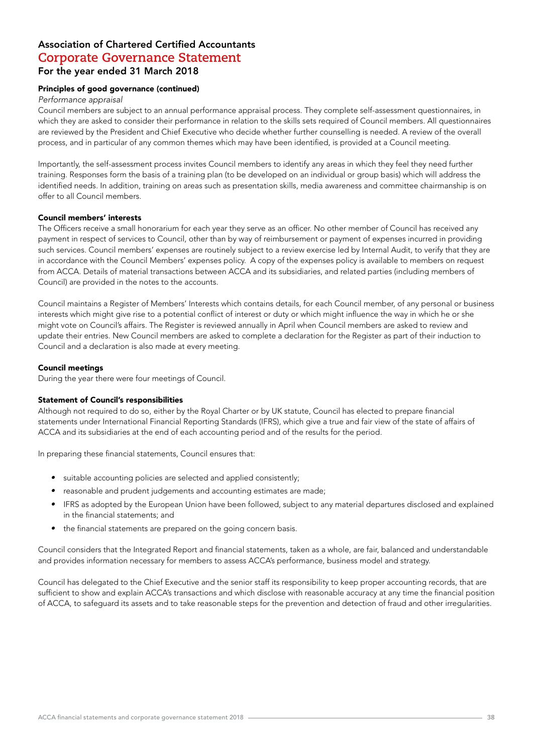# Association of Chartered Certified Accountants
## Corporate Governance Statement
### For the year ended 31 March 2018

**Principles of good governance (continued)**

*Performance appraisal*

Council members are subject to an annual performance appraisal process. They complete self-assessment questionnaires, in which they are asked to consider their performance in relation to the skills sets required of Council members. All questionnaires are reviewed by the President and Chief Executive who decide whether further counselling is needed. A review of the overall process, and in particular of any common themes which may have been identified, is provided at a Council meeting.

Importantly, the self-assessment process invites Council members to identify any areas in which they feel they need further training. Responses form the basis of a training plan (to be developed on an individual or group basis) which will address the identified needs. In addition, training on areas such as presentation skills, media awareness and committee chairmanship is on offer to all Council members.

**Council members' interests**

The Officers receive a small honorarium for each year they serve as an officer. No other member of Council has received any payment in respect of services to Council, other than by way of reimbursement or payment of expenses incurred in providing such services. Council members' expenses are routinely subject to a review exercise led by Internal Audit, to verify that they are in accordance with the Council Members' expenses policy. A copy of the expenses policy is available to members on request from ACCA. Details of material transactions between ACCA and its subsidiaries, and related parties (including members of Council) are provided in the notes to the accounts.

Council maintains a Register of Members' Interests which contains details, for each Council member, of any personal or business interests which might give rise to a potential conflict of interest or duty or which might influence the way in which he or she might vote on Council's affairs. The Register is reviewed annually in April when Council members are asked to review and update their entries. New Council members are asked to complete a declaration for the Register as part of their induction to Council and a declaration is also made at every meeting.

**Council meetings**

During the year there were four meetings of Council.

**Statement of Council's responsibilities**

Although not required to do so, either by the Royal Charter or by UK statute, Council has elected to prepare financial statements under International Financial Reporting Standards (IFRS), which give a true and fair view of the state of affairs of ACCA and its subsidiaries at the end of each accounting period and of the results for the period.

In preparing these financial statements, Council ensures that:

- suitable accounting policies are selected and applied consistently;
- reasonable and prudent judgements and accounting estimates are made;
- IFRS as adopted by the European Union have been followed, subject to any material departures disclosed and explained in the financial statements; and
- the financial statements are prepared on the going concern basis.

Council considers that the Integrated Report and financial statements, taken as a whole, are fair, balanced and understandable and provides information necessary for members to assess ACCA's performance, business model and strategy.

Council has delegated to the Chief Executive and the senior staff its responsibility to keep proper accounting records, that are sufficient to show and explain ACCA's transactions and which disclose with reasonable accuracy at any time the financial position of ACCA, to safeguard its assets and to take reasonable steps for the prevention and detection of fraud and other irregularities.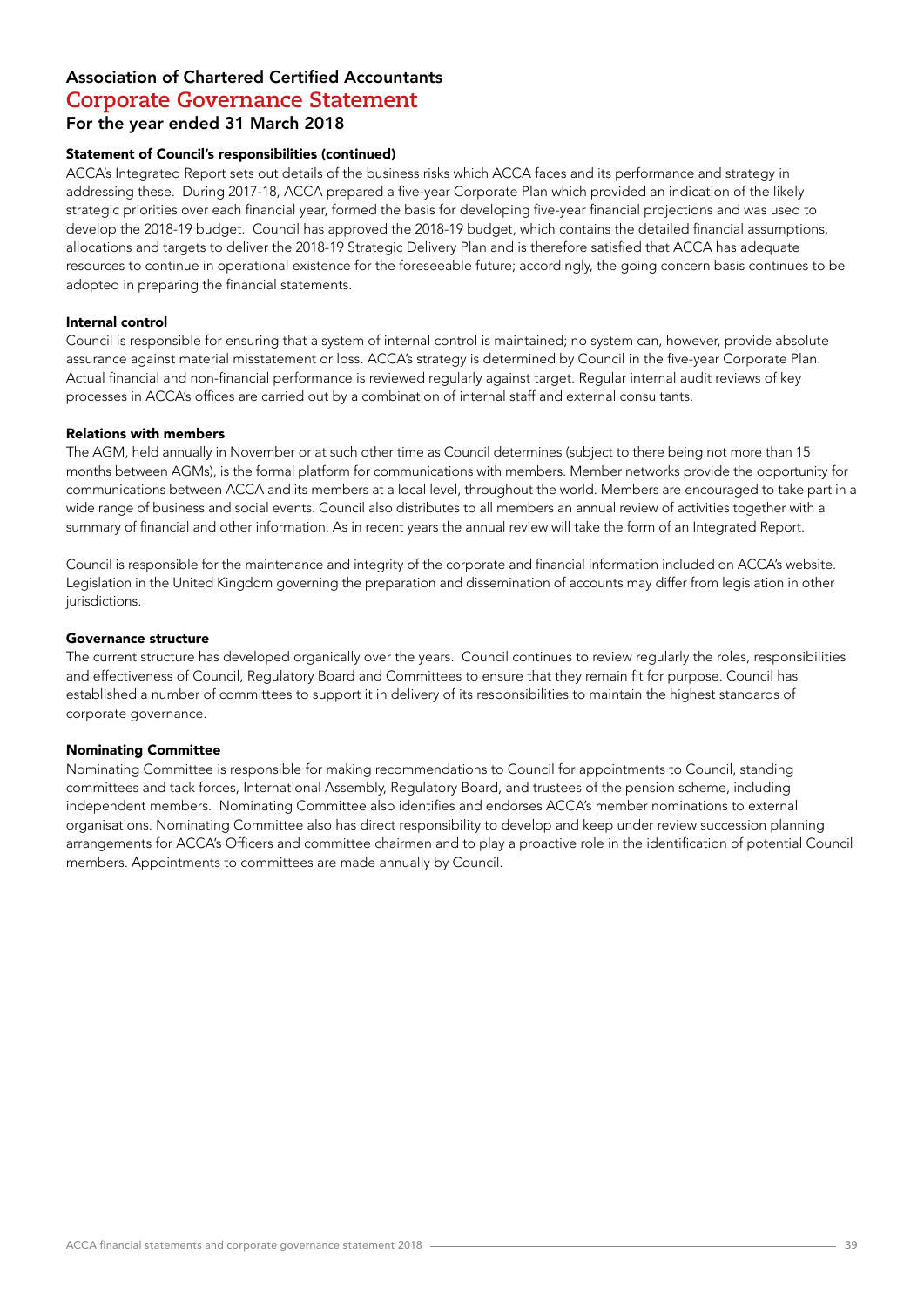# Association of Chartered Certified Accountants

## Corporate Governance Statement

### For the year ended 31 March 2018

**Statement of Council's responsibilities (continued)**

ACCA's Integrated Report sets out details of the business risks which ACCA faces and its performance and strategy in addressing these. During 2017-18, ACCA prepared a five-year Corporate Plan which provided an indication of the likely strategic priorities over each financial year, formed the basis for developing five-year financial projections and was used to develop the 2018-19 budget. Council has approved the 2018-19 budget, which contains the detailed financial assumptions, allocations and targets to deliver the 2018-19 Strategic Delivery Plan and is therefore satisfied that ACCA has adequate resources to continue in operational existence for the foreseeable future; accordingly, the going concern basis continues to be adopted in preparing the financial statements.

**Internal control**

Council is responsible for ensuring that a system of internal control is maintained; no system can, however, provide absolute assurance against material misstatement or loss. ACCA's strategy is determined by Council in the five-year Corporate Plan. Actual financial and non-financial performance is reviewed regularly against target. Regular internal audit reviews of key processes in ACCA's offices are carried out by a combination of internal staff and external consultants.

**Relations with members**

The AGM, held annually in November or at such other time as Council determines (subject to there being not more than 15 months between AGMs), is the formal platform for communications with members. Member networks provide the opportunity for communications between ACCA and its members at a local level, throughout the world. Members are encouraged to take part in a wide range of business and social events. Council also distributes to all members an annual review of activities together with a summary of financial and other information. As in recent years the annual review will take the form of an Integrated Report.

Council is responsible for the maintenance and integrity of the corporate and financial information included on ACCA's website. Legislation in the United Kingdom governing the preparation and dissemination of accounts may differ from legislation in other jurisdictions.

**Governance structure**

The current structure has developed organically over the years. Council continues to review regularly the roles, responsibilities and effectiveness of Council, Regulatory Board and Committees to ensure that they remain fit for purpose. Council has established a number of committees to support it in delivery of its responsibilities to maintain the highest standards of corporate governance.

**Nominating Committee**

Nominating Committee is responsible for making recommendations to Council for appointments to Council, standing committees and tack forces, International Assembly, Regulatory Board, and trustees of the pension scheme, including independent members. Nominating Committee also identifies and endorses ACCA's member nominations to external organisations. Nominating Committee also has direct responsibility to develop and keep under review succession planning arrangements for ACCA's Officers and committee chairmen and to play a proactive role in the identification of potential Council members. Appointments to committees are made annually by Council.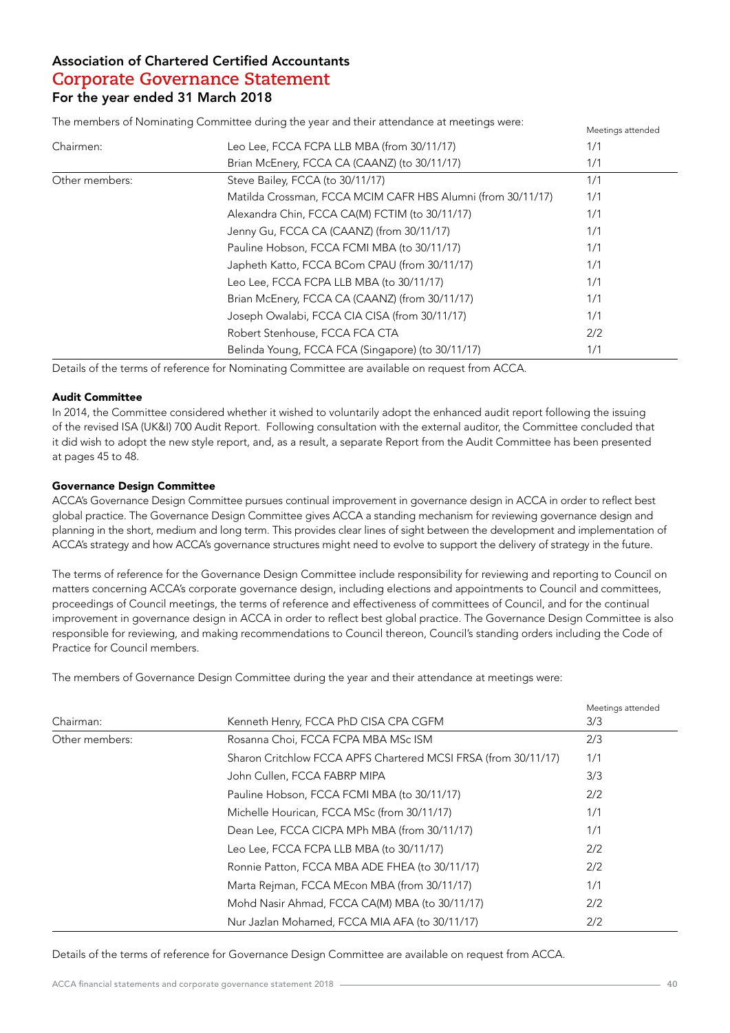## Association of Chartered Certified Accountants
## Corporate Governance Statement
### For the year ended 31 March 2018

The members of Nominating Committee during the year and their attendance at meetings were:

| | | Meetings attended |
|---|---|---|
| Chairmen: | Leo Lee, FCCA FCPA LLB MBA (from 30/11/17) | 1/1 |
| | Brian McEnery, FCCA CA (CAANZ) (to 30/11/17) | 1/1 |
| Other members: | Steve Bailey, FCCA (to 30/11/17) | 1/1 |
| | Matilda Crossman, FCCA MCIM CAFR HBS Alumni (from 30/11/17) | 1/1 |
| | Alexandra Chin, FCCA CA(M) FCTIM (to 30/11/17) | 1/1 |
| | Jenny Gu, FCCA CA (CAANZ) (from 30/11/17) | 1/1 |
| | Pauline Hobson, FCCA FCMI MBA (to 30/11/17) | 1/1 |
| | Japheth Katto, FCCA BCom CPAU (from 30/11/17) | 1/1 |
| | Leo Lee, FCCA FCPA LLB MBA (to 30/11/17) | 1/1 |
| | Brian McEnery, FCCA CA (CAANZ) (from 30/11/17) | 1/1 |
| | Joseph Owalabi, FCCA CIA CISA (from 30/11/17) | 1/1 |
| | Robert Stenhouse, FCCA FCA CTA | 2/2 |
| | Belinda Young, FCCA FCA (Singapore) (to 30/11/17) | 1/1 |

Details of the terms of reference for Nominating Committee are available on request from ACCA.

**Audit Committee**

In 2014, the Committee considered whether it wished to voluntarily adopt the enhanced audit report following the issuing of the revised ISA (UK&I) 700 Audit Report. Following consultation with the external auditor, the Committee concluded that it did wish to adopt the new style report, and, as a result, a separate Report from the Audit Committee has been presented at pages 45 to 48.

**Governance Design Committee**

ACCA's Governance Design Committee pursues continual improvement in governance design in ACCA in order to reflect best global practice. The Governance Design Committee gives ACCA a standing mechanism for reviewing governance design and planning in the short, medium and long term. This provides clear lines of sight between the development and implementation of ACCA's strategy and how ACCA's governance structures might need to evolve to support the delivery of strategy in the future.

The terms of reference for the Governance Design Committee include responsibility for reviewing and reporting to Council on matters concerning ACCA's corporate governance design, including elections and appointments to Council and committees, proceedings of Council meetings, the terms of reference and effectiveness of committees of Council, and for the continual improvement in governance design in ACCA in order to reflect best global practice. The Governance Design Committee is also responsible for reviewing, and making recommendations to Council thereon, Council's standing orders including the Code of Practice for Council members.

The members of Governance Design Committee during the year and their attendance at meetings were:

| | | Meetings attended |
|---|---|---|
| Chairman: | Kenneth Henry, FCCA PhD CISA CPA CGFM | 3/3 |
| Other members: | Rosanna Choi, FCCA FCPA MBA MSc ISM | 2/3 |
| | Sharon Critchlow FCCA APFS Chartered MCSI FRSA (from 30/11/17) | 1/1 |
| | John Cullen, FCCA FABRP MIPA | 3/3 |
| | Pauline Hobson, FCCA FCMI MBA (to 30/11/17) | 2/2 |
| | Michelle Hourican, FCCA MSc (from 30/11/17) | 1/1 |
| | Dean Lee, FCCA CICPA MPh MBA (from 30/11/17) | 1/1 |
| | Leo Lee, FCCA FCPA LLB MBA (to 30/11/17) | 2/2 |
| | Ronnie Patton, FCCA MBA ADE FHEA (to 30/11/17) | 2/2 |
| | Marta Rejman, FCCA MEcon MBA (from 30/11/17) | 1/1 |
| | Mohd Nasir Ahmad, FCCA CA(M) MBA (to 30/11/17) | 2/2 |
| | Nur Jazlan Mohamed, FCCA MIA AFA (to 30/11/17) | 2/2 |

Details of the terms of reference for Governance Design Committee are available on request from ACCA.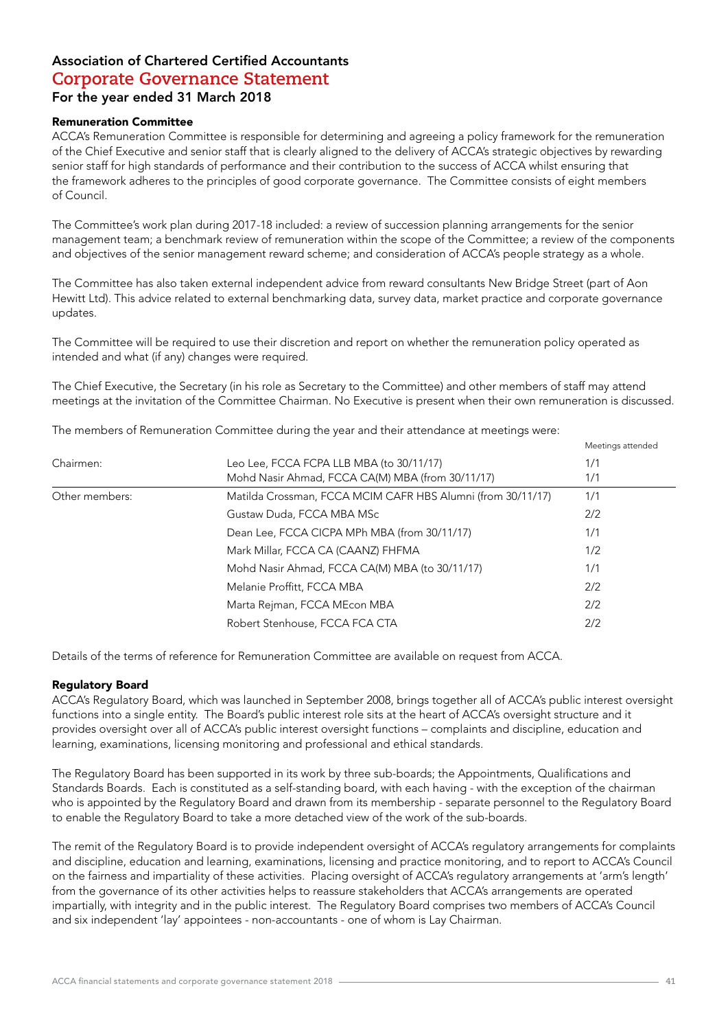# Association of Chartered Certified Accountants
## Corporate Governance Statement
### For the year ended 31 March 2018

**Remuneration Committee**

ACCA's Remuneration Committee is responsible for determining and agreeing a policy framework for the remuneration of the Chief Executive and senior staff that is clearly aligned to the delivery of ACCA's strategic objectives by rewarding senior staff for high standards of performance and their contribution to the success of ACCA whilst ensuring that the framework adheres to the principles of good corporate governance. The Committee consists of eight members of Council.

The Committee's work plan during 2017-18 included: a review of succession planning arrangements for the senior management team; a benchmark review of remuneration within the scope of the Committee; a review of the components and objectives of the senior management reward scheme; and consideration of ACCA's people strategy as a whole.

The Committee has also taken external independent advice from reward consultants New Bridge Street (part of Aon Hewitt Ltd). This advice related to external benchmarking data, survey data, market practice and corporate governance updates.

The Committee will be required to use their discretion and report on whether the remuneration policy operated as intended and what (if any) changes were required.

The Chief Executive, the Secretary (in his role as Secretary to the Committee) and other members of staff may attend meetings at the invitation of the Committee Chairman. No Executive is present when their own remuneration is discussed.

The members of Remuneration Committee during the year and their attendance at meetings were:

| | | Meetings attended |
|---|---|---|
| Chairmen: | Leo Lee, FCCA FCPA LLB MBA (to 30/11/17) | 1/1 |
| | Mohd Nasir Ahmad, FCCA CA(M) MBA (from 30/11/17) | 1/1 |
| Other members: | Matilda Crossman, FCCA MCIM CAFR HBS Alumni (from 30/11/17) | 1/1 |
| | Gustaw Duda, FCCA MBA MSc | 2/2 |
| | Dean Lee, FCCA CICPA MPh MBA (from 30/11/17) | 1/1 |
| | Mark Millar, FCCA CA (CAANZ) FHFMA | 1/2 |
| | Mohd Nasir Ahmad, FCCA CA(M) MBA (to 30/11/17) | 1/1 |
| | Melanie Proffitt, FCCA MBA | 2/2 |
| | Marta Rejman, FCCA MEcon MBA | 2/2 |
| | Robert Stenhouse, FCCA FCA CTA | 2/2 |

Details of the terms of reference for Remuneration Committee are available on request from ACCA.

**Regulatory Board**

ACCA's Regulatory Board, which was launched in September 2008, brings together all of ACCA's public interest oversight functions into a single entity. The Board's public interest role sits at the heart of ACCA's oversight structure and it provides oversight over all of ACCA's public interest oversight functions – complaints and discipline, education and learning, examinations, licensing monitoring and professional and ethical standards.

The Regulatory Board has been supported in its work by three sub-boards; the Appointments, Qualifications and Standards Boards. Each is constituted as a self-standing board, with each having - with the exception of the chairman who is appointed by the Regulatory Board and drawn from its membership - separate personnel to the Regulatory Board to enable the Regulatory Board to take a more detached view of the work of the sub-boards.

The remit of the Regulatory Board is to provide independent oversight of ACCA's regulatory arrangements for complaints and discipline, education and learning, examinations, licensing and practice monitoring, and to report to ACCA's Council on the fairness and impartiality of these activities. Placing oversight of ACCA's regulatory arrangements at 'arm's length' from the governance of its other activities helps to reassure stakeholders that ACCA's arrangements are operated impartially, with integrity and in the public interest. The Regulatory Board comprises two members of ACCA's Council and six independent 'lay' appointees - non-accountants - one of whom is Lay Chairman.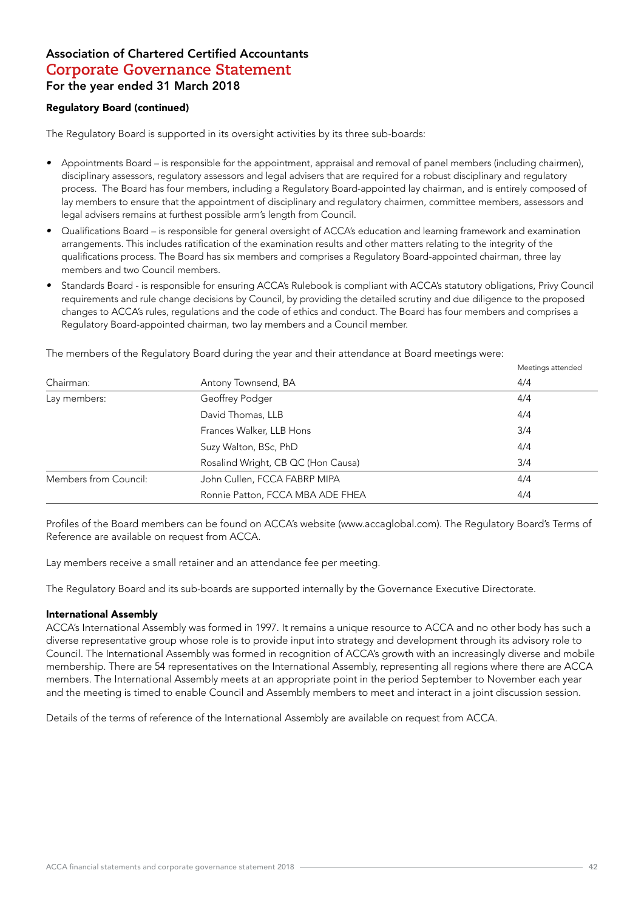# Association of Chartered Certified Accountants
## Corporate Governance Statement
### For the year ended 31 March 2018

**Regulatory Board (continued)**

The Regulatory Board is supported in its oversight activities by its three sub-boards:

- Appointments Board – is responsible for the appointment, appraisal and removal of panel members (including chairmen), disciplinary assessors, regulatory assessors and legal advisers that are required for a robust disciplinary and regulatory process. The Board has four members, including a Regulatory Board-appointed lay chairman, and is entirely composed of lay members to ensure that the appointment of disciplinary and regulatory chairmen, committee members, assessors and legal advisers remains at furthest possible arm's length from Council.
- Qualifications Board – is responsible for general oversight of ACCA's education and learning framework and examination arrangements. This includes ratification of the examination results and other matters relating to the integrity of the qualifications process. The Board has six members and comprises a Regulatory Board-appointed chairman, three lay members and two Council members.
- Standards Board - is responsible for ensuring ACCA's Rulebook is compliant with ACCA's statutory obligations, Privy Council requirements and rule change decisions by Council, by providing the detailed scrutiny and due diligence to the proposed changes to ACCA's rules, regulations and the code of ethics and conduct. The Board has four members and comprises a Regulatory Board-appointed chairman, two lay members and a Council member.

The members of the Regulatory Board during the year and their attendance at Board meetings were:

| | | Meetings attended |
|---|---|---|
| Chairman: | Antony Townsend, BA | 4/4 |
| Lay members: | Geoffrey Podger | 4/4 |
| | David Thomas, LLB | 4/4 |
| | Frances Walker, LLB Hons | 3/4 |
| | Suzy Walton, BSc, PhD | 4/4 |
| | Rosalind Wright, CB QC (Hon Causa) | 3/4 |
| Members from Council: | John Cullen, FCCA FABRP MIPA | 4/4 |
| | Ronnie Patton, FCCA MBA ADE FHEA | 4/4 |

Profiles of the Board members can be found on ACCA's website (www.accaglobal.com). The Regulatory Board's Terms of Reference are available on request from ACCA.

Lay members receive a small retainer and an attendance fee per meeting.

The Regulatory Board and its sub-boards are supported internally by the Governance Executive Directorate.

**International Assembly**

ACCA's International Assembly was formed in 1997. It remains a unique resource to ACCA and no other body has such a diverse representative group whose role is to provide input into strategy and development through its advisory role to Council. The International Assembly was formed in recognition of ACCA's growth with an increasingly diverse and mobile membership. There are 54 representatives on the International Assembly, representing all regions where there are ACCA members. The International Assembly meets at an appropriate point in the period September to November each year and the meeting is timed to enable Council and Assembly members to meet and interact in a joint discussion session.

Details of the terms of reference of the International Assembly are available on request from ACCA.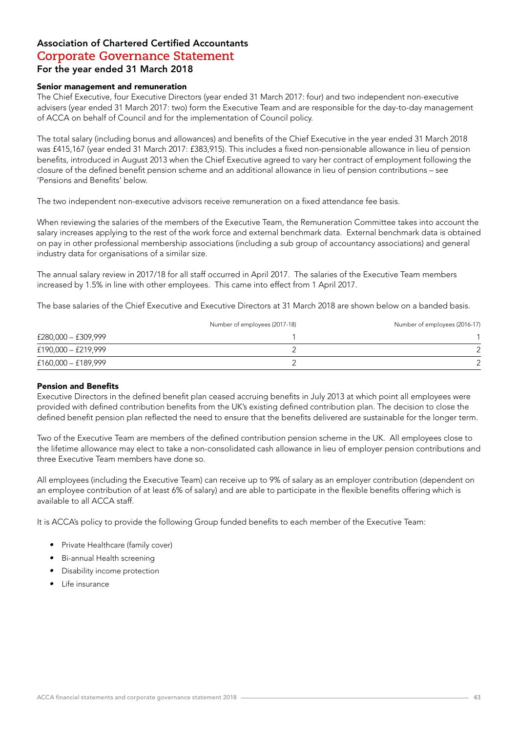# Association of Chartered Certified Accountants
## Corporate Governance Statement
### For the year ended 31 March 2018

**Senior management and remuneration**

The Chief Executive, four Executive Directors (year ended 31 March 2017: four) and two independent non-executive advisers (year ended 31 March 2017: two) form the Executive Team and are responsible for the day-to-day management of ACCA on behalf of Council and for the implementation of Council policy.

The total salary (including bonus and allowances) and benefits of the Chief Executive in the year ended 31 March 2018 was £415,167 (year ended 31 March 2017: £383,915). This includes a fixed non-pensionable allowance in lieu of pension benefits, introduced in August 2013 when the Chief Executive agreed to vary her contract of employment following the closure of the defined benefit pension scheme and an additional allowance in lieu of pension contributions – see 'Pensions and Benefits' below.

The two independent non-executive advisors receive remuneration on a fixed attendance fee basis.

When reviewing the salaries of the members of the Executive Team, the Remuneration Committee takes into account the salary increases applying to the rest of the work force and external benchmark data. External benchmark data is obtained on pay in other professional membership associations (including a sub group of accountancy associations) and general industry data for organisations of a similar size.

The annual salary review in 2017/18 for all staff occurred in April 2017. The salaries of the Executive Team members increased by 1.5% in line with other employees. This came into effect from 1 April 2017.

The base salaries of the Chief Executive and Executive Directors at 31 March 2018 are shown below on a banded basis.

| | Number of employees (2017-18) | Number of employees (2016-17) |
|---|---|---|
| £280,000 – £309,999 | 1 | 1 |
| £190,000 – £219,999 | 2 | 2 |
| £160,000 – £189,999 | 2 | 2 |

**Pension and Benefits**

Executive Directors in the defined benefit plan ceased accruing benefits in July 2013 at which point all employees were provided with defined contribution benefits from the UK's existing defined contribution plan. The decision to close the defined benefit pension plan reflected the need to ensure that the benefits delivered are sustainable for the longer term.

Two of the Executive Team are members of the defined contribution pension scheme in the UK. All employees close to the lifetime allowance may elect to take a non-consolidated cash allowance in lieu of employer pension contributions and three Executive Team members have done so.

All employees (including the Executive Team) can receive up to 9% of salary as an employer contribution (dependent on an employee contribution of at least 6% of salary) and are able to participate in the flexible benefits offering which is available to all ACCA staff.

It is ACCA's policy to provide the following Group funded benefits to each member of the Executive Team:

- Private Healthcare (family cover)
- Bi-annual Health screening
- Disability income protection
- Life insurance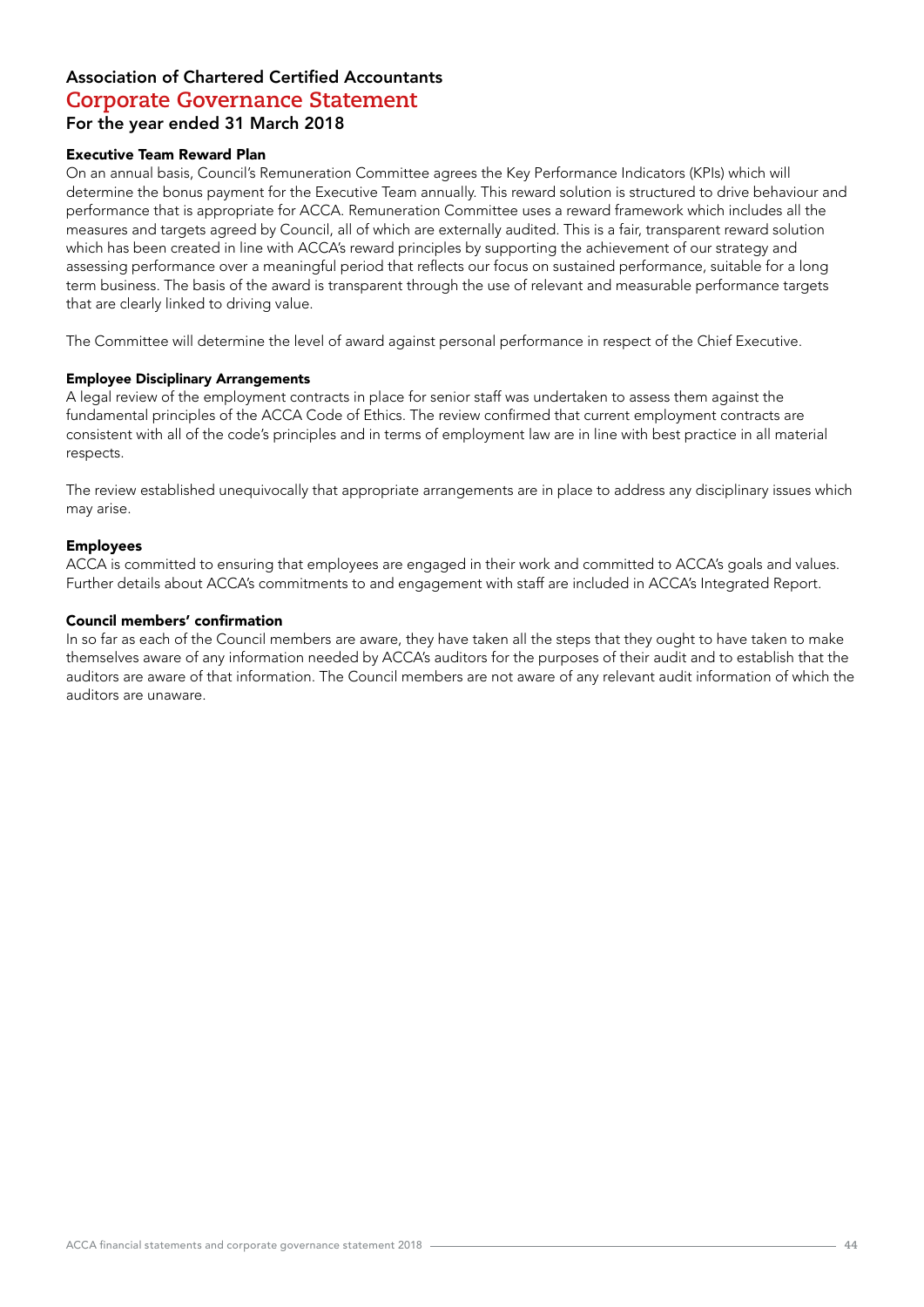# Association of Chartered Certified Accountants
## Corporate Governance Statement
### For the year ended 31 March 2018

**Executive Team Reward Plan**

On an annual basis, Council's Remuneration Committee agrees the Key Performance Indicators (KPIs) which will determine the bonus payment for the Executive Team annually. This reward solution is structured to drive behaviour and performance that is appropriate for ACCA. Remuneration Committee uses a reward framework which includes all the measures and targets agreed by Council, all of which are externally audited. This is a fair, transparent reward solution which has been created in line with ACCA's reward principles by supporting the achievement of our strategy and assessing performance over a meaningful period that reflects our focus on sustained performance, suitable for a long term business. The basis of the award is transparent through the use of relevant and measurable performance targets that are clearly linked to driving value.

The Committee will determine the level of award against personal performance in respect of the Chief Executive.

**Employee Disciplinary Arrangements**

A legal review of the employment contracts in place for senior staff was undertaken to assess them against the fundamental principles of the ACCA Code of Ethics. The review confirmed that current employment contracts are consistent with all of the code's principles and in terms of employment law are in line with best practice in all material respects.

The review established unequivocally that appropriate arrangements are in place to address any disciplinary issues which may arise.

**Employees**

ACCA is committed to ensuring that employees are engaged in their work and committed to ACCA's goals and values. Further details about ACCA's commitments to and engagement with staff are included in ACCA's Integrated Report.

**Council members' confirmation**

In so far as each of the Council members are aware, they have taken all the steps that they ought to have taken to make themselves aware of any information needed by ACCA's auditors for the purposes of their audit and to establish that the auditors are aware of that information. The Council members are not aware of any relevant audit information of which the auditors are unaware.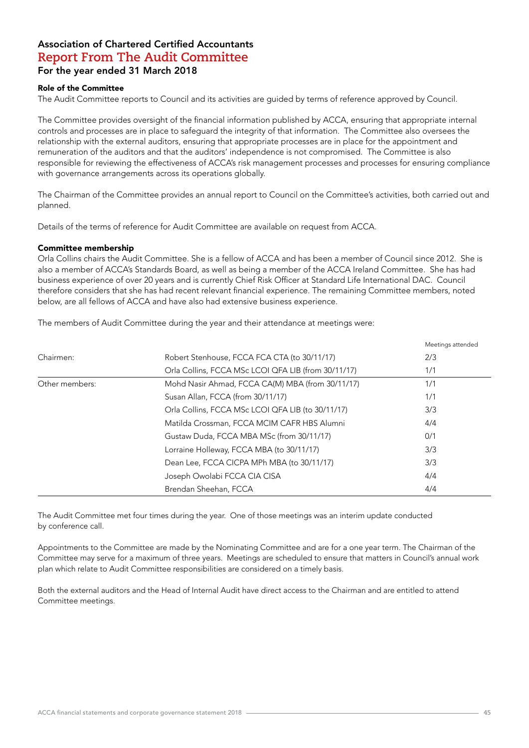# Association of Chartered Certified Accountants
## Report From The Audit Committee
### For the year ended 31 March 2018

**Role of the Committee**

The Audit Committee reports to Council and its activities are guided by terms of reference approved by Council.

The Committee provides oversight of the financial information published by ACCA, ensuring that appropriate internal controls and processes are in place to safeguard the integrity of that information. The Committee also oversees the relationship with the external auditors, ensuring that appropriate processes are in place for the appointment and remuneration of the auditors and that the auditors' independence is not compromised. The Committee is also responsible for reviewing the effectiveness of ACCA's risk management processes and processes for ensuring compliance with governance arrangements across its operations globally.

The Chairman of the Committee provides an annual report to Council on the Committee's activities, both carried out and planned.

Details of the terms of reference for Audit Committee are available on request from ACCA.

**Committee membership**

Orla Collins chairs the Audit Committee. She is a fellow of ACCA and has been a member of Council since 2012. She is also a member of ACCA's Standards Board, as well as being a member of the ACCA Ireland Committee. She has had business experience of over 20 years and is currently Chief Risk Officer at Standard Life International DAC. Council therefore considers that she has had recent relevant financial experience. The remaining Committee members, noted below, are all fellows of ACCA and have also had extensive business experience.

The members of Audit Committee during the year and their attendance at meetings were:

| | | Meetings attended |
|---|---|---|
| Chairmen: | Robert Stenhouse, FCCA FCA CTA (to 30/11/17) | 2/3 |
| | Orla Collins, FCCA MSc LCOI QFA LIB (from 30/11/17) | 1/1 |
| Other members: | Mohd Nasir Ahmad, FCCA CA(M) MBA (from 30/11/17) | 1/1 |
| | Susan Allan, FCCA (from 30/11/17) | 1/1 |
| | Orla Collins, FCCA MSc LCOI QFA LIB (to 30/11/17) | 3/3 |
| | Matilda Crossman, FCCA MCIM CAFR HBS Alumni | 4/4 |
| | Gustaw Duda, FCCA MBA MSc (from 30/11/17) | 0/1 |
| | Lorraine Holleway, FCCA MBA (to 30/11/17) | 3/3 |
| | Dean Lee, FCCA CICPA MPh MBA (to 30/11/17) | 3/3 |
| | Joseph Owolabi FCCA CIA CISA | 4/4 |
| | Brendan Sheehan, FCCA | 4/4 |

The Audit Committee met four times during the year. One of those meetings was an interim update conducted by conference call.

Appointments to the Committee are made by the Nominating Committee and are for a one year term. The Chairman of the Committee may serve for a maximum of three years. Meetings are scheduled to ensure that matters in Council's annual work plan which relate to Audit Committee responsibilities are considered on a timely basis.

Both the external auditors and the Head of Internal Audit have direct access to the Chairman and are entitled to attend Committee meetings.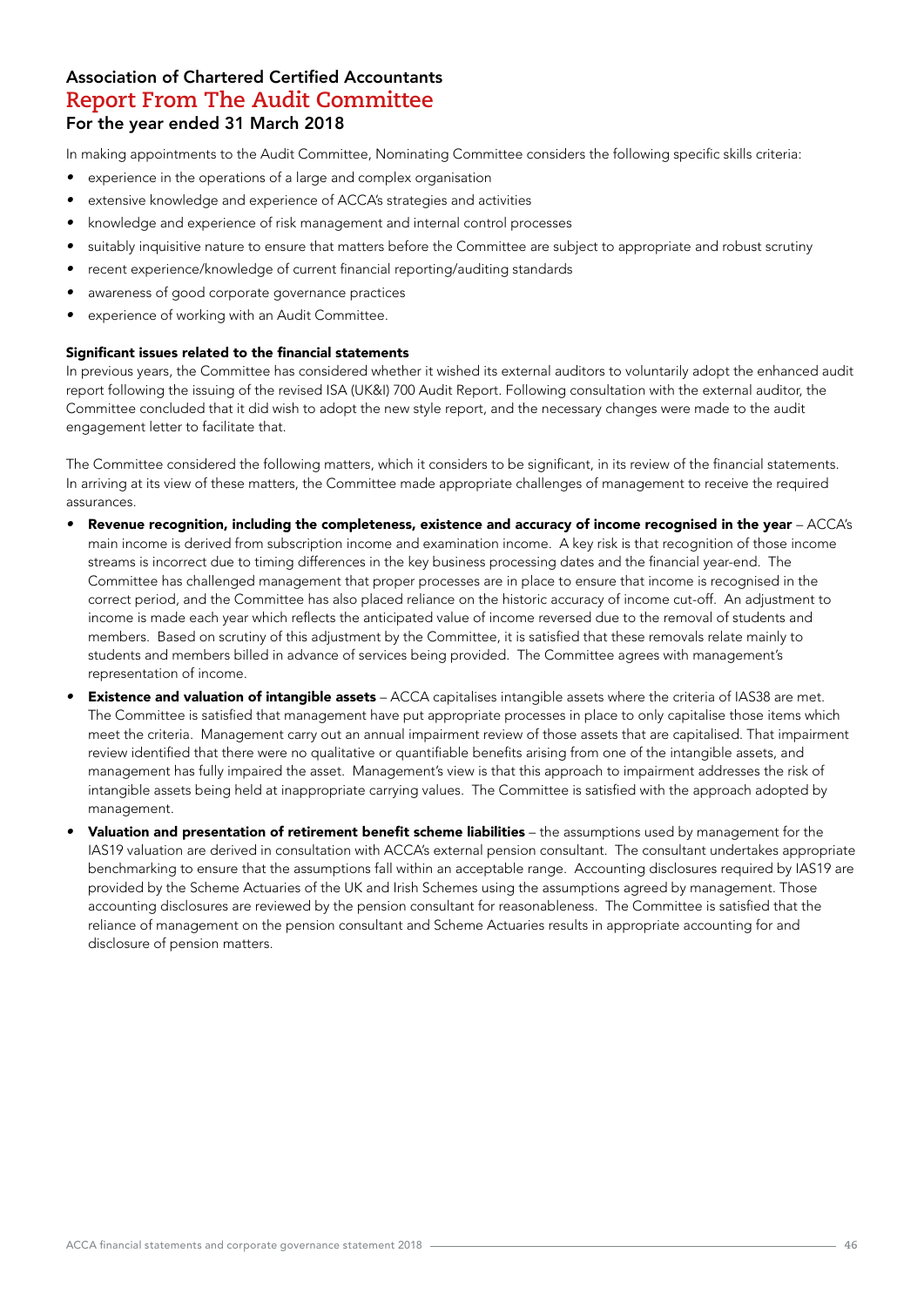# Association of Chartered Certified Accountants
## Report From The Audit Committee
### For the year ended 31 March 2018

In making appointments to the Audit Committee, Nominating Committee considers the following specific skills criteria:

- experience in the operations of a large and complex organisation
- extensive knowledge and experience of ACCA's strategies and activities
- knowledge and experience of risk management and internal control processes
- suitably inquisitive nature to ensure that matters before the Committee are subject to appropriate and robust scrutiny
- recent experience/knowledge of current financial reporting/auditing standards
- awareness of good corporate governance practices
- experience of working with an Audit Committee.

**Significant issues related to the financial statements**

In previous years, the Committee has considered whether it wished its external auditors to voluntarily adopt the enhanced audit report following the issuing of the revised ISA (UK&I) 700 Audit Report. Following consultation with the external auditor, the Committee concluded that it did wish to adopt the new style report, and the necessary changes were made to the audit engagement letter to facilitate that.

The Committee considered the following matters, which it considers to be significant, in its review of the financial statements. In arriving at its view of these matters, the Committee made appropriate challenges of management to receive the required assurances.

- **Revenue recognition, including the completeness, existence and accuracy of income recognised in the year** – ACCA's main income is derived from subscription income and examination income. A key risk is that recognition of those income streams is incorrect due to timing differences in the key business processing dates and the financial year-end. The Committee has challenged management that proper processes are in place to ensure that income is recognised in the correct period, and the Committee has also placed reliance on the historic accuracy of income cut-off. An adjustment to income is made each year which reflects the anticipated value of income reversed due to the removal of students and members. Based on scrutiny of this adjustment by the Committee, it is satisfied that these removals relate mainly to students and members billed in advance of services being provided. The Committee agrees with management's representation of income.
- **Existence and valuation of intangible assets** – ACCA capitalises intangible assets where the criteria of IAS38 are met. The Committee is satisfied that management have put appropriate processes in place to only capitalise those items which meet the criteria. Management carry out an annual impairment review of those assets that are capitalised. That impairment review identified that there were no qualitative or quantifiable benefits arising from one of the intangible assets, and management has fully impaired the asset. Management's view is that this approach to impairment addresses the risk of intangible assets being held at inappropriate carrying values. The Committee is satisfied with the approach adopted by management.
- **Valuation and presentation of retirement benefit scheme liabilities** – the assumptions used by management for the IAS19 valuation are derived in consultation with ACCA's external pension consultant. The consultant undertakes appropriate benchmarking to ensure that the assumptions fall within an acceptable range. Accounting disclosures required by IAS19 are provided by the Scheme Actuaries of the UK and Irish Schemes using the assumptions agreed by management. Those accounting disclosures are reviewed by the pension consultant for reasonableness. The Committee is satisfied that the reliance of management on the pension consultant and Scheme Actuaries results in appropriate accounting for and disclosure of pension matters.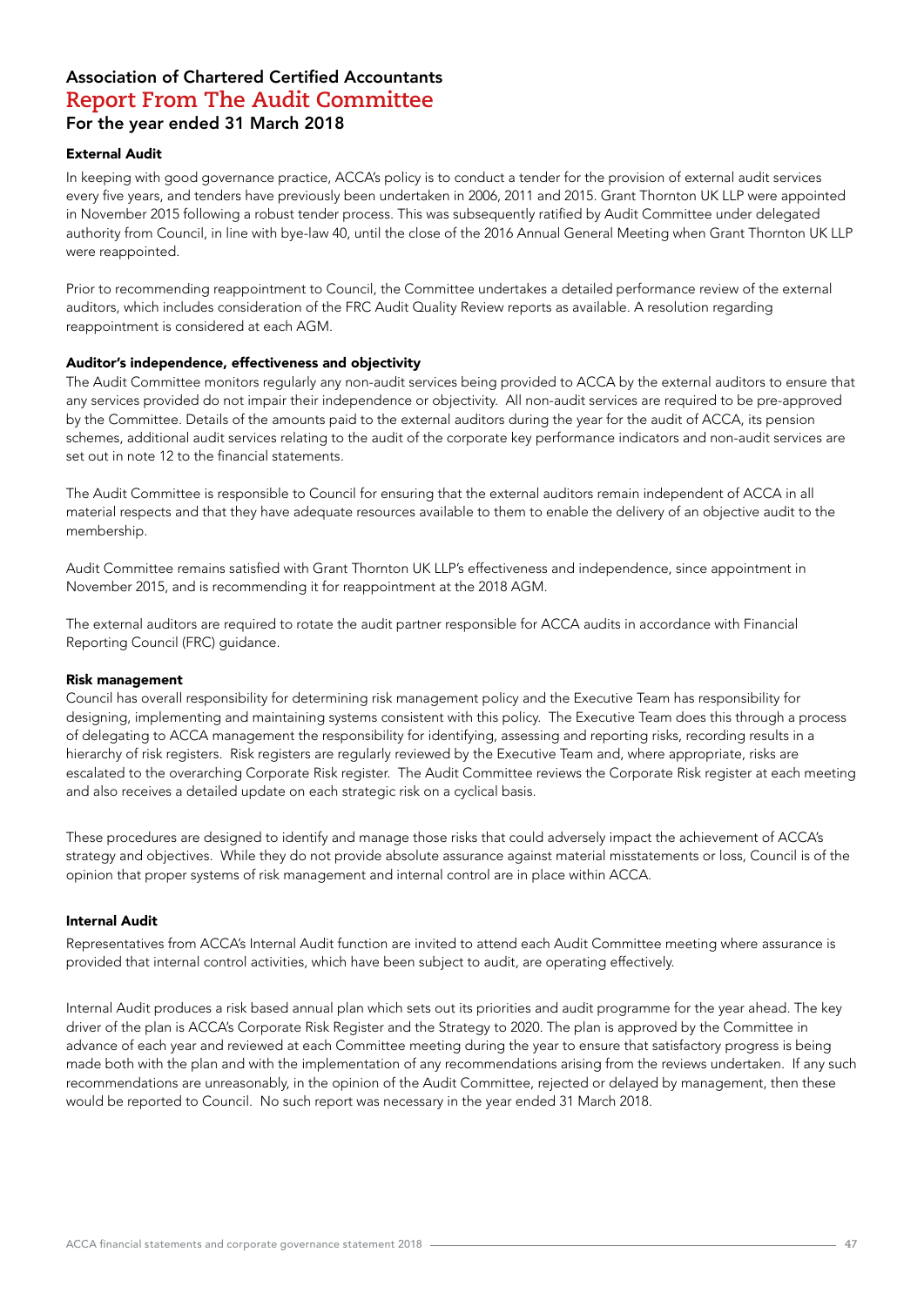# Association of Chartered Certified Accountants
## Report From The Audit Committee
### For the year ended 31 March 2018

#### External Audit

In keeping with good governance practice, ACCA's policy is to conduct a tender for the provision of external audit services every five years, and tenders have previously been undertaken in 2006, 2011 and 2015. Grant Thornton UK LLP were appointed in November 2015 following a robust tender process. This was subsequently ratified by Audit Committee under delegated authority from Council, in line with bye-law 40, until the close of the 2016 Annual General Meeting when Grant Thornton UK LLP were reappointed.

Prior to recommending reappointment to Council, the Committee undertakes a detailed performance review of the external auditors, which includes consideration of the FRC Audit Quality Review reports as available. A resolution regarding reappointment is considered at each AGM.

#### Auditor's independence, effectiveness and objectivity

The Audit Committee monitors regularly any non-audit services being provided to ACCA by the external auditors to ensure that any services provided do not impair their independence or objectivity. All non-audit services are required to be pre-approved by the Committee. Details of the amounts paid to the external auditors during the year for the audit of ACCA, its pension schemes, additional audit services relating to the audit of the corporate key performance indicators and non-audit services are set out in note 12 to the financial statements.

The Audit Committee is responsible to Council for ensuring that the external auditors remain independent of ACCA in all material respects and that they have adequate resources available to them to enable the delivery of an objective audit to the membership.

Audit Committee remains satisfied with Grant Thornton UK LLP's effectiveness and independence, since appointment in November 2015, and is recommending it for reappointment at the 2018 AGM.

The external auditors are required to rotate the audit partner responsible for ACCA audits in accordance with Financial Reporting Council (FRC) guidance.

#### Risk management

Council has overall responsibility for determining risk management policy and the Executive Team has responsibility for designing, implementing and maintaining systems consistent with this policy. The Executive Team does this through a process of delegating to ACCA management the responsibility for identifying, assessing and reporting risks, recording results in a hierarchy of risk registers. Risk registers are regularly reviewed by the Executive Team and, where appropriate, risks are escalated to the overarching Corporate Risk register. The Audit Committee reviews the Corporate Risk register at each meeting and also receives a detailed update on each strategic risk on a cyclical basis.

These procedures are designed to identify and manage those risks that could adversely impact the achievement of ACCA's strategy and objectives. While they do not provide absolute assurance against material misstatements or loss, Council is of the opinion that proper systems of risk management and internal control are in place within ACCA.

#### Internal Audit

Representatives from ACCA's Internal Audit function are invited to attend each Audit Committee meeting where assurance is provided that internal control activities, which have been subject to audit, are operating effectively.

Internal Audit produces a risk based annual plan which sets out its priorities and audit programme for the year ahead. The key driver of the plan is ACCA's Corporate Risk Register and the Strategy to 2020. The plan is approved by the Committee in advance of each year and reviewed at each Committee meeting during the year to ensure that satisfactory progress is being made both with the plan and with the implementation of any recommendations arising from the reviews undertaken. If any such recommendations are unreasonably, in the opinion of the Audit Committee, rejected or delayed by management, then these would be reported to Council. No such report was necessary in the year ended 31 March 2018.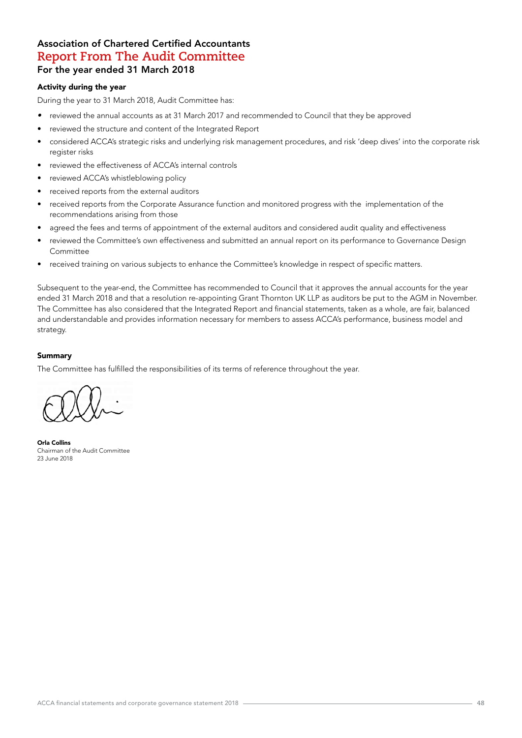# Association of Chartered Certified Accountants
## Report From The Audit Committee
### For the year ended 31 March 2018

**Activity during the year**

During the year to 31 March 2018, Audit Committee has:

- reviewed the annual accounts as at 31 March 2017 and recommended to Council that they be approved
- reviewed the structure and content of the Integrated Report
- considered ACCA's strategic risks and underlying risk management procedures, and risk 'deep dives' into the corporate risk register risks
- reviewed the effectiveness of ACCA's internal controls
- reviewed ACCA's whistleblowing policy
- received reports from the external auditors
- received reports from the Corporate Assurance function and monitored progress with the implementation of the recommendations arising from those
- agreed the fees and terms of appointment of the external auditors and considered audit quality and effectiveness
- reviewed the Committee's own effectiveness and submitted an annual report on its performance to Governance Design Committee
- received training on various subjects to enhance the Committee's knowledge in respect of specific matters.

Subsequent to the year-end, the Committee has recommended to Council that it approves the annual accounts for the year ended 31 March 2018 and that a resolution re-appointing Grant Thornton UK LLP as auditors be put to the AGM in November. The Committee has also considered that the Integrated Report and financial statements, taken as a whole, are fair, balanced and understandable and provides information necessary for members to assess ACCA's performance, business model and strategy.

**Summary**

The Committee has fulfilled the responsibilities of its terms of reference throughout the year.

**Orla Collins**
Chairman of the Audit Committee
23 June 2018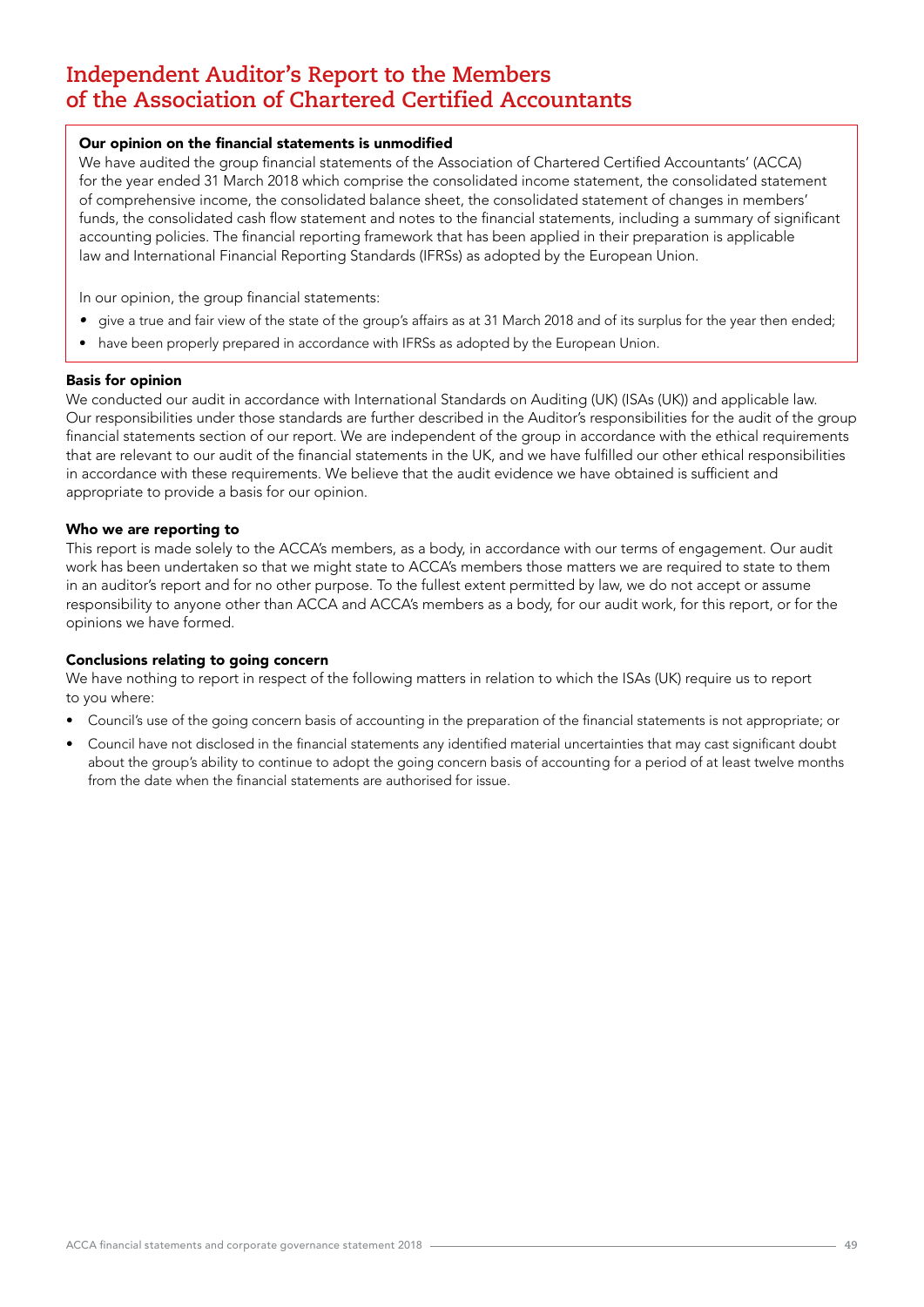# Independent Auditor's Report to the Members of the Association of Chartered Certified Accountants

**Our opinion on the financial statements is unmodified**

We have audited the group financial statements of the Association of Chartered Certified Accountants' (ACCA) for the year ended 31 March 2018 which comprise the consolidated income statement, the consolidated statement of comprehensive income, the consolidated balance sheet, the consolidated statement of changes in members' funds, the consolidated cash flow statement and notes to the financial statements, including a summary of significant accounting policies. The financial reporting framework that has been applied in their preparation is applicable law and International Financial Reporting Standards (IFRSs) as adopted by the European Union.

In our opinion, the group financial statements:

- give a true and fair view of the state of the group's affairs as at 31 March 2018 and of its surplus for the year then ended;
- have been properly prepared in accordance with IFRSs as adopted by the European Union.

**Basis for opinion**

We conducted our audit in accordance with International Standards on Auditing (UK) (ISAs (UK)) and applicable law. Our responsibilities under those standards are further described in the Auditor's responsibilities for the audit of the group financial statements section of our report. We are independent of the group in accordance with the ethical requirements that are relevant to our audit of the financial statements in the UK, and we have fulfilled our other ethical responsibilities in accordance with these requirements. We believe that the audit evidence we have obtained is sufficient and appropriate to provide a basis for our opinion.

**Who we are reporting to**

This report is made solely to the ACCA's members, as a body, in accordance with our terms of engagement. Our audit work has been undertaken so that we might state to ACCA's members those matters we are required to state to them in an auditor's report and for no other purpose. To the fullest extent permitted by law, we do not accept or assume responsibility to anyone other than ACCA and ACCA's members as a body, for our audit work, for this report, or for the opinions we have formed.

**Conclusions relating to going concern**

We have nothing to report in respect of the following matters in relation to which the ISAs (UK) require us to report to you where:

- Council's use of the going concern basis of accounting in the preparation of the financial statements is not appropriate; or
- Council have not disclosed in the financial statements any identified material uncertainties that may cast significant doubt about the group's ability to continue to adopt the going concern basis of accounting for a period of at least twelve months from the date when the financial statements are authorised for issue.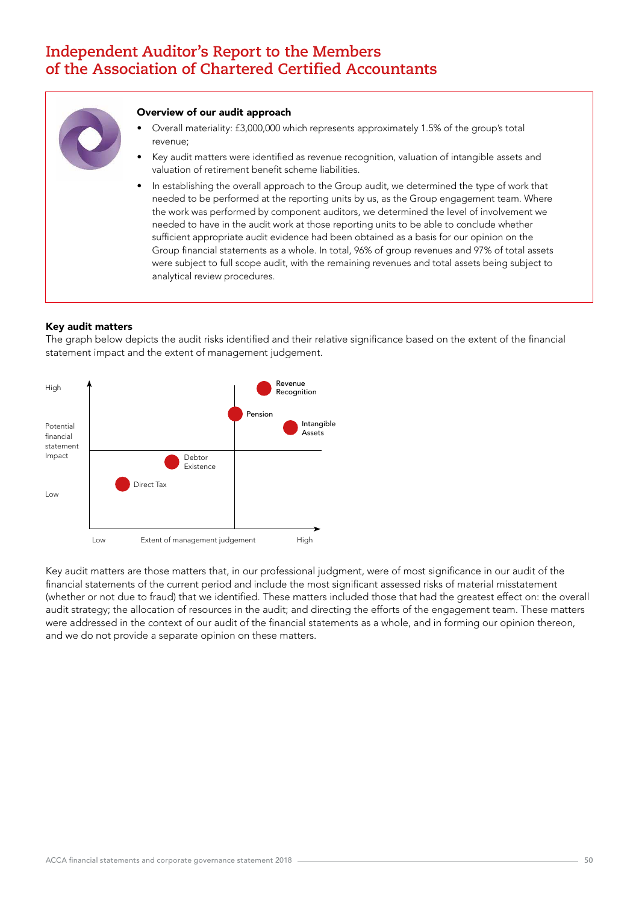# Independent Auditor's Report to the Members of the Association of Chartered Certified Accountants

**Overview of our audit approach**

- Overall materiality: £3,000,000 which represents approximately 1.5% of the group's total revenue;
- Key audit matters were identified as revenue recognition, valuation of intangible assets and valuation of retirement benefit scheme liabilities.
- In establishing the overall approach to the Group audit, we determined the type of work that needed to be performed at the reporting units by us, as the Group engagement team. Where the work was performed by component auditors, we determined the level of involvement we needed to have in the audit work at those reporting units to be able to conclude whether sufficient appropriate audit evidence had been obtained as a basis for our opinion on the Group financial statements as a whole. In total, 96% of group revenues and 97% of total assets were subject to full scope audit, with the remaining revenues and total assets being subject to analytical review procedures.

**Key audit matters**

The graph below depicts the audit risks identified and their relative significance based on the extent of the financial statement impact and the extent of management judgement.

Potential financial statement Impact (Low – High) vs Extent of management judgement (Low – High):

- Revenue Recognition
- Pension
- Intangible Assets
- Debtor Existence
- Direct Tax

Key audit matters are those matters that, in our professional judgment, were of most significance in our audit of the financial statements of the current period and include the most significant assessed risks of material misstatement (whether or not due to fraud) that we identified. These matters included those that had the greatest effect on: the overall audit strategy; the allocation of resources in the audit; and directing the efforts of the engagement team. These matters were addressed in the context of our audit of the financial statements as a whole, and in forming our opinion thereon, and we do not provide a separate opinion on these matters.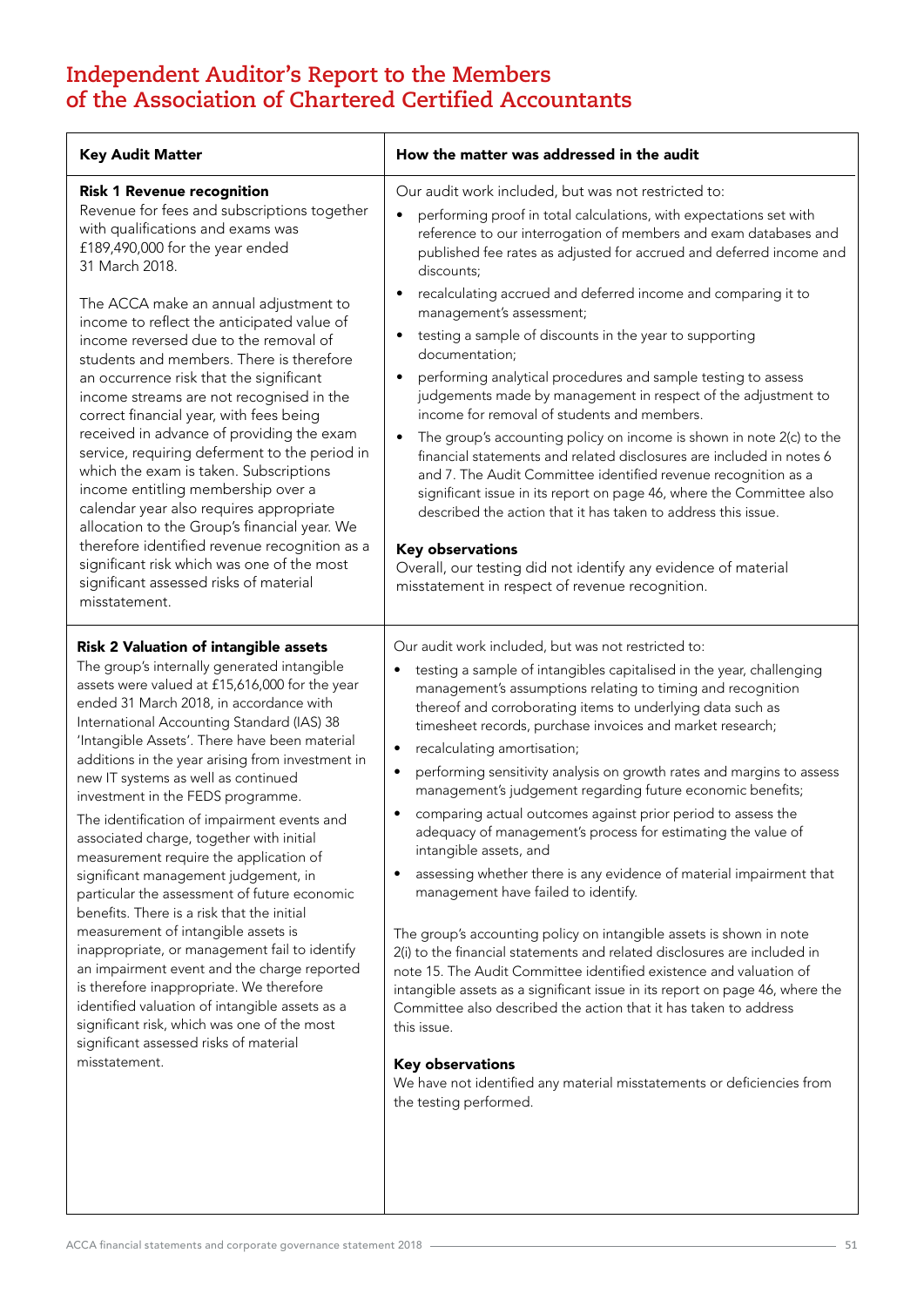# Independent Auditor's Report to the Members of the Association of Chartered Certified Accountants

| Key Audit Matter | How the matter was addressed in the audit |
|---|---|
| **Risk 1 Revenue recognition**<br>Revenue for fees and subscriptions together with qualifications and exams was £189,490,000 for the year ended 31 March 2018.<br><br>The ACCA make an annual adjustment to income to reflect the anticipated value of income reversed due to the removal of students and members. There is therefore an occurrence risk that the significant income streams are not recognised in the correct financial year, with fees being received in advance of providing the exam service, requiring deferment to the period in which the exam is taken. Subscriptions income entitling membership over a calendar year also requires appropriate allocation to the Group's financial year. We therefore identified revenue recognition as a significant risk which was one of the most significant assessed risks of material misstatement. | Our audit work included, but was not restricted to:<br>• performing proof in total calculations, with expectations set with reference to our interrogation of members and exam databases and published fee rates as adjusted for accrued and deferred income and discounts;<br>• recalculating accrued and deferred income and comparing it to management's assessment;<br>• testing a sample of discounts in the year to supporting documentation;<br>• performing analytical procedures and sample testing to assess judgements made by management in respect of the adjustment to income for removal of students and members.<br>• The group's accounting policy on income is shown in note 2(c) to the financial statements and related disclosures are included in notes 6 and 7. The Audit Committee identified revenue recognition as a significant issue in its report on page 46, where the Committee also described the action that it has taken to address this issue.<br><br>**Key observations**<br>Overall, our testing did not identify any evidence of material misstatement in respect of revenue recognition. |
| **Risk 2 Valuation of intangible assets**<br>The group's internally generated intangible assets were valued at £15,616,000 for the year ended 31 March 2018, in accordance with International Accounting Standard (IAS) 38 'Intangible Assets'. There have been material additions in the year arising from investment in new IT systems as well as continued investment in the FEDS programme.<br><br>The identification of impairment events and associated charge, together with initial measurement require the application of significant management judgement, in particular the assessment of future economic benefits. There is a risk that the initial measurement of intangible assets is inappropriate, or management fail to identify an impairment event and the charge reported is therefore inappropriate. We therefore identified valuation of intangible assets as a significant risk, which was one of the most significant assessed risks of material misstatement. | Our audit work included, but was not restricted to:<br>• testing a sample of intangibles capitalised in the year, challenging management's assumptions relating to timing and recognition thereof and corroborating items to underlying data such as timesheet records, purchase invoices and market research;<br>• recalculating amortisation;<br>• performing sensitivity analysis on growth rates and margins to assess management's judgement regarding future economic benefits;<br>• comparing actual outcomes against prior period to assess the adequacy of management's process for estimating the value of intangible assets, and<br>• assessing whether there is any evidence of material impairment that management have failed to identify.<br><br>The group's accounting policy on intangible assets is shown in note 2(i) to the financial statements and related disclosures are included in note 15. The Audit Committee identified existence and valuation of intangible assets as a significant issue in its report on page 46, where the Committee also described the action that it has taken to address this issue.<br><br>**Key observations**<br>We have not identified any material misstatements or deficiencies from the testing performed. |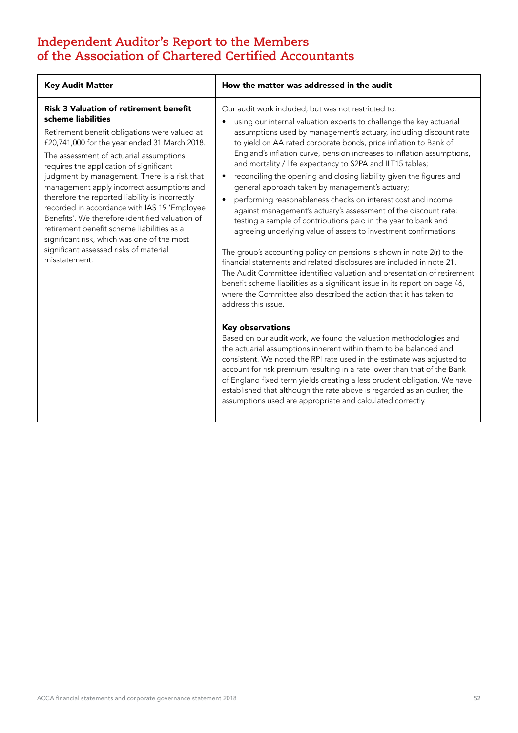# Independent Auditor's Report to the Members of the Association of Chartered Certified Accountants

| Key Audit Matter | How the matter was addressed in the audit |
|---|---|
| **Risk 3 Valuation of retirement benefit scheme liabilities**<br><br>Retirement benefit obligations were valued at £20,741,000 for the year ended 31 March 2018.<br><br>The assessment of actuarial assumptions requires the application of significant judgment by management. There is a risk that management apply incorrect assumptions and therefore the reported liability is incorrectly recorded in accordance with IAS 19 'Employee Benefits'. We therefore identified valuation of retirement benefit scheme liabilities as a significant risk, which was one of the most significant assessed risks of material misstatement. | Our audit work included, but was not restricted to:<br><br>• using our internal valuation experts to challenge the key actuarial assumptions used by management's actuary, including discount rate to yield on AA rated corporate bonds, price inflation to Bank of England's inflation curve, pension increases to inflation assumptions, and mortality / life expectancy to S2PA and ILT15 tables;<br>• reconciling the opening and closing liability given the figures and general approach taken by management's actuary;<br>• performing reasonableness checks on interest cost and income against management's actuary's assessment of the discount rate; testing a sample of contributions paid in the year to bank and agreeing underlying value of assets to investment confirmations.<br><br>The group's accounting policy on pensions is shown in note 2(r) to the financial statements and related disclosures are included in note 21. The Audit Committee identified valuation and presentation of retirement benefit scheme liabilities as a significant issue in its report on page 46, where the Committee also described the action that it has taken to address this issue.<br><br>**Key observations**<br>Based on our audit work, we found the valuation methodologies and the actuarial assumptions inherent within them to be balanced and consistent. We noted the RPI rate used in the estimate was adjusted to account for risk premium resulting in a rate lower than that of the Bank of England fixed term yields creating a less prudent obligation. We have established that although the rate above is regarded as an outlier, the assumptions used are appropriate and calculated correctly. |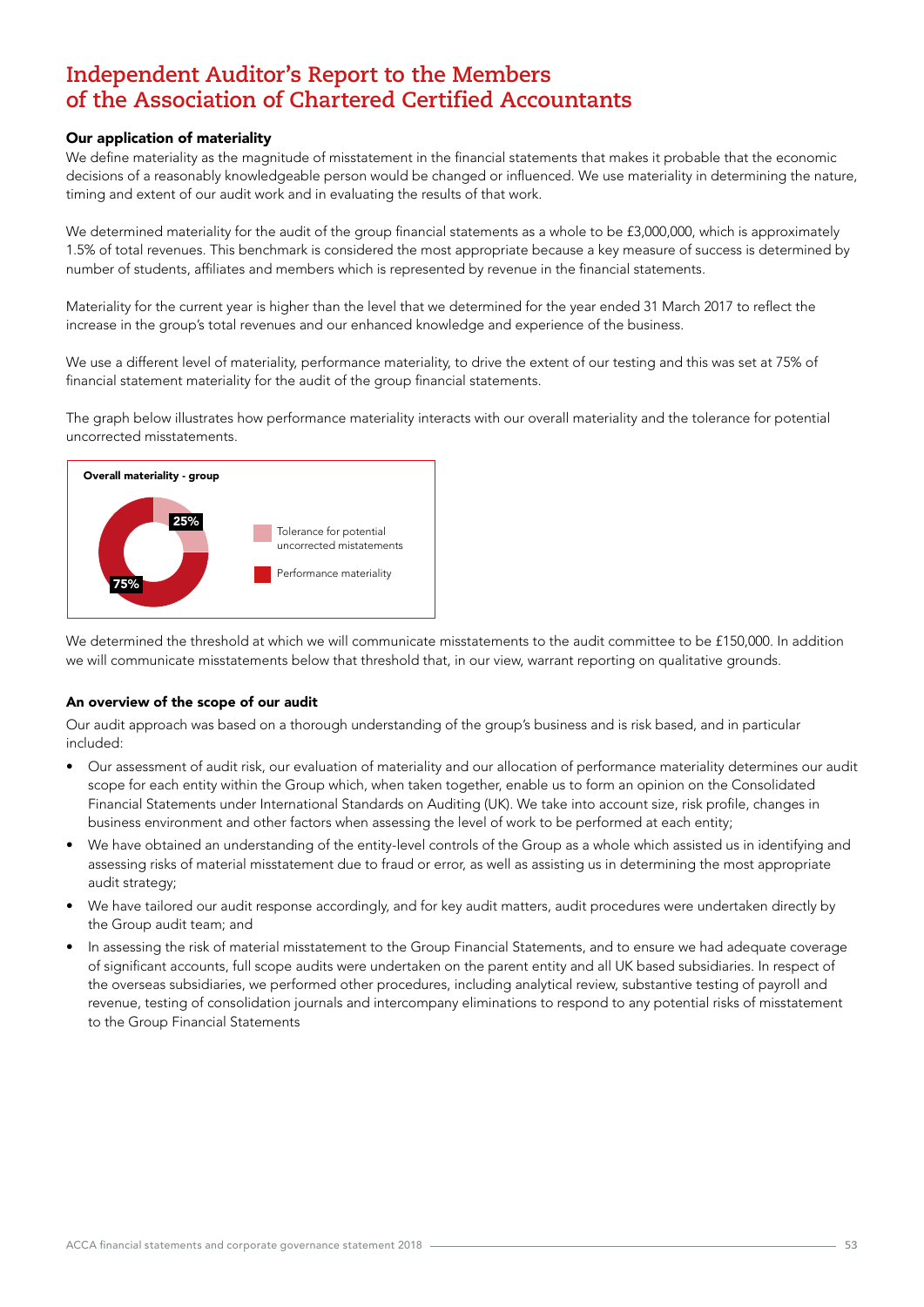# Independent Auditor's Report to the Members of the Association of Chartered Certified Accountants

### Our application of materiality

We define materiality as the magnitude of misstatement in the financial statements that makes it probable that the economic decisions of a reasonably knowledgeable person would be changed or influenced. We use materiality in determining the nature, timing and extent of our audit work and in evaluating the results of that work.

We determined materiality for the audit of the group financial statements as a whole to be £3,000,000, which is approximately 1.5% of total revenues. This benchmark is considered the most appropriate because a key measure of success is determined by number of students, affiliates and members which is represented by revenue in the financial statements.

Materiality for the current year is higher than the level that we determined for the year ended 31 March 2017 to reflect the increase in the group's total revenues and our enhanced knowledge and experience of the business.

We use a different level of materiality, performance materiality, to drive the extent of our testing and this was set at 75% of financial statement materiality for the audit of the group financial statements.

The graph below illustrates how performance materiality interacts with our overall materiality and the tolerance for potential uncorrected misstatements.

**Overall materiality - group**

| | |
|---|---|
| Tolerance for potential uncorrected mistatements | 25% |
| Performance materiality | 75% |

We determined the threshold at which we will communicate misstatements to the audit committee to be £150,000. In addition we will communicate misstatements below that threshold that, in our view, warrant reporting on qualitative grounds.

### An overview of the scope of our audit

Our audit approach was based on a thorough understanding of the group's business and is risk based, and in particular included:

- Our assessment of audit risk, our evaluation of materiality and our allocation of performance materiality determines our audit scope for each entity within the Group which, when taken together, enable us to form an opinion on the Consolidated Financial Statements under International Standards on Auditing (UK). We take into account size, risk profile, changes in business environment and other factors when assessing the level of work to be performed at each entity;
- We have obtained an understanding of the entity-level controls of the Group as a whole which assisted us in identifying and assessing risks of material misstatement due to fraud or error, as well as assisting us in determining the most appropriate audit strategy;
- We have tailored our audit response accordingly, and for key audit matters, audit procedures were undertaken directly by the Group audit team; and
- In assessing the risk of material misstatement to the Group Financial Statements, and to ensure we had adequate coverage of significant accounts, full scope audits were undertaken on the parent entity and all UK based subsidiaries. In respect of the overseas subsidiaries, we performed other procedures, including analytical review, substantive testing of payroll and revenue, testing of consolidation journals and intercompany eliminations to respond to any potential risks of misstatement to the Group Financial Statements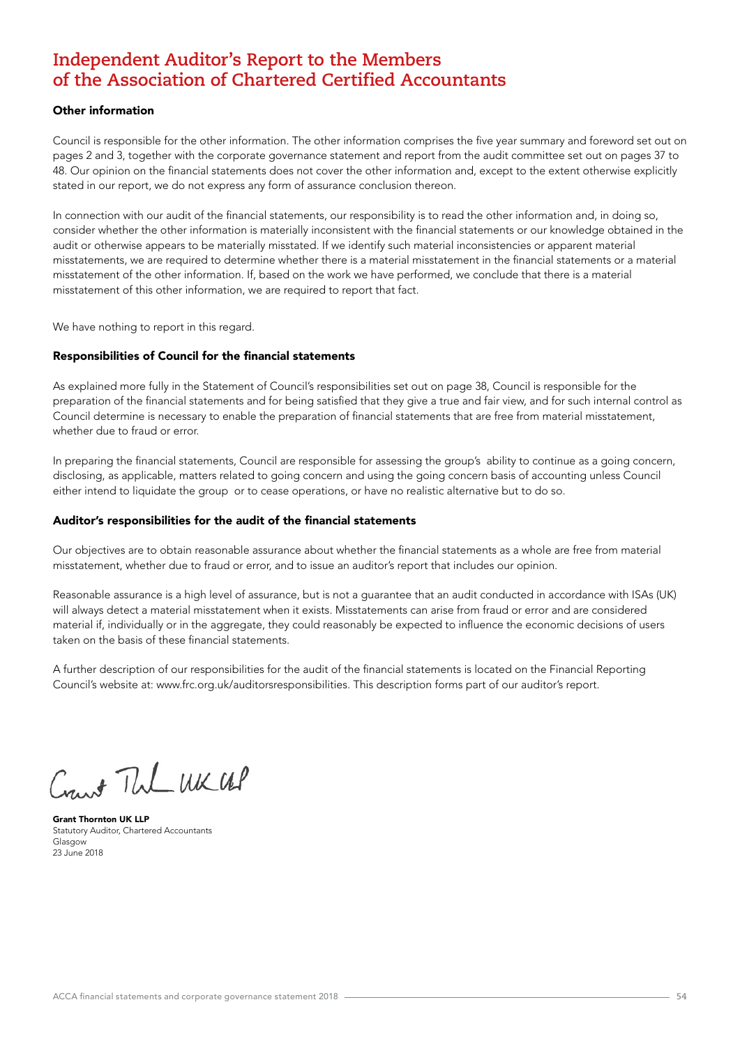# Independent Auditor's Report to the Members of the Association of Chartered Certified Accountants

### Other information

Council is responsible for the other information. The other information comprises the five year summary and foreword set out on pages 2 and 3, together with the corporate governance statement and report from the audit committee set out on pages 37 to 48. Our opinion on the financial statements does not cover the other information and, except to the extent otherwise explicitly stated in our report, we do not express any form of assurance conclusion thereon.

In connection with our audit of the financial statements, our responsibility is to read the other information and, in doing so, consider whether the other information is materially inconsistent with the financial statements or our knowledge obtained in the audit or otherwise appears to be materially misstated. If we identify such material inconsistencies or apparent material misstatements, we are required to determine whether there is a material misstatement in the financial statements or a material misstatement of the other information. If, based on the work we have performed, we conclude that there is a material misstatement of this other information, we are required to report that fact.

We have nothing to report in this regard.

### Responsibilities of Council for the financial statements

As explained more fully in the Statement of Council's responsibilities set out on page 38, Council is responsible for the preparation of the financial statements and for being satisfied that they give a true and fair view, and for such internal control as Council determine is necessary to enable the preparation of financial statements that are free from material misstatement, whether due to fraud or error.

In preparing the financial statements, Council are responsible for assessing the group's ability to continue as a going concern, disclosing, as applicable, matters related to going concern and using the going concern basis of accounting unless Council either intend to liquidate the group or to cease operations, or have no realistic alternative but to do so.

### Auditor's responsibilities for the audit of the financial statements

Our objectives are to obtain reasonable assurance about whether the financial statements as a whole are free from material misstatement, whether due to fraud or error, and to issue an auditor's report that includes our opinion.

Reasonable assurance is a high level of assurance, but is not a guarantee that an audit conducted in accordance with ISAs (UK) will always detect a material misstatement when it exists. Misstatements can arise from fraud or error and are considered material if, individually or in the aggregate, they could reasonably be expected to influence the economic decisions of users taken on the basis of these financial statements.

A further description of our responsibilities for the audit of the financial statements is located on the Financial Reporting Council's website at: www.frc.org.uk/auditorsresponsibilities. This description forms part of our auditor's report.

Grant Thornton UK LLP

**Grant Thornton UK LLP**
Statutory Auditor, Chartered Accountants
Glasgow
23 June 2018